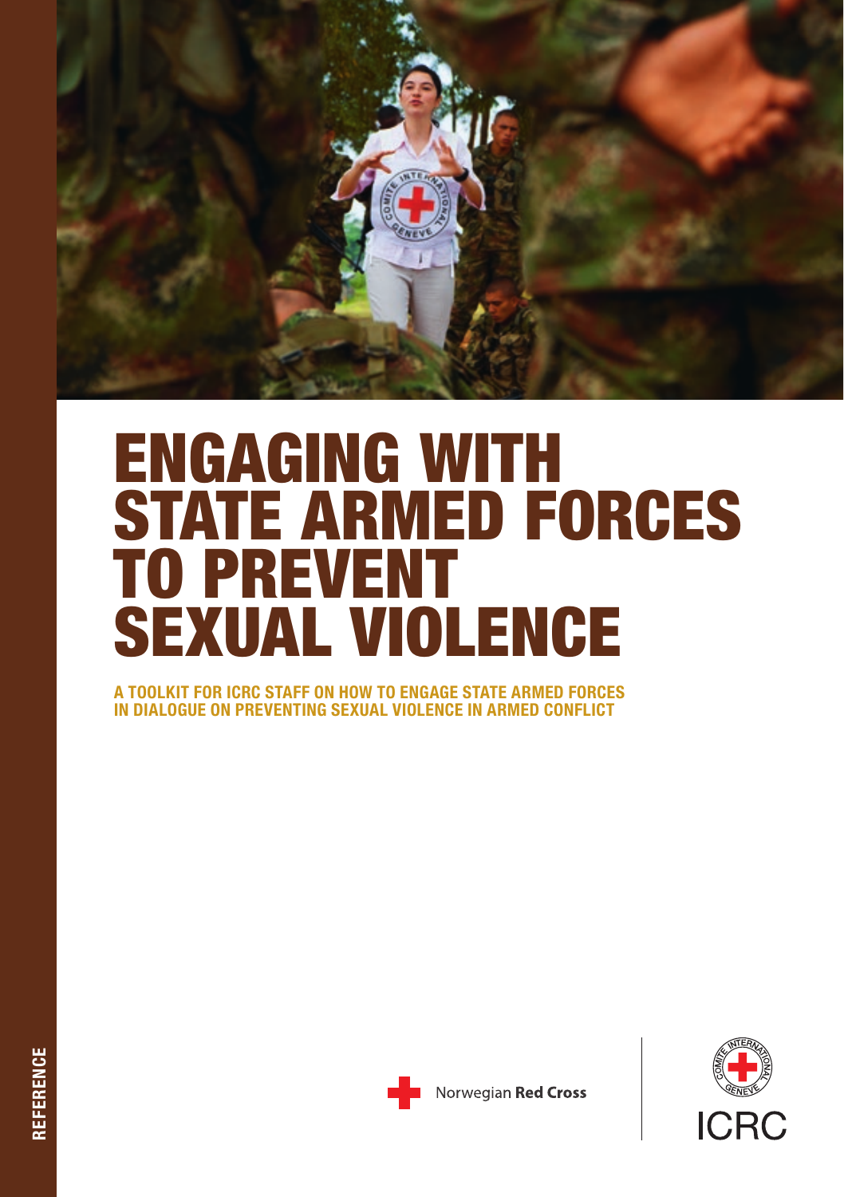# ENGAGING WITH STATE ARMED FORCES TO PREVENT SEXUAL VIOLENCE

**A TOOLKIT FOR ICRC STAFF ON HOW TO ENGAGE STATE ARMED FORCES IN DIALOGUE ON PREVENTING SEXUAL VIOLENCE IN ARMED CONFLICT**

Norwegian **Red Cross**

ICRC

REFERENCE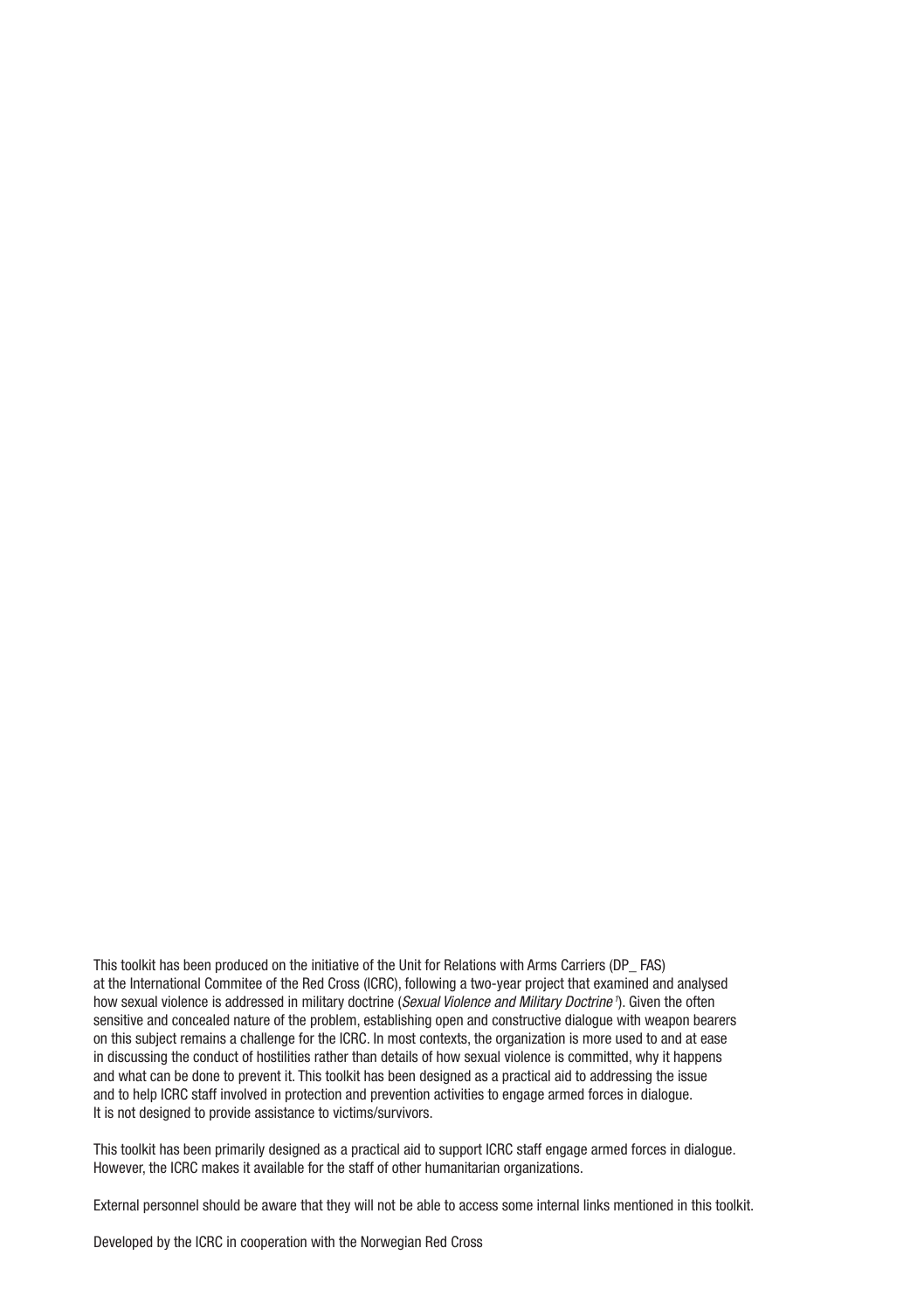This toolkit has been produced on the initiative of the Unit for Relations with Arms Carriers (DP_ FAS) at the International Commitee of the Red Cross (ICRC), following a two-year project that examined and analysed how sexual violence is addressed in military doctrine (*Sexual Violence and Military Doctrine*[1]). Given the often sensitive and concealed nature of the problem, establishing open and constructive dialogue with weapon bearers on this subject remains a challenge for the ICRC. In most contexts, the organization is more used to and at ease in discussing the conduct of hostilities rather than details of how sexual violence is committed, why it happens and what can be done to prevent it. This toolkit has been designed as a practical aid to addressing the issue and to help ICRC staff involved in protection and prevention activities to engage armed forces in dialogue. It is not designed to provide assistance to victims/survivors.

This toolkit has been primarily designed as a practical aid to support ICRC staff engage armed forces in dialogue. However, the ICRC makes it available for the staff of other humanitarian organizations.

External personnel should be aware that they will not be able to access some internal links mentioned in this toolkit.

Developed by the ICRC in cooperation with the Norwegian Red Cross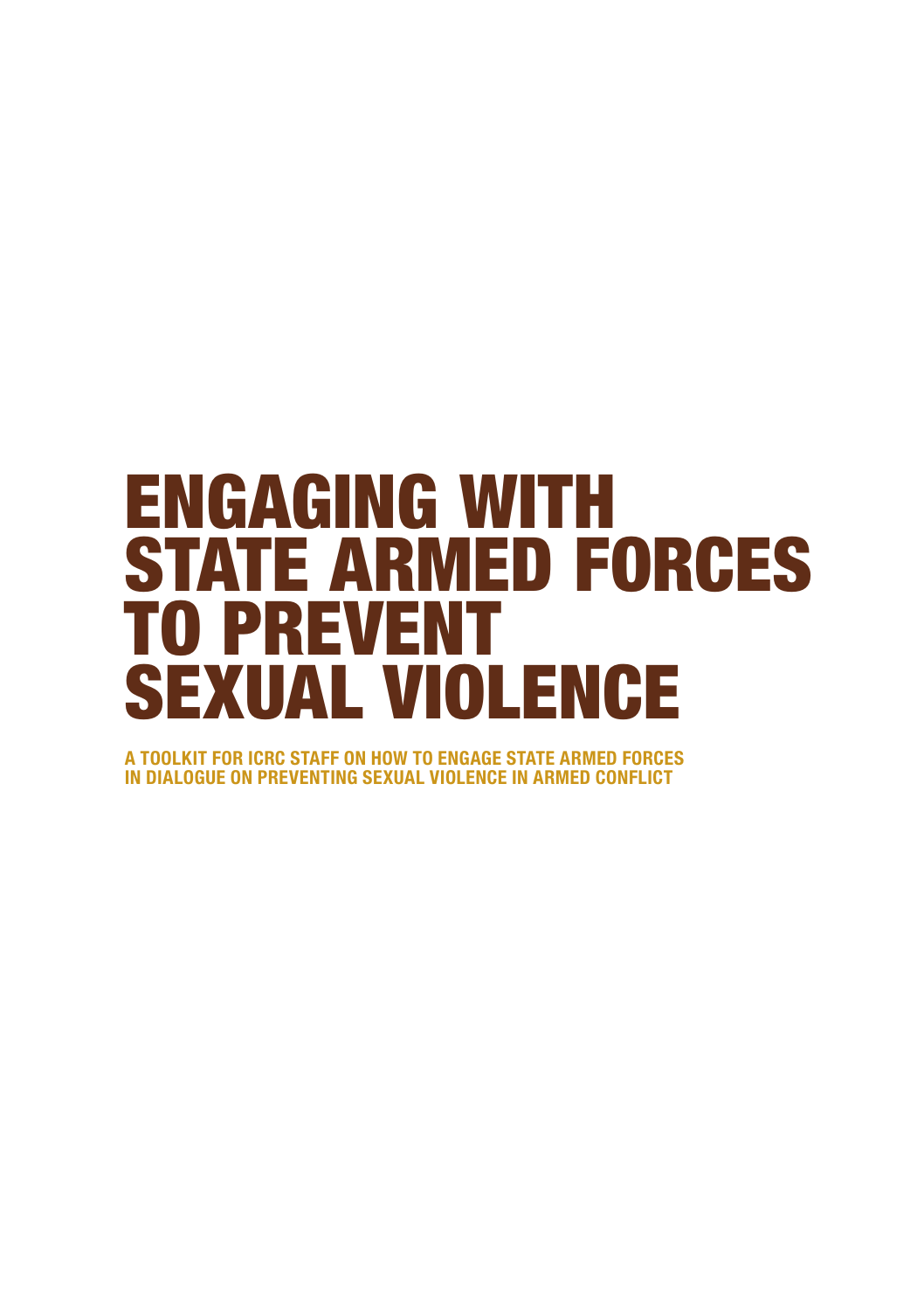# ENGAGING WITH STATE ARMED FORCES TO PREVENT SEXUAL VIOLENCE

**A TOOLKIT FOR ICRC STAFF ON HOW TO ENGAGE STATE ARMED FORCES IN DIALOGUE ON PREVENTING SEXUAL VIOLENCE IN ARMED CONFLICT**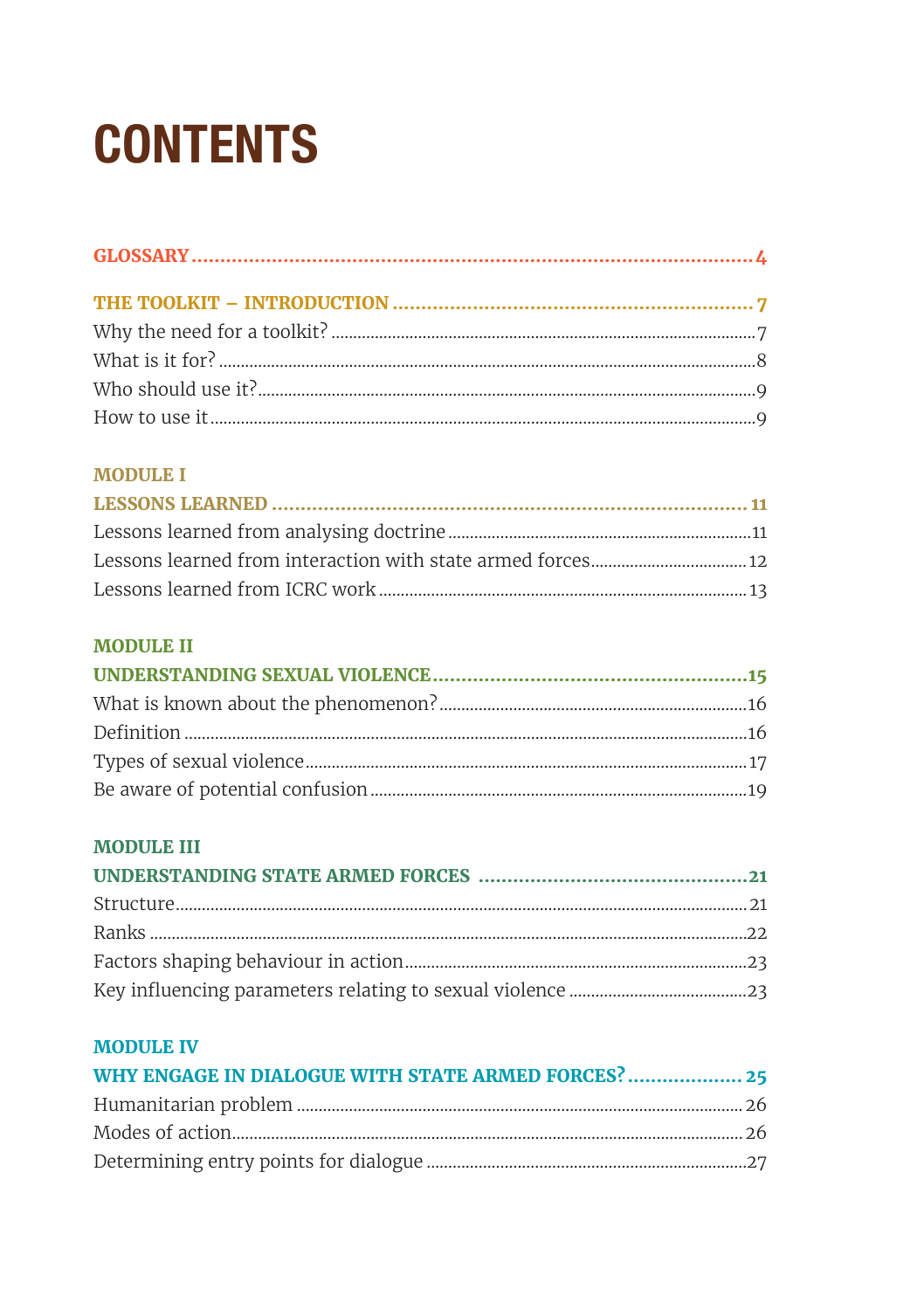# CONTENTS

**GLOSSARY** .......... **4**

**THE TOOLKIT – INTRODUCTION** .......... **7**

Why the need for a toolkit? .......... 7

What is it for? .......... 8

Who should use it? .......... 9

How to use it .......... 9

**MODULE I**

**LESSONS LEARNED** .......... **11**

Lessons learned from analysing doctrine .......... 11

Lessons learned from interaction with state armed forces .......... 12

Lessons learned from ICRC work .......... 13

**MODULE II**

**UNDERSTANDING SEXUAL VIOLENCE** .......... **15**

What is known about the phenomenon? .......... 16

Definition .......... 16

Types of sexual violence .......... 17

Be aware of potential confusion .......... 19

**MODULE III**

**UNDERSTANDING STATE ARMED FORCES** .......... **21**

Structure .......... 21

Ranks .......... 22

Factors shaping behaviour in action .......... 23

Key influencing parameters relating to sexual violence .......... 23

**MODULE IV**

**WHY ENGAGE IN DIALOGUE WITH STATE ARMED FORCES?** .......... **25**

Humanitarian problem .......... 26

Modes of action .......... 26

Determining entry points for dialogue .......... 27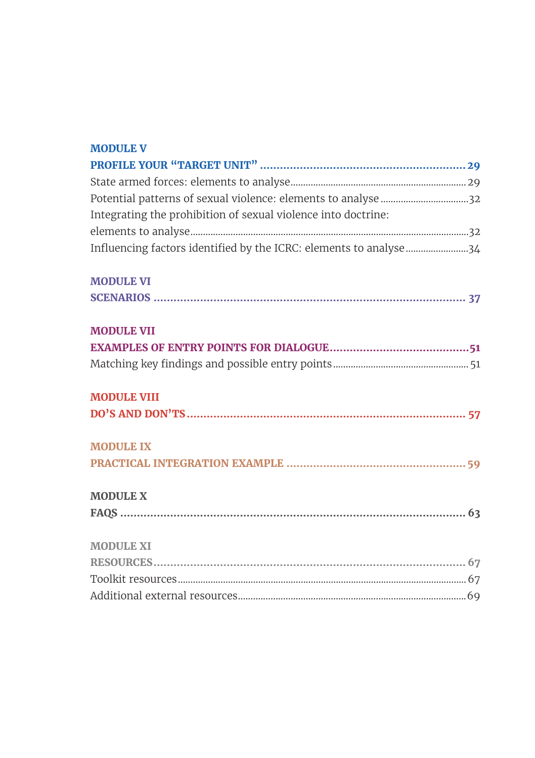**MODULE V**

**PROFILE YOUR “TARGET UNIT” .............................................................. 29**

State armed forces: elements to analyse ........................................................ 29

Potential patterns of sexual violence: elements to analyse ................................ 32

Integrating the prohibition of sexual violence into doctrine: elements to analyse ........................................................................................................ 32

Influencing factors identified by the ICRC: elements to analyse ......................... 34

**MODULE VI**

**SCENARIOS ................................................................................................ 37**

**MODULE VII**

**EXAMPLES OF ENTRY POINTS FOR DIALOGUE ........................................... 51**

Matching key findings and possible entry points ............................................... 51

**MODULE VIII**

**DO’S AND DON’TS ..................................................................................... 57**

**MODULE IX**

**PRACTICAL INTEGRATION EXAMPLE ......................................................... 59**

**MODULE X**

**FAQS ........................................................................................................ 63**

**MODULE XI**

**RESOURCES ............................................................................................... 67**

Toolkit resources ........................................................................................... 67

Additional external resources .......................................................................... 69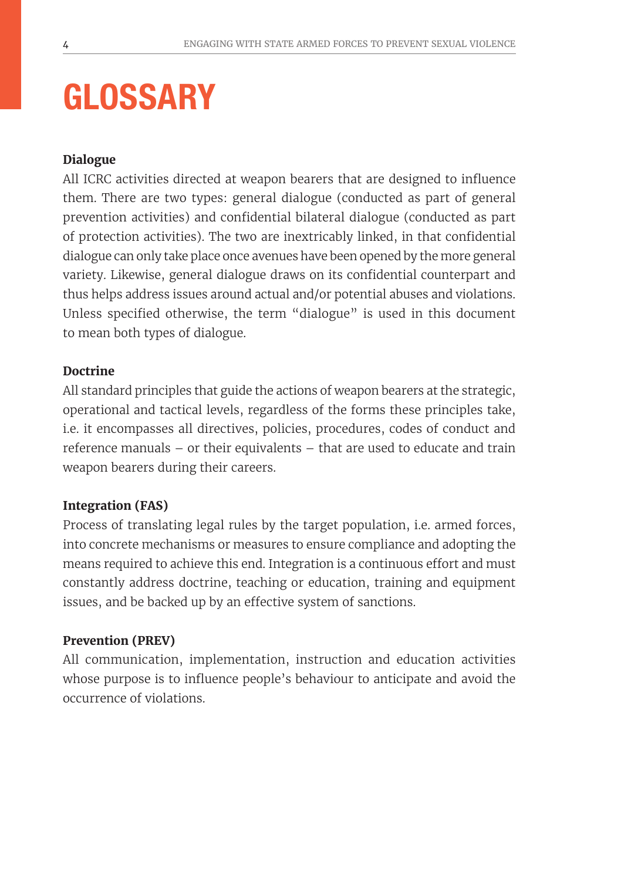# GLOSSARY

**Dialogue**

All ICRC activities directed at weapon bearers that are designed to influence them. There are two types: general dialogue (conducted as part of general prevention activities) and confidential bilateral dialogue (conducted as part of protection activities). The two are inextricably linked, in that confidential dialogue can only take place once avenues have been opened by the more general variety. Likewise, general dialogue draws on its confidential counterpart and thus helps address issues around actual and/or potential abuses and violations. Unless specified otherwise, the term "dialogue" is used in this document to mean both types of dialogue.

**Doctrine**

All standard principles that guide the actions of weapon bearers at the strategic, operational and tactical levels, regardless of the forms these principles take, i.e. it encompasses all directives, policies, procedures, codes of conduct and reference manuals – or their equivalents – that are used to educate and train weapon bearers during their careers.

**Integration (FAS)**

Process of translating legal rules by the target population, i.e. armed forces, into concrete mechanisms or measures to ensure compliance and adopting the means required to achieve this end. Integration is a continuous effort and must constantly address doctrine, teaching or education, training and equipment issues, and be backed up by an effective system of sanctions.

**Prevention (PREV)**

All communication, implementation, instruction and education activities whose purpose is to influence people's behaviour to anticipate and avoid the occurrence of violations.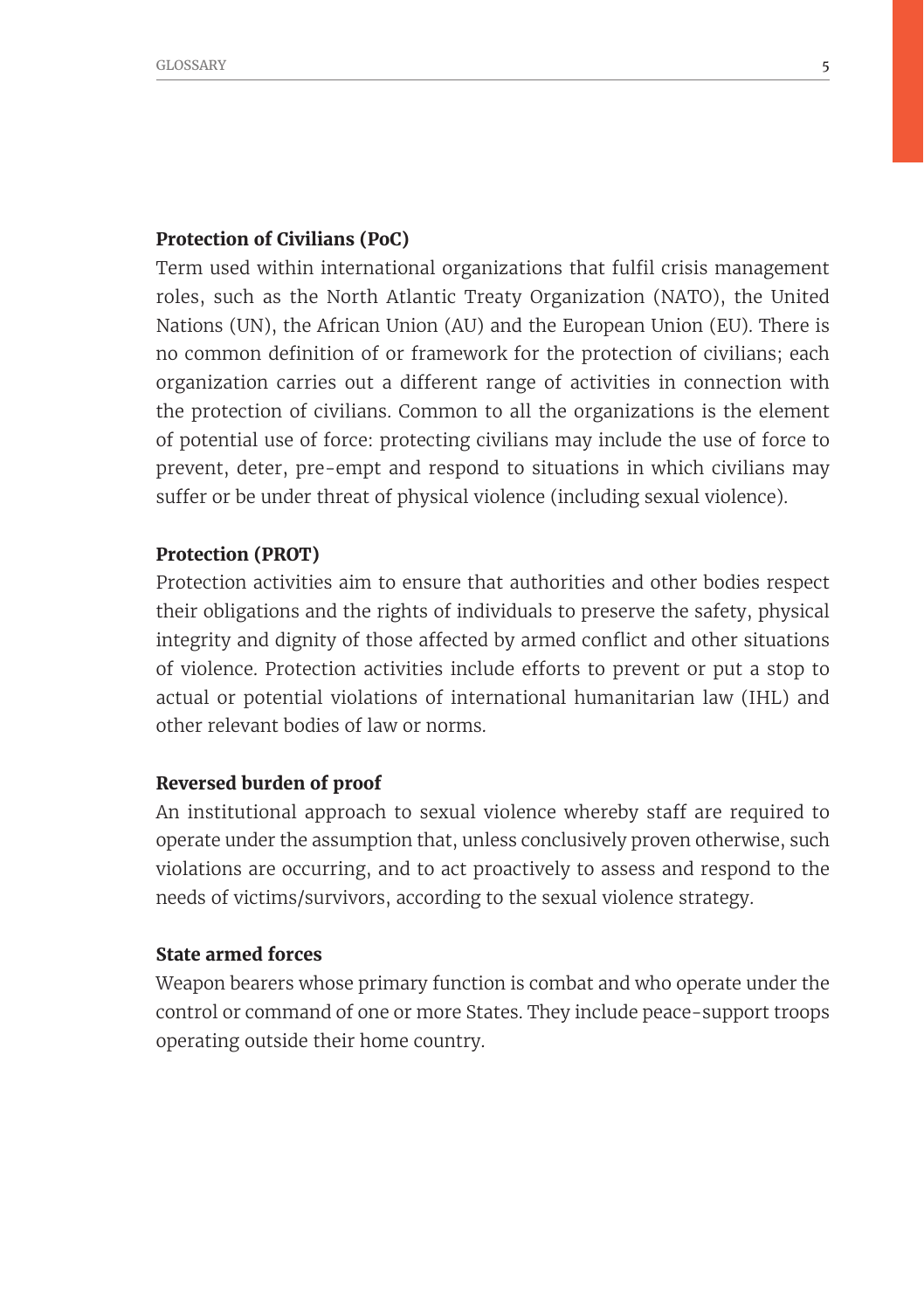**Protection of Civilians (PoC)**

Term used within international organizations that fulfil crisis management roles, such as the North Atlantic Treaty Organization (NATO), the United Nations (UN), the African Union (AU) and the European Union (EU). There is no common definition of or framework for the protection of civilians; each organization carries out a different range of activities in connection with the protection of civilians. Common to all the organizations is the element of potential use of force: protecting civilians may include the use of force to prevent, deter, pre-empt and respond to situations in which civilians may suffer or be under threat of physical violence (including sexual violence).

**Protection (PROT)**

Protection activities aim to ensure that authorities and other bodies respect their obligations and the rights of individuals to preserve the safety, physical integrity and dignity of those affected by armed conflict and other situations of violence. Protection activities include efforts to prevent or put a stop to actual or potential violations of international humanitarian law (IHL) and other relevant bodies of law or norms.

**Reversed burden of proof**

An institutional approach to sexual violence whereby staff are required to operate under the assumption that, unless conclusively proven otherwise, such violations are occurring, and to act proactively to assess and respond to the needs of victims/survivors, according to the sexual violence strategy.

**State armed forces**

Weapon bearers whose primary function is combat and who operate under the control or command of one or more States. They include peace-support troops operating outside their home country.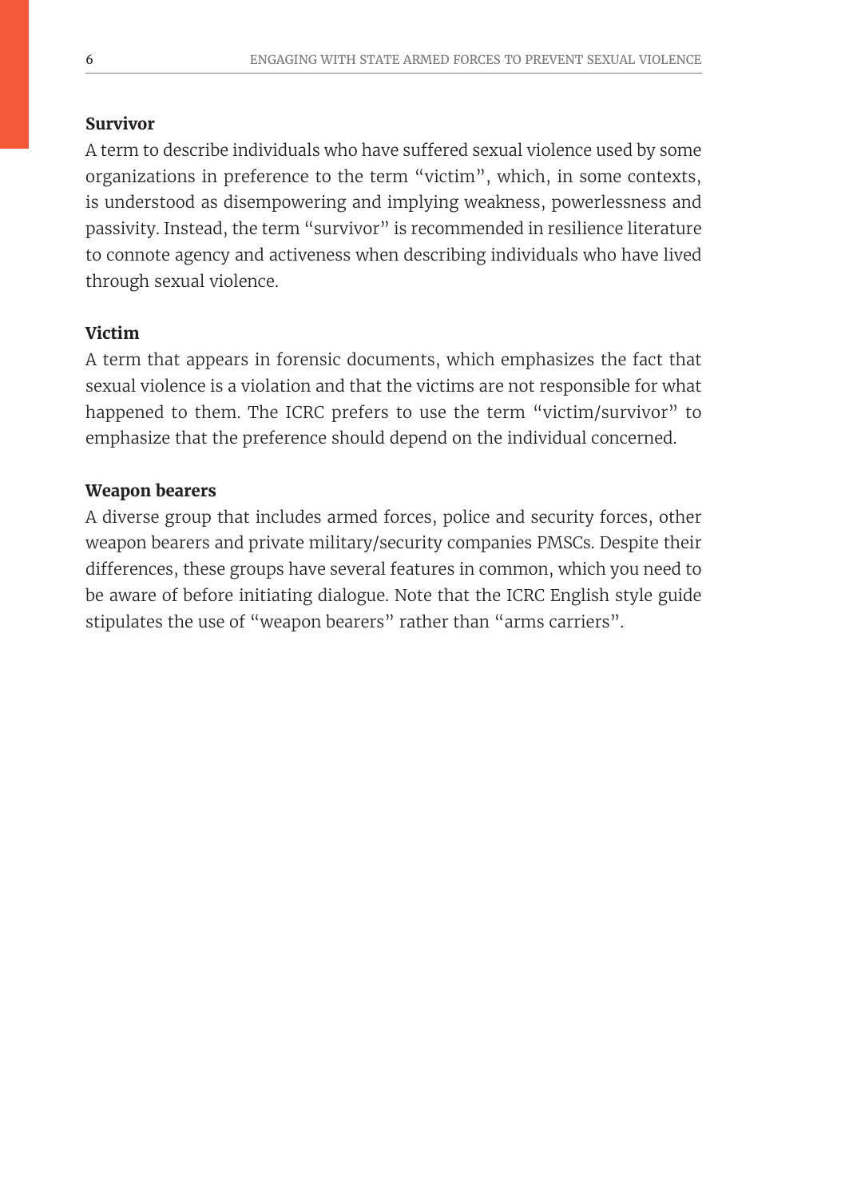**Survivor**

A term to describe individuals who have suffered sexual violence used by some organizations in preference to the term "victim", which, in some contexts, is understood as disempowering and implying weakness, powerlessness and passivity. Instead, the term "survivor" is recommended in resilience literature to connote agency and activeness when describing individuals who have lived through sexual violence.

**Victim**

A term that appears in forensic documents, which emphasizes the fact that sexual violence is a violation and that the victims are not responsible for what happened to them. The ICRC prefers to use the term "victim/survivor" to emphasize that the preference should depend on the individual concerned.

**Weapon bearers**

A diverse group that includes armed forces, police and security forces, other weapon bearers and private military/security companies PMSCs. Despite their differences, these groups have several features in common, which you need to be aware of before initiating dialogue. Note that the ICRC English style guide stipulates the use of "weapon bearers" rather than "arms carriers".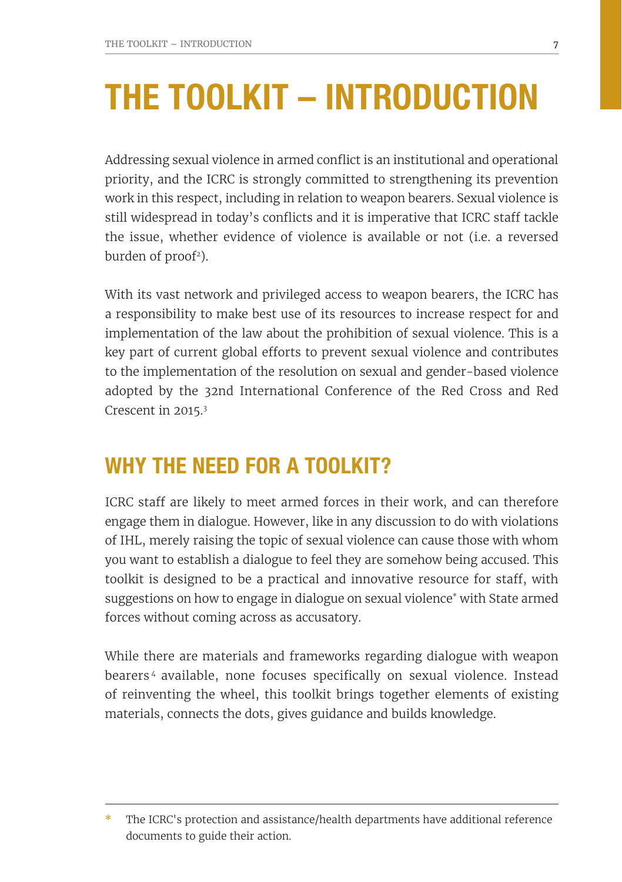# THE TOOLKIT – INTRODUCTION

Addressing sexual violence in armed conflict is an institutional and operational priority, and the ICRC is strongly committed to strengthening its prevention work in this respect, including in relation to weapon bearers. Sexual violence is still widespread in today's conflicts and it is imperative that ICRC staff tackle the issue, whether evidence of violence is available or not (i.e. a reversed burden of proof[2]).

With its vast network and privileged access to weapon bearers, the ICRC has a responsibility to make best use of its resources to increase respect for and implementation of the law about the prohibition of sexual violence. This is a key part of current global efforts to prevent sexual violence and contributes to the implementation of the resolution on sexual and gender-based violence adopted by the 32nd International Conference of the Red Cross and Red Crescent in 2015.[3]

## WHY THE NEED FOR A TOOLKIT?

ICRC staff are likely to meet armed forces in their work, and can therefore engage them in dialogue. However, like in any discussion to do with violations of IHL, merely raising the topic of sexual violence can cause those with whom you want to establish a dialogue to feel they are somehow being accused. This toolkit is designed to be a practical and innovative resource for staff, with suggestions on how to engage in dialogue on sexual violence* with State armed forces without coming across as accusatory.

While there are materials and frameworks regarding dialogue with weapon bearers[4] available, none focuses specifically on sexual violence. Instead of reinventing the wheel, this toolkit brings together elements of existing materials, connects the dots, gives guidance and builds knowledge.

---

\* The ICRC's protection and assistance/health departments have additional reference documents to guide their action.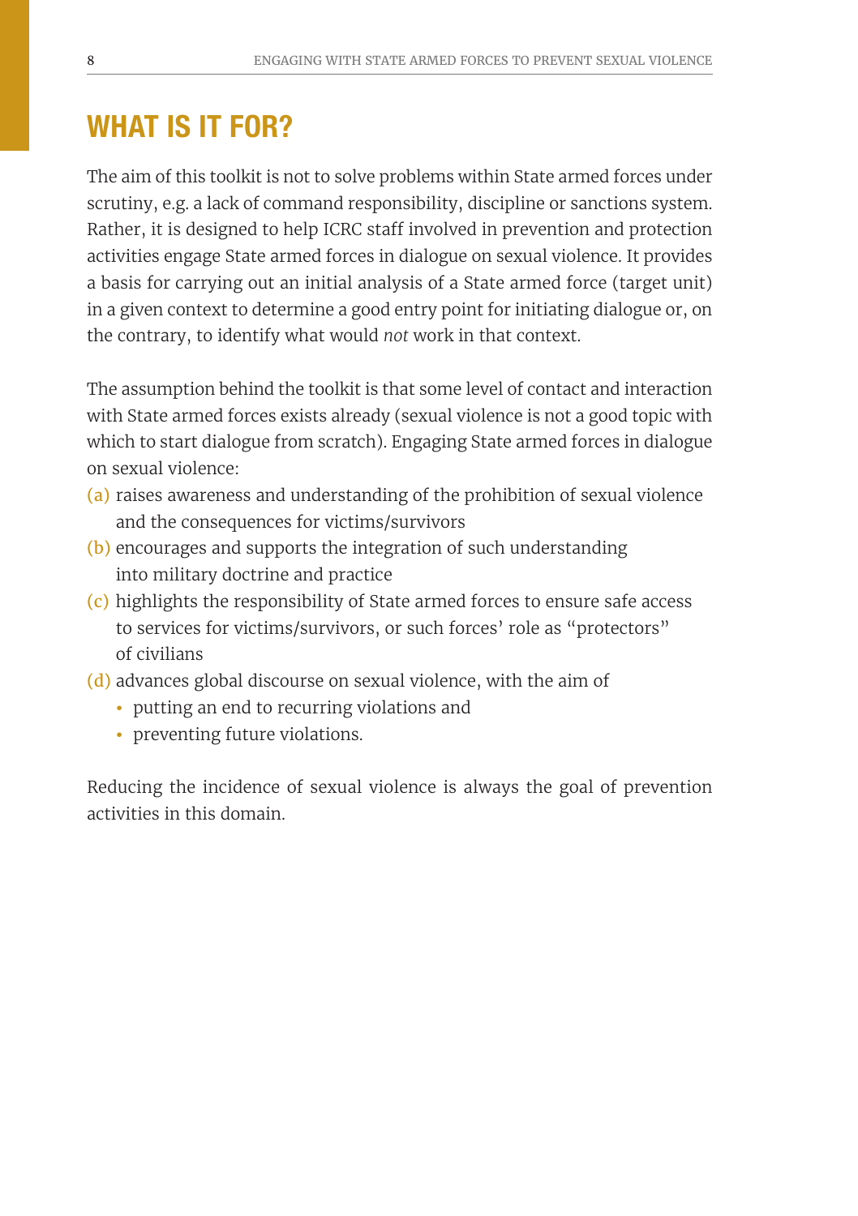# WHAT IS IT FOR?

The aim of this toolkit is not to solve problems within State armed forces under scrutiny, e.g. a lack of command responsibility, discipline or sanctions system. Rather, it is designed to help ICRC staff involved in prevention and protection activities engage State armed forces in dialogue on sexual violence. It provides a basis for carrying out an initial analysis of a State armed force (target unit) in a given context to determine a good entry point for initiating dialogue or, on the contrary, to identify what would *not* work in that context.

The assumption behind the toolkit is that some level of contact and interaction with State armed forces exists already (sexual violence is not a good topic with which to start dialogue from scratch). Engaging State armed forces in dialogue on sexual violence:

(a) raises awareness and understanding of the prohibition of sexual violence and the consequences for victims/survivors
(b) encourages and supports the integration of such understanding into military doctrine and practice
(c) highlights the responsibility of State armed forces to ensure safe access to services for victims/survivors, or such forces' role as "protectors" of civilians
(d) advances global discourse on sexual violence, with the aim of
- putting an end to recurring violations and
- preventing future violations.

Reducing the incidence of sexual violence is always the goal of prevention activities in this domain.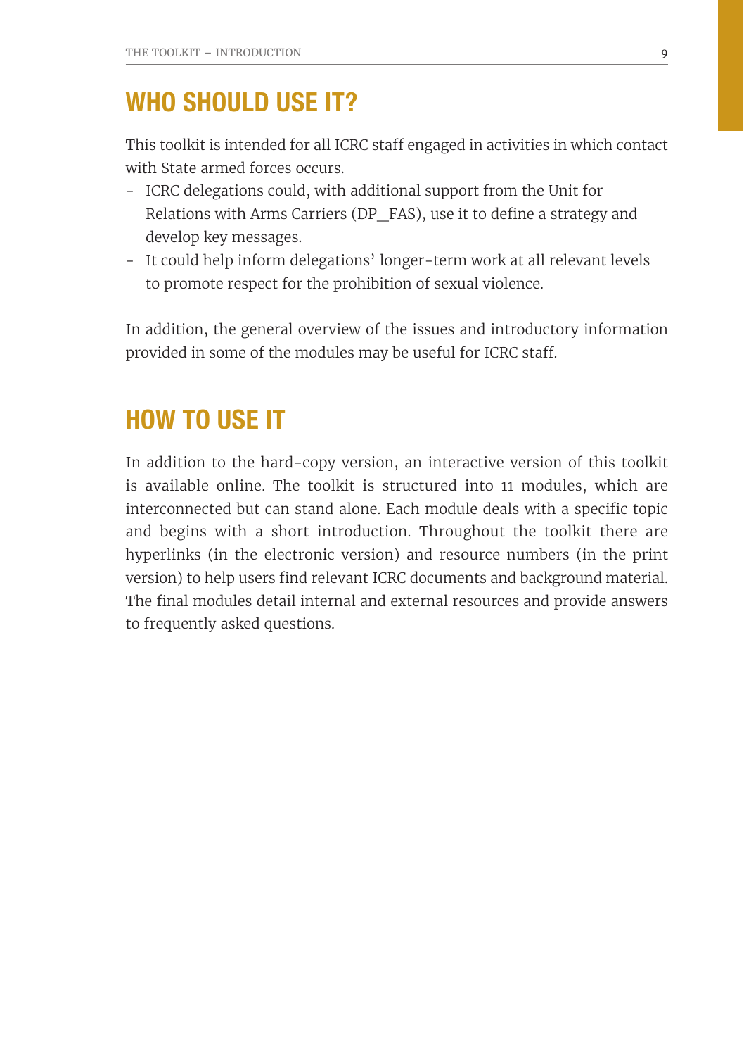## WHO SHOULD USE IT?

This toolkit is intended for all ICRC staff engaged in activities in which contact with State armed forces occurs.

- ICRC delegations could, with additional support from the Unit for Relations with Arms Carriers (DP_FAS), use it to define a strategy and develop key messages.
- It could help inform delegations' longer-term work at all relevant levels to promote respect for the prohibition of sexual violence.

In addition, the general overview of the issues and introductory information provided in some of the modules may be useful for ICRC staff.

## HOW TO USE IT

In addition to the hard-copy version, an interactive version of this toolkit is available online. The toolkit is structured into 11 modules, which are interconnected but can stand alone. Each module deals with a specific topic and begins with a short introduction. Throughout the toolkit there are hyperlinks (in the electronic version) and resource numbers (in the print version) to help users find relevant ICRC documents and background material. The final modules detail internal and external resources and provide answers to frequently asked questions.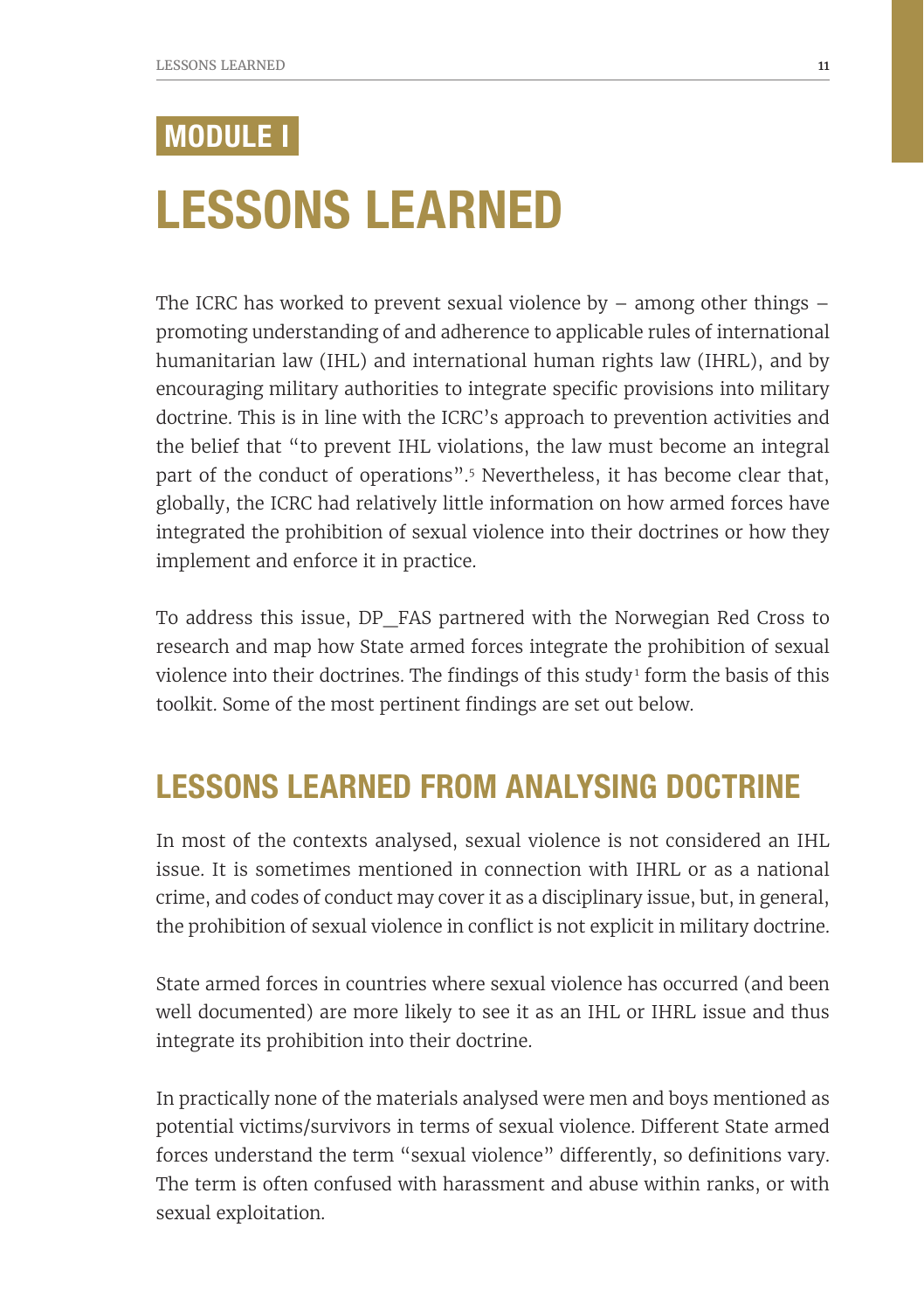## MODULE I

# LESSONS LEARNED

The ICRC has worked to prevent sexual violence by – among other things – promoting understanding of and adherence to applicable rules of international humanitarian law (IHL) and international human rights law (IHRL), and by encouraging military authorities to integrate specific provisions into military doctrine. This is in line with the ICRC's approach to prevention activities and the belief that "to prevent IHL violations, the law must become an integral part of the conduct of operations".[5] Nevertheless, it has become clear that, globally, the ICRC had relatively little information on how armed forces have integrated the prohibition of sexual violence into their doctrines or how they implement and enforce it in practice.

To address this issue, DP_FAS partnered with the Norwegian Red Cross to research and map how State armed forces integrate the prohibition of sexual violence into their doctrines. The findings of this study[1] form the basis of this toolkit. Some of the most pertinent findings are set out below.

## LESSONS LEARNED FROM ANALYSING DOCTRINE

In most of the contexts analysed, sexual violence is not considered an IHL issue. It is sometimes mentioned in connection with IHRL or as a national crime, and codes of conduct may cover it as a disciplinary issue, but, in general, the prohibition of sexual violence in conflict is not explicit in military doctrine.

State armed forces in countries where sexual violence has occurred (and been well documented) are more likely to see it as an IHL or IHRL issue and thus integrate its prohibition into their doctrine.

In practically none of the materials analysed were men and boys mentioned as potential victims/survivors in terms of sexual violence. Different State armed forces understand the term "sexual violence" differently, so definitions vary. The term is often confused with harassment and abuse within ranks, or with sexual exploitation.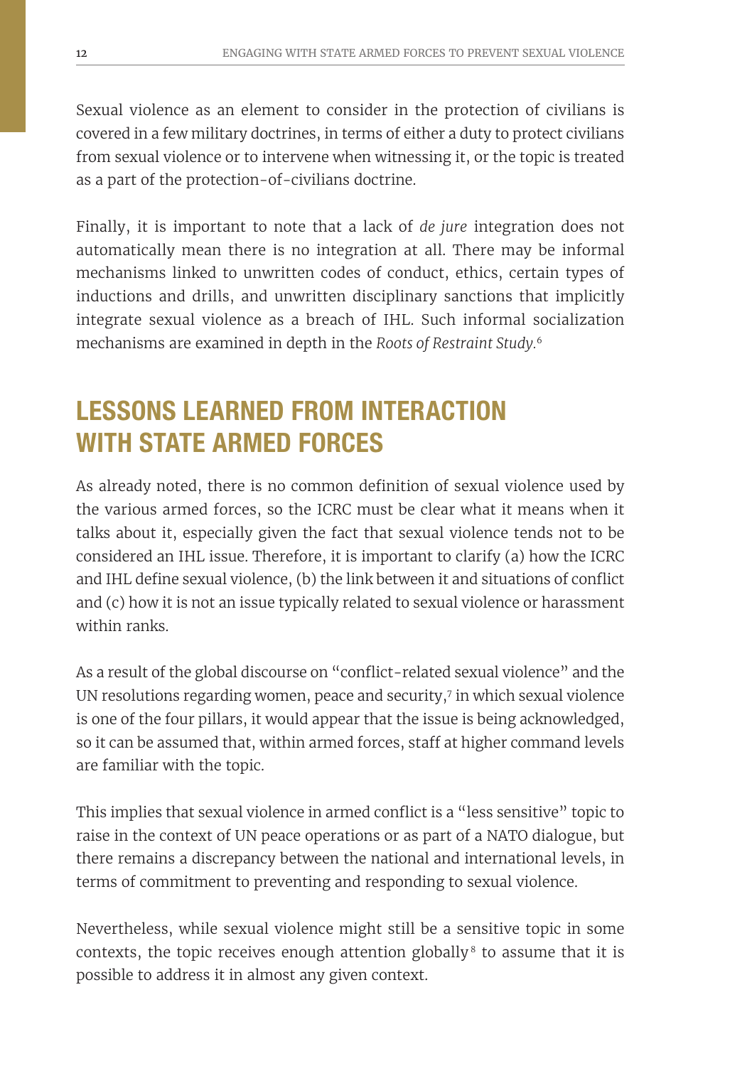Sexual violence as an element to consider in the protection of civilians is covered in a few military doctrines, in terms of either a duty to protect civilians from sexual violence or to intervene when witnessing it, or the topic is treated as a part of the protection-of-civilians doctrine.

Finally, it is important to note that a lack of *de jure* integration does not automatically mean there is no integration at all. There may be informal mechanisms linked to unwritten codes of conduct, ethics, certain types of inductions and drills, and unwritten disciplinary sanctions that implicitly integrate sexual violence as a breach of IHL. Such informal socialization mechanisms are examined in depth in the *Roots of Restraint Study.*[6]

## LESSONS LEARNED FROM INTERACTION WITH STATE ARMED FORCES

As already noted, there is no common definition of sexual violence used by the various armed forces, so the ICRC must be clear what it means when it talks about it, especially given the fact that sexual violence tends not to be considered an IHL issue. Therefore, it is important to clarify (a) how the ICRC and IHL define sexual violence, (b) the link between it and situations of conflict and (c) how it is not an issue typically related to sexual violence or harassment within ranks.

As a result of the global discourse on "conflict-related sexual violence" and the UN resolutions regarding women, peace and security,[7] in which sexual violence is one of the four pillars, it would appear that the issue is being acknowledged, so it can be assumed that, within armed forces, staff at higher command levels are familiar with the topic.

This implies that sexual violence in armed conflict is a "less sensitive" topic to raise in the context of UN peace operations or as part of a NATO dialogue, but there remains a discrepancy between the national and international levels, in terms of commitment to preventing and responding to sexual violence.

Nevertheless, while sexual violence might still be a sensitive topic in some contexts, the topic receives enough attention globally[8] to assume that it is possible to address it in almost any given context.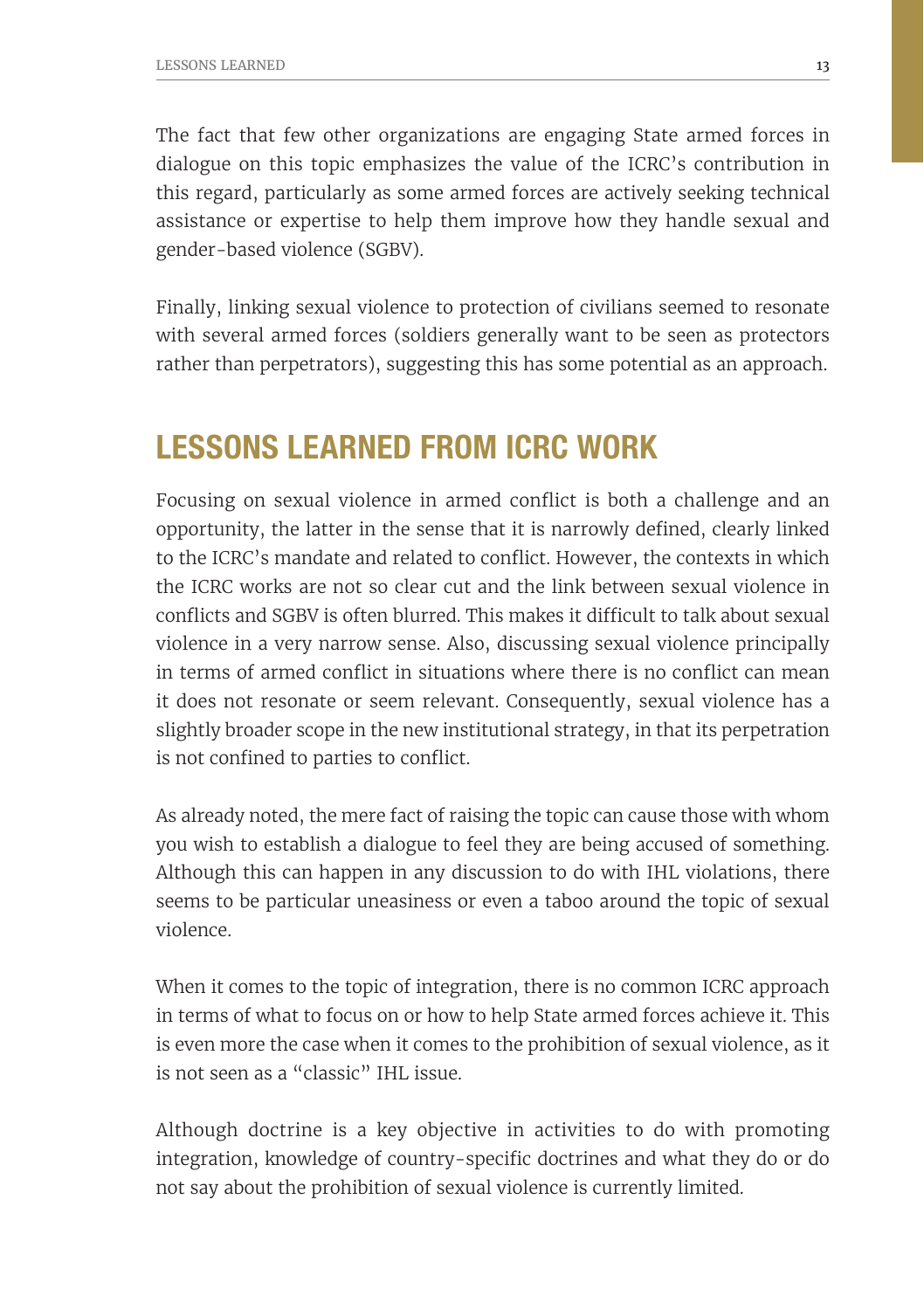The fact that few other organizations are engaging State armed forces in dialogue on this topic emphasizes the value of the ICRC's contribution in this regard, particularly as some armed forces are actively seeking technical assistance or expertise to help them improve how they handle sexual and gender-based violence (SGBV).

Finally, linking sexual violence to protection of civilians seemed to resonate with several armed forces (soldiers generally want to be seen as protectors rather than perpetrators), suggesting this has some potential as an approach.

## LESSONS LEARNED FROM ICRC WORK

Focusing on sexual violence in armed conflict is both a challenge and an opportunity, the latter in the sense that it is narrowly defined, clearly linked to the ICRC's mandate and related to conflict. However, the contexts in which the ICRC works are not so clear cut and the link between sexual violence in conflicts and SGBV is often blurred. This makes it difficult to talk about sexual violence in a very narrow sense. Also, discussing sexual violence principally in terms of armed conflict in situations where there is no conflict can mean it does not resonate or seem relevant. Consequently, sexual violence has a slightly broader scope in the new institutional strategy, in that its perpetration is not confined to parties to conflict.

As already noted, the mere fact of raising the topic can cause those with whom you wish to establish a dialogue to feel they are being accused of something. Although this can happen in any discussion to do with IHL violations, there seems to be particular uneasiness or even a taboo around the topic of sexual violence.

When it comes to the topic of integration, there is no common ICRC approach in terms of what to focus on or how to help State armed forces achieve it. This is even more the case when it comes to the prohibition of sexual violence, as it is not seen as a "classic" IHL issue.

Although doctrine is a key objective in activities to do with promoting integration, knowledge of country-specific doctrines and what they do or do not say about the prohibition of sexual violence is currently limited.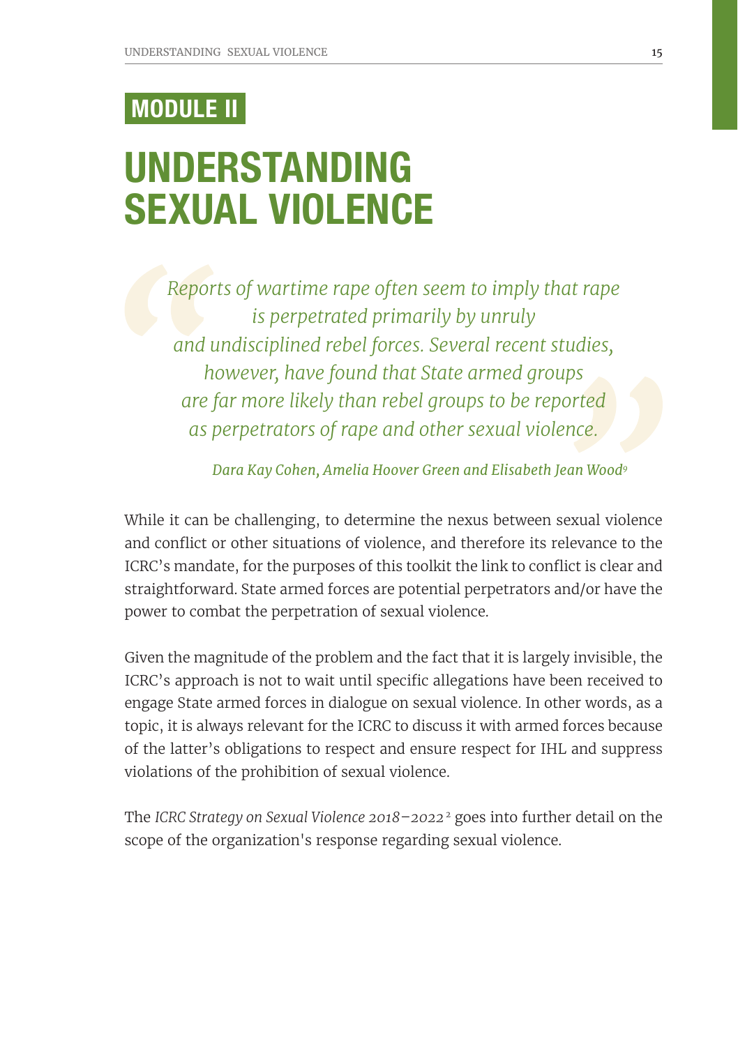MODULE II

# UNDERSTANDING SEXUAL VIOLENCE

> *Reports of wartime rape often seem to imply that rape is perpetrated primarily by unruly and undisciplined rebel forces. Several recent studies, however, have found that State armed groups are far more likely than rebel groups to be reported as perpetrators of rape and other sexual violence.*
>
> *Dara Kay Cohen, Amelia Hoover Green and Elisabeth Jean Wood*[9]

While it can be challenging, to determine the nexus between sexual violence and conflict or other situations of violence, and therefore its relevance to the ICRC's mandate, for the purposes of this toolkit the link to conflict is clear and straightforward. State armed forces are potential perpetrators and/or have the power to combat the perpetration of sexual violence.

Given the magnitude of the problem and the fact that it is largely invisible, the ICRC's approach is not to wait until specific allegations have been received to engage State armed forces in dialogue on sexual violence. In other words, as a topic, it is always relevant for the ICRC to discuss it with armed forces because of the latter's obligations to respect and ensure respect for IHL and suppress violations of the prohibition of sexual violence.

The *ICRC Strategy on Sexual Violence 2018–2022*[2] goes into further detail on the scope of the organization's response regarding sexual violence.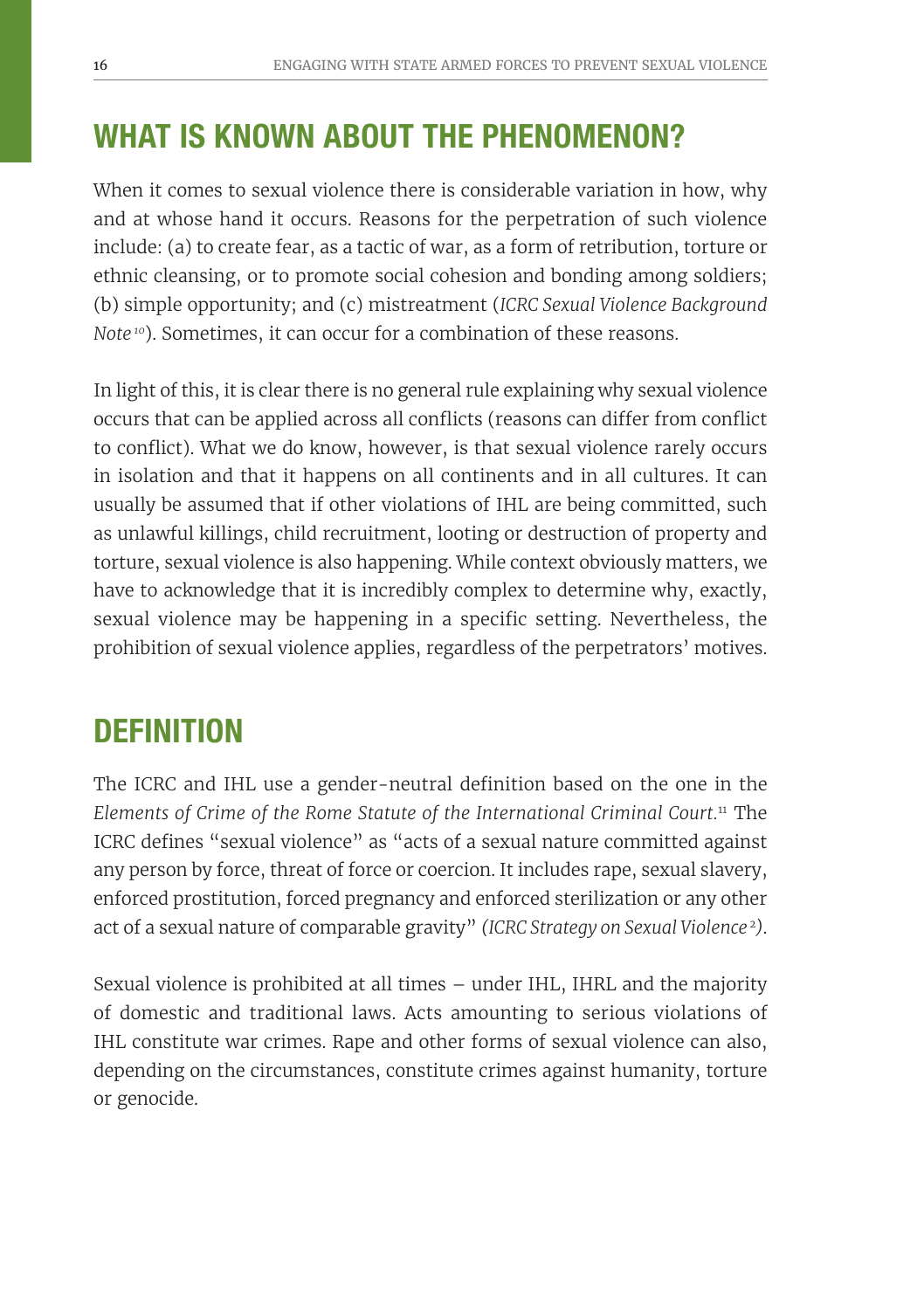## WHAT IS KNOWN ABOUT THE PHENOMENON?

When it comes to sexual violence there is considerable variation in how, why and at whose hand it occurs. Reasons for the perpetration of such violence include: (a) to create fear, as a tactic of war, as a form of retribution, torture or ethnic cleansing, or to promote social cohesion and bonding among soldiers; (b) simple opportunity; and (c) mistreatment (*ICRC Sexual Violence Background Note*[10]). Sometimes, it can occur for a combination of these reasons.

In light of this, it is clear there is no general rule explaining why sexual violence occurs that can be applied across all conflicts (reasons can differ from conflict to conflict). What we do know, however, is that sexual violence rarely occurs in isolation and that it happens on all continents and in all cultures. It can usually be assumed that if other violations of IHL are being committed, such as unlawful killings, child recruitment, looting or destruction of property and torture, sexual violence is also happening. While context obviously matters, we have to acknowledge that it is incredibly complex to determine why, exactly, sexual violence may be happening in a specific setting. Nevertheless, the prohibition of sexual violence applies, regardless of the perpetrators' motives.

## DEFINITION

The ICRC and IHL use a gender-neutral definition based on the one in the *Elements of Crime of the Rome Statute of the International Criminal Court.*[11] The ICRC defines "sexual violence" as "acts of a sexual nature committed against any person by force, threat of force or coercion. It includes rape, sexual slavery, enforced prostitution, forced pregnancy and enforced sterilization or any other act of a sexual nature of comparable gravity" *(ICRC Strategy on Sexual Violence*[2]*)*.

Sexual violence is prohibited at all times – under IHL, IHRL and the majority of domestic and traditional laws. Acts amounting to serious violations of IHL constitute war crimes. Rape and other forms of sexual violence can also, depending on the circumstances, constitute crimes against humanity, torture or genocide.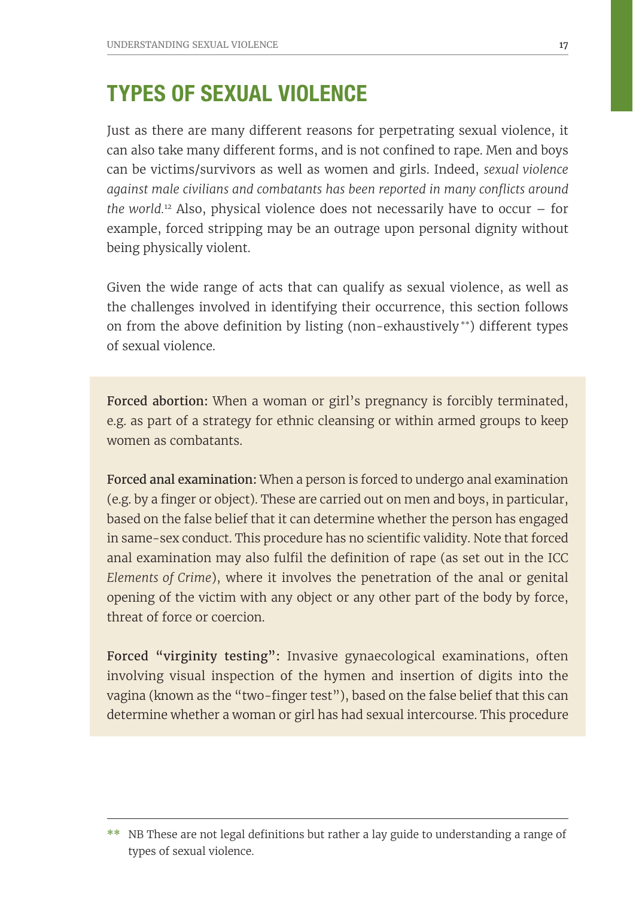## TYPES OF SEXUAL VIOLENCE

Just as there are many different reasons for perpetrating sexual violence, it can also take many different forms, and is not confined to rape. Men and boys can be victims/survivors as well as women and girls. Indeed, *sexual violence against male civilians and combatants has been reported in many conflicts around the world.*[12] Also, physical violence does not necessarily have to occur – for example, forced stripping may be an outrage upon personal dignity without being physically violent.

Given the wide range of acts that can qualify as sexual violence, as well as the challenges involved in identifying their occurrence, this section follows on from the above definition by listing (non-exhaustively**) different types of sexual violence.

**Forced abortion:** When a woman or girl's pregnancy is forcibly terminated, e.g. as part of a strategy for ethnic cleansing or within armed groups to keep women as combatants.

**Forced anal examination:** When a person is forced to undergo anal examination (e.g. by a finger or object). These are carried out on men and boys, in particular, based on the false belief that it can determine whether the person has engaged in same-sex conduct. This procedure has no scientific validity. Note that forced anal examination may also fulfil the definition of rape (as set out in the ICC *Elements of Crime*), where it involves the penetration of the anal or genital opening of the victim with any object or any other part of the body by force, threat of force or coercion.

**Forced "virginity testing":** Invasive gynaecological examinations, often involving visual inspection of the hymen and insertion of digits into the vagina (known as the "two-finger test"), based on the false belief that this can determine whether a woman or girl has had sexual intercourse. This procedure

** NB These are not legal definitions but rather a lay guide to understanding a range of types of sexual violence.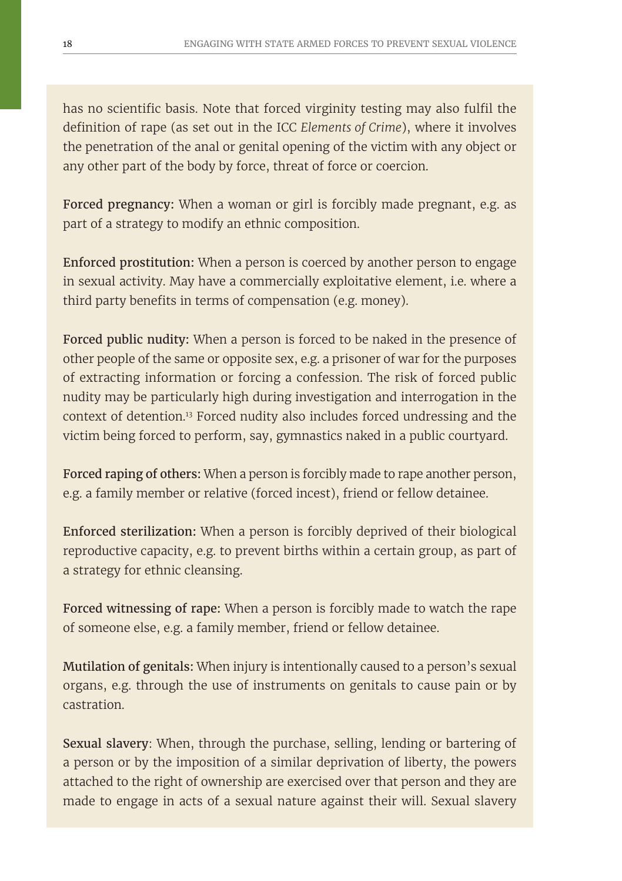has no scientific basis. Note that forced virginity testing may also fulfil the definition of rape (as set out in the ICC *Elements of Crime*), where it involves the penetration of the anal or genital opening of the victim with any object or any other part of the body by force, threat of force or coercion.

**Forced pregnancy:** When a woman or girl is forcibly made pregnant, e.g. as part of a strategy to modify an ethnic composition.

**Enforced prostitution:** When a person is coerced by another person to engage in sexual activity. May have a commercially exploitative element, i.e. where a third party benefits in terms of compensation (e.g. money).

**Forced public nudity:** When a person is forced to be naked in the presence of other people of the same or opposite sex, e.g. a prisoner of war for the purposes of extracting information or forcing a confession. The risk of forced public nudity may be particularly high during investigation and interrogation in the context of detention.[13] Forced nudity also includes forced undressing and the victim being forced to perform, say, gymnastics naked in a public courtyard.

**Forced raping of others:** When a person is forcibly made to rape another person, e.g. a family member or relative (forced incest), friend or fellow detainee.

**Enforced sterilization:** When a person is forcibly deprived of their biological reproductive capacity, e.g. to prevent births within a certain group, as part of a strategy for ethnic cleansing.

**Forced witnessing of rape:** When a person is forcibly made to watch the rape of someone else, e.g. a family member, friend or fellow detainee.

**Mutilation of genitals:** When injury is intentionally caused to a person's sexual organs, e.g. through the use of instruments on genitals to cause pain or by castration.

**Sexual slavery**: When, through the purchase, selling, lending or bartering of a person or by the imposition of a similar deprivation of liberty, the powers attached to the right of ownership are exercised over that person and they are made to engage in acts of a sexual nature against their will. Sexual slavery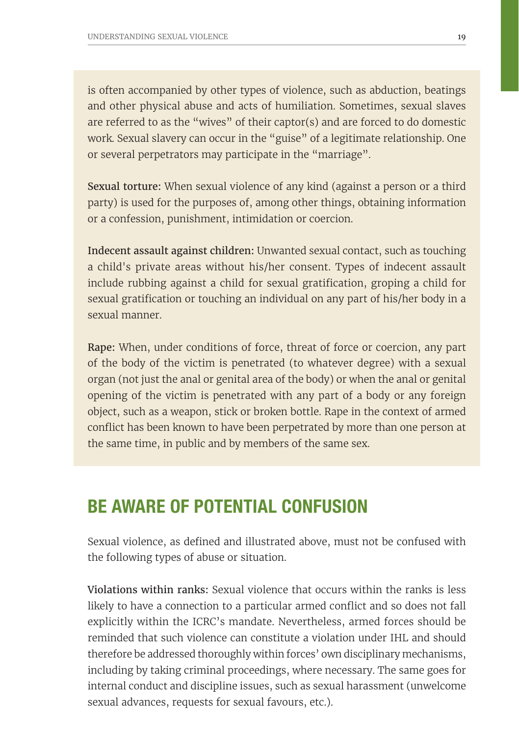is often accompanied by other types of violence, such as abduction, beatings and other physical abuse and acts of humiliation. Sometimes, sexual slaves are referred to as the "wives" of their captor(s) and are forced to do domestic work. Sexual slavery can occur in the "guise" of a legitimate relationship. One or several perpetrators may participate in the "marriage".

**Sexual torture:** When sexual violence of any kind (against a person or a third party) is used for the purposes of, among other things, obtaining information or a confession, punishment, intimidation or coercion.

**Indecent assault against children:** Unwanted sexual contact, such as touching a child's private areas without his/her consent. Types of indecent assault include rubbing against a child for sexual gratification, groping a child for sexual gratification or touching an individual on any part of his/her body in a sexual manner.

**Rape:** When, under conditions of force, threat of force or coercion, any part of the body of the victim is penetrated (to whatever degree) with a sexual organ (not just the anal or genital area of the body) or when the anal or genital opening of the victim is penetrated with any part of a body or any foreign object, such as a weapon, stick or broken bottle. Rape in the context of armed conflict has been known to have been perpetrated by more than one person at the same time, in public and by members of the same sex.

## BE AWARE OF POTENTIAL CONFUSION

Sexual violence, as defined and illustrated above, must not be confused with the following types of abuse or situation.

**Violations within ranks:** Sexual violence that occurs within the ranks is less likely to have a connection to a particular armed conflict and so does not fall explicitly within the ICRC's mandate. Nevertheless, armed forces should be reminded that such violence can constitute a violation under IHL and should therefore be addressed thoroughly within forces' own disciplinary mechanisms, including by taking criminal proceedings, where necessary. The same goes for internal conduct and discipline issues, such as sexual harassment (unwelcome sexual advances, requests for sexual favours, etc.).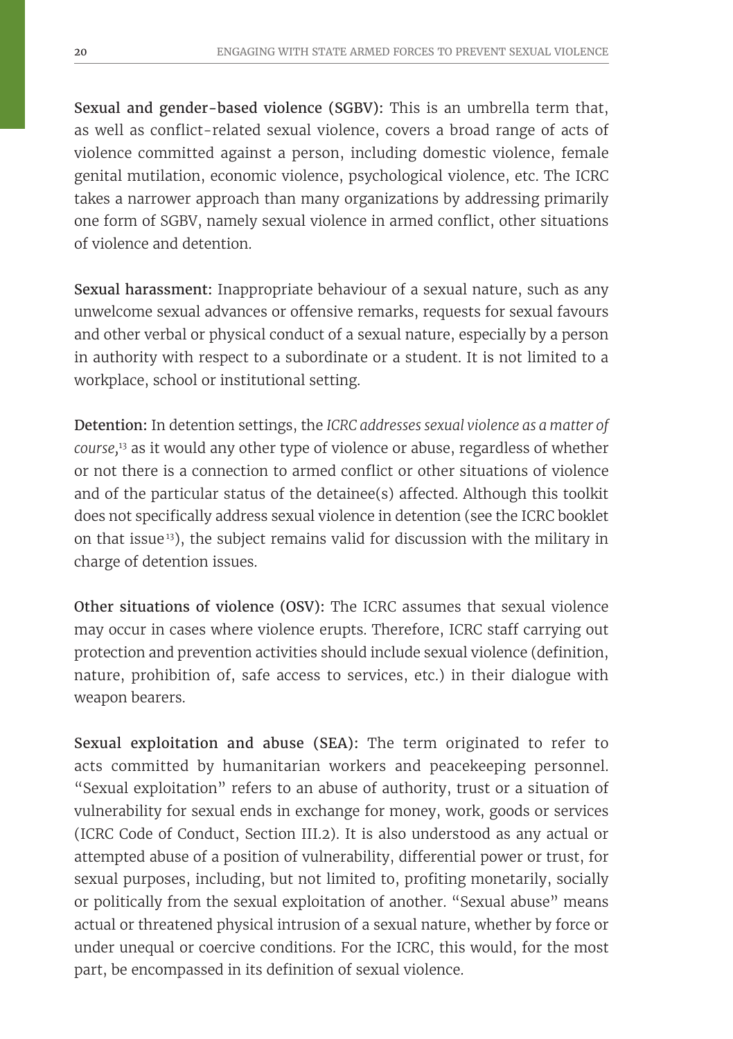**Sexual and gender-based violence (SGBV):** This is an umbrella term that, as well as conflict-related sexual violence, covers a broad range of acts of violence committed against a person, including domestic violence, female genital mutilation, economic violence, psychological violence, etc. The ICRC takes a narrower approach than many organizations by addressing primarily one form of SGBV, namely sexual violence in armed conflict, other situations of violence and detention.

**Sexual harassment:** Inappropriate behaviour of a sexual nature, such as any unwelcome sexual advances or offensive remarks, requests for sexual favours and other verbal or physical conduct of a sexual nature, especially by a person in authority with respect to a subordinate or a student. It is not limited to a workplace, school or institutional setting.

**Detention:** In detention settings, the *ICRC addresses sexual violence as a matter of course,*[13] as it would any other type of violence or abuse, regardless of whether or not there is a connection to armed conflict or other situations of violence and of the particular status of the detainee(s) affected. Although this toolkit does not specifically address sexual violence in detention (see the ICRC booklet on that issue[13]), the subject remains valid for discussion with the military in charge of detention issues.

**Other situations of violence (OSV):** The ICRC assumes that sexual violence may occur in cases where violence erupts. Therefore, ICRC staff carrying out protection and prevention activities should include sexual violence (definition, nature, prohibition of, safe access to services, etc.) in their dialogue with weapon bearers.

**Sexual exploitation and abuse (SEA):** The term originated to refer to acts committed by humanitarian workers and peacekeeping personnel. "Sexual exploitation" refers to an abuse of authority, trust or a situation of vulnerability for sexual ends in exchange for money, work, goods or services (ICRC Code of Conduct, Section III.2). It is also understood as any actual or attempted abuse of a position of vulnerability, differential power or trust, for sexual purposes, including, but not limited to, profiting monetarily, socially or politically from the sexual exploitation of another. "Sexual abuse" means actual or threatened physical intrusion of a sexual nature, whether by force or under unequal or coercive conditions. For the ICRC, this would, for the most part, be encompassed in its definition of sexual violence.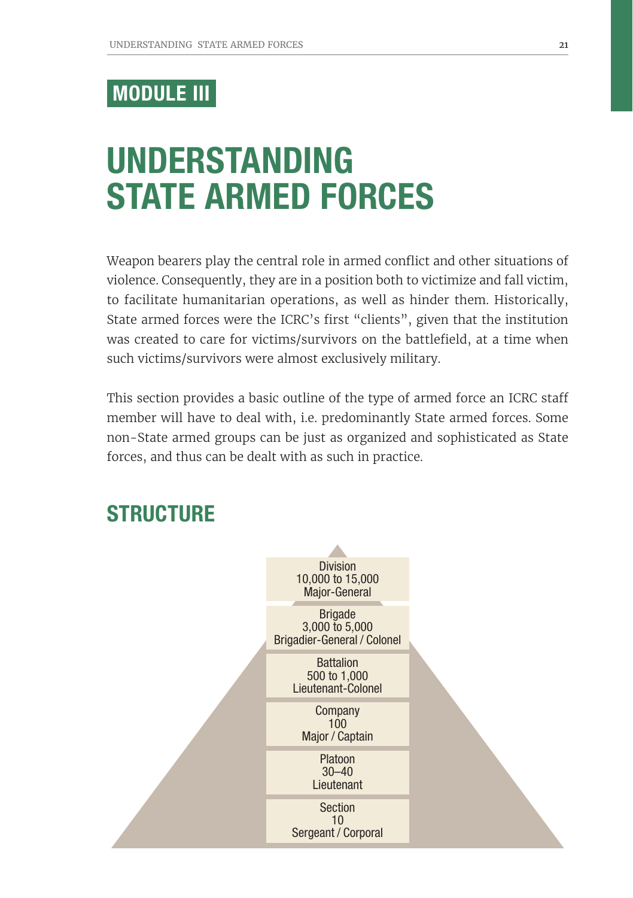MODULE III

# UNDERSTANDING STATE ARMED FORCES

Weapon bearers play the central role in armed conflict and other situations of violence. Consequently, they are in a position both to victimize and fall victim, to facilitate humanitarian operations, as well as hinder them. Historically, State armed forces were the ICRC's first "clients", given that the institution was created to care for victims/survivors on the battlefield, at a time when such victims/survivors were almost exclusively military.

This section provides a basic outline of the type of armed force an ICRC staff member will have to deal with, i.e. predominantly State armed forces. Some non-State armed groups can be just as organized and sophisticated as State forces, and thus can be dealt with as such in practice.

## STRUCTURE

| Unit | Size | Commander |
|---|---|---|
| Division | 10,000 to 15,000 | Major-General |
| Brigade | 3,000 to 5,000 | Brigadier-General / Colonel |
| Battalion | 500 to 1,000 | Lieutenant-Colonel |
| Company | 100 | Major / Captain |
| Platoon | 30–40 | Lieutenant |
| Section | 10 | Sergeant / Corporal |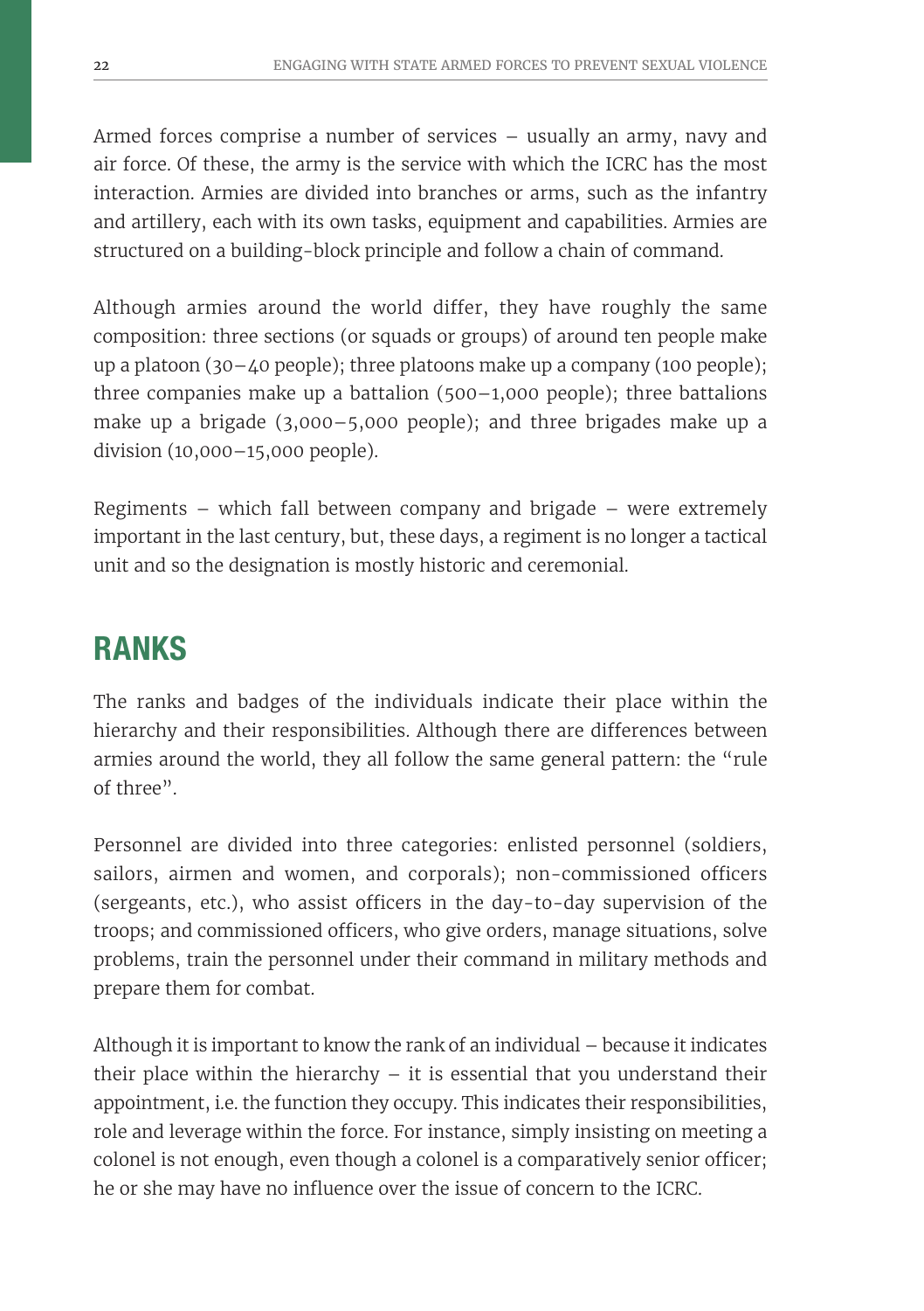Armed forces comprise a number of services – usually an army, navy and air force. Of these, the army is the service with which the ICRC has the most interaction. Armies are divided into branches or arms, such as the infantry and artillery, each with its own tasks, equipment and capabilities. Armies are structured on a building-block principle and follow a chain of command.

Although armies around the world differ, they have roughly the same composition: three sections (or squads or groups) of around ten people make up a platoon (30–40 people); three platoons make up a company (100 people); three companies make up a battalion (500–1,000 people); three battalions make up a brigade (3,000–5,000 people); and three brigades make up a division (10,000–15,000 people).

Regiments – which fall between company and brigade – were extremely important in the last century, but, these days, a regiment is no longer a tactical unit and so the designation is mostly historic and ceremonial.

## RANKS

The ranks and badges of the individuals indicate their place within the hierarchy and their responsibilities. Although there are differences between armies around the world, they all follow the same general pattern: the "rule of three".

Personnel are divided into three categories: enlisted personnel (soldiers, sailors, airmen and women, and corporals); non-commissioned officers (sergeants, etc.), who assist officers in the day-to-day supervision of the troops; and commissioned officers, who give orders, manage situations, solve problems, train the personnel under their command in military methods and prepare them for combat.

Although it is important to know the rank of an individual – because it indicates their place within the hierarchy – it is essential that you understand their appointment, i.e. the function they occupy. This indicates their responsibilities, role and leverage within the force. For instance, simply insisting on meeting a colonel is not enough, even though a colonel is a comparatively senior officer; he or she may have no influence over the issue of concern to the ICRC.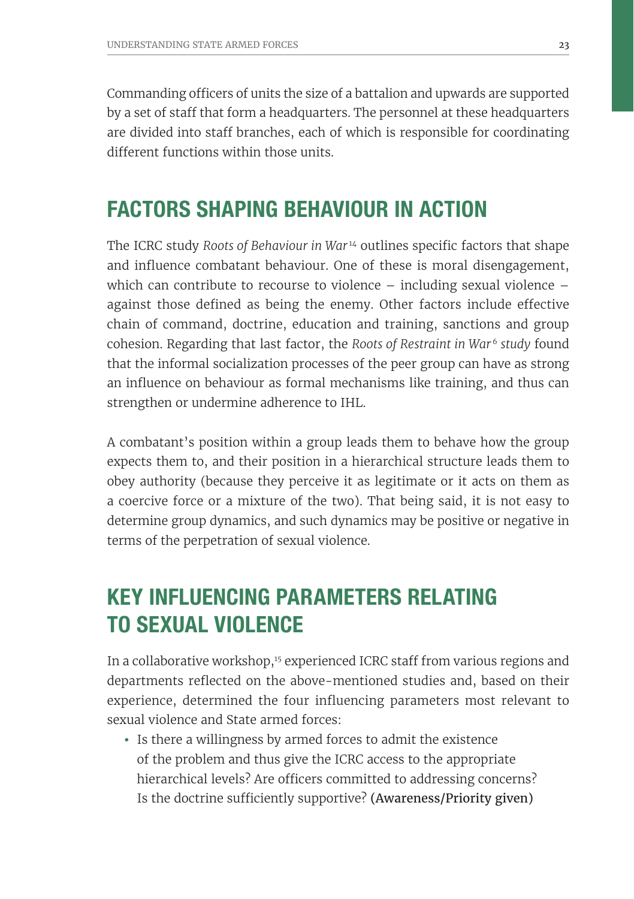Commanding officers of units the size of a battalion and upwards are supported by a set of staff that form a headquarters. The personnel at these headquarters are divided into staff branches, each of which is responsible for coordinating different functions within those units.

## FACTORS SHAPING BEHAVIOUR IN ACTION

The ICRC study *Roots of Behaviour in War*[14] outlines specific factors that shape and influence combatant behaviour. One of these is moral disengagement, which can contribute to recourse to violence – including sexual violence – against those defined as being the enemy. Other factors include effective chain of command, doctrine, education and training, sanctions and group cohesion. Regarding that last factor, the *Roots of Restraint in War*[6] *study* found that the informal socialization processes of the peer group can have as strong an influence on behaviour as formal mechanisms like training, and thus can strengthen or undermine adherence to IHL.

A combatant's position within a group leads them to behave how the group expects them to, and their position in a hierarchical structure leads them to obey authority (because they perceive it as legitimate or it acts on them as a coercive force or a mixture of the two). That being said, it is not easy to determine group dynamics, and such dynamics may be positive or negative in terms of the perpetration of sexual violence.

## KEY INFLUENCING PARAMETERS RELATING TO SEXUAL VIOLENCE

In a collaborative workshop,[15] experienced ICRC staff from various regions and departments reflected on the above-mentioned studies and, based on their experience, determined the four influencing parameters most relevant to sexual violence and State armed forces:

- Is there a willingness by armed forces to admit the existence of the problem and thus give the ICRC access to the appropriate hierarchical levels? Are officers committed to addressing concerns? Is the doctrine sufficiently supportive? **(Awareness/Priority given)**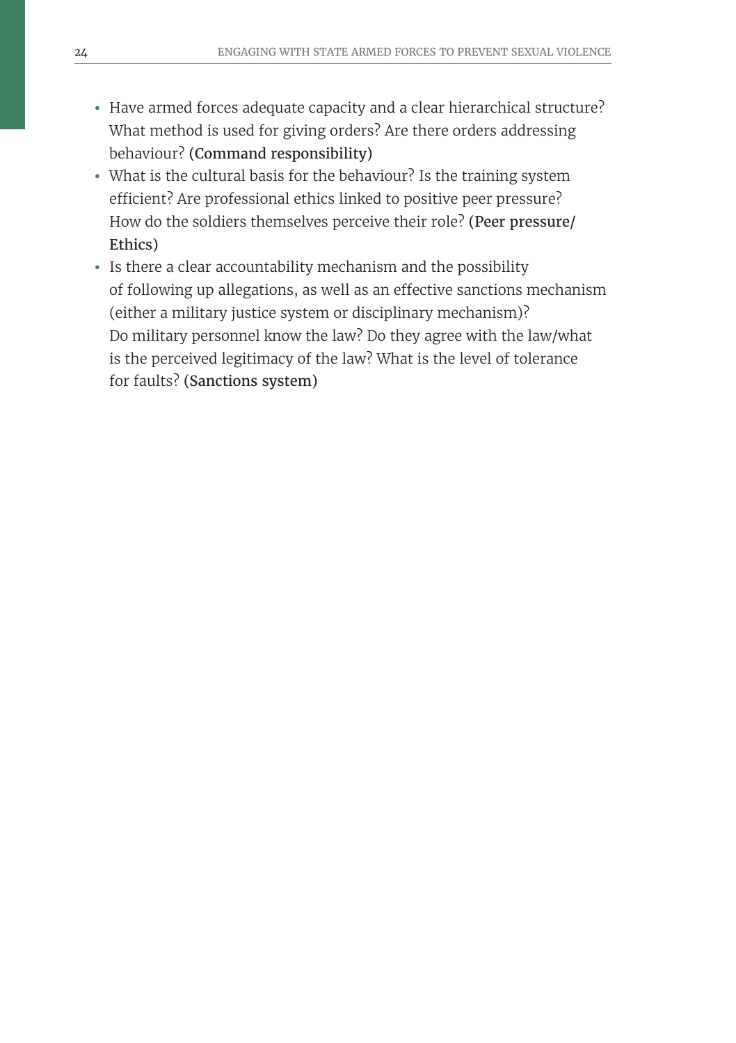- Have armed forces adequate capacity and a clear hierarchical structure? What method is used for giving orders? Are there orders addressing behaviour? **(Command responsibility)**
- What is the cultural basis for the behaviour? Is the training system efficient? Are professional ethics linked to positive peer pressure? How do the soldiers themselves perceive their role? **(Peer pressure/ Ethics)**
- Is there a clear accountability mechanism and the possibility of following up allegations, as well as an effective sanctions mechanism (either a military justice system or disciplinary mechanism)? Do military personnel know the law? Do they agree with the law/what is the perceived legitimacy of the law? What is the level of tolerance for faults? **(Sanctions system)**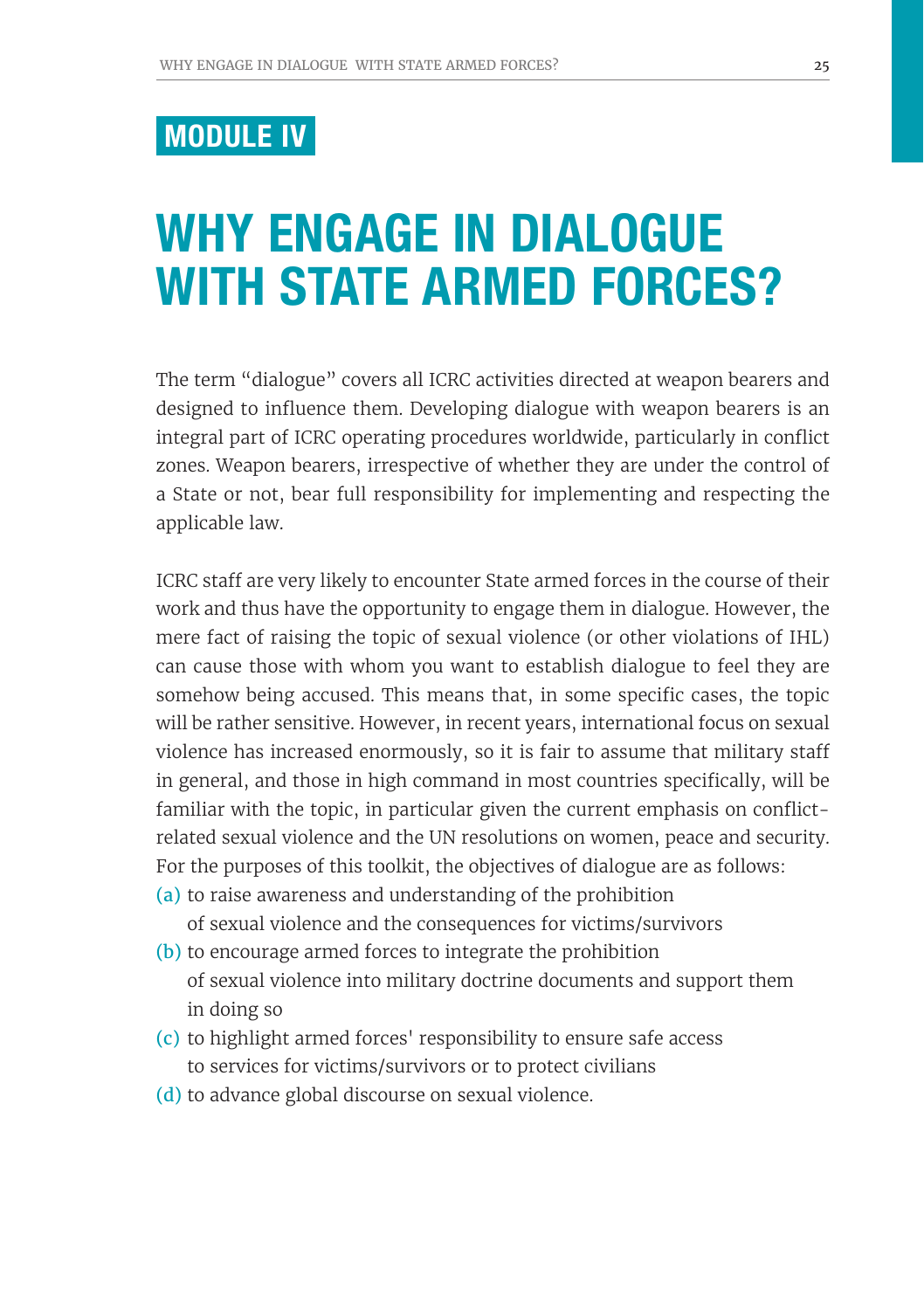## MODULE IV

# WHY ENGAGE IN DIALOGUE WITH STATE ARMED FORCES?

The term "dialogue" covers all ICRC activities directed at weapon bearers and designed to influence them. Developing dialogue with weapon bearers is an integral part of ICRC operating procedures worldwide, particularly in conflict zones. Weapon bearers, irrespective of whether they are under the control of a State or not, bear full responsibility for implementing and respecting the applicable law.

ICRC staff are very likely to encounter State armed forces in the course of their work and thus have the opportunity to engage them in dialogue. However, the mere fact of raising the topic of sexual violence (or other violations of IHL) can cause those with whom you want to establish dialogue to feel they are somehow being accused. This means that, in some specific cases, the topic will be rather sensitive. However, in recent years, international focus on sexual violence has increased enormously, so it is fair to assume that military staff in general, and those in high command in most countries specifically, will be familiar with the topic, in particular given the current emphasis on conflict-related sexual violence and the UN resolutions on women, peace and security. For the purposes of this toolkit, the objectives of dialogue are as follows:

(a) to raise awareness and understanding of the prohibition of sexual violence and the consequences for victims/survivors
(b) to encourage armed forces to integrate the prohibition of sexual violence into military doctrine documents and support them in doing so
(c) to highlight armed forces' responsibility to ensure safe access to services for victims/survivors or to protect civilians
(d) to advance global discourse on sexual violence.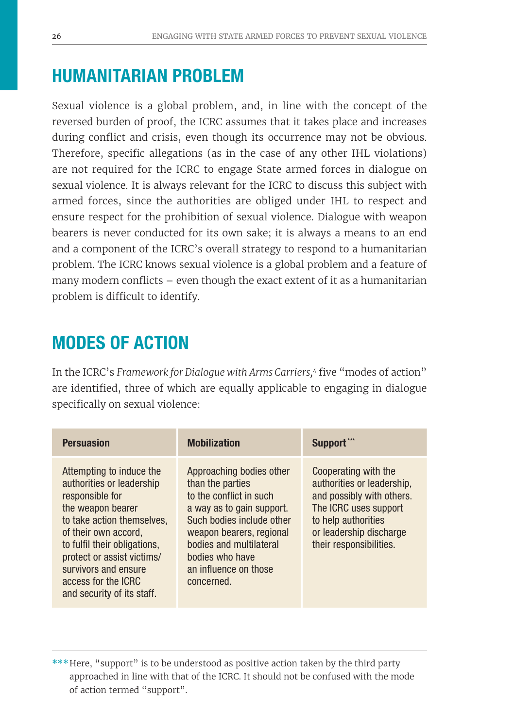## HUMANITARIAN PROBLEM

Sexual violence is a global problem, and, in line with the concept of the reversed burden of proof, the ICRC assumes that it takes place and increases during conflict and crisis, even though its occurrence may not be obvious. Therefore, specific allegations (as in the case of any other IHL violations) are not required for the ICRC to engage State armed forces in dialogue on sexual violence. It is always relevant for the ICRC to discuss this subject with armed forces, since the authorities are obliged under IHL to respect and ensure respect for the prohibition of sexual violence. Dialogue with weapon bearers is never conducted for its own sake; it is always a means to an end and a component of the ICRC's overall strategy to respond to a humanitarian problem. The ICRC knows sexual violence is a global problem and a feature of many modern conflicts – even though the exact extent of it as a humanitarian problem is difficult to identify.

## MODES OF ACTION

In the ICRC's *Framework for Dialogue with Arms Carriers,*[4] five "modes of action" are identified, three of which are equally applicable to engaging in dialogue specifically on sexual violence:

| Persuasion | Mobilization | Support*** |
| --- | --- | --- |
| Attempting to induce the authorities or leadership responsible for the weapon bearer to take action themselves, of their own accord, to fulfil their obligations, protect or assist victims/survivors and ensure access for the ICRC and security of its staff. | Approaching bodies other than the parties to the conflict in such a way as to gain support. Such bodies include other weapon bearers, regional bodies and multilateral bodies who have an influence on those concerned. | Cooperating with the authorities or leadership, and possibly with others. The ICRC uses support to help authorities or leadership discharge their responsibilities. |

*** Here, "support" is to be understood as positive action taken by the third party approached in line with that of the ICRC. It should not be confused with the mode of action termed "support".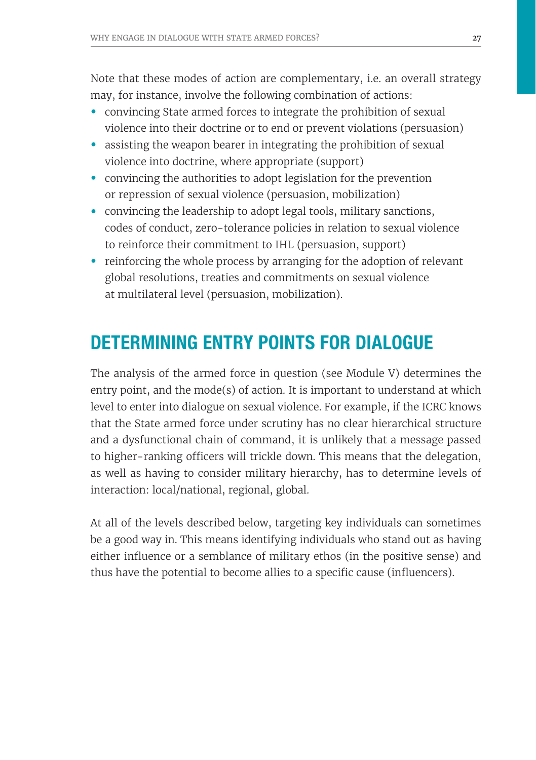Note that these modes of action are complementary, i.e. an overall strategy may, for instance, involve the following combination of actions:

- convincing State armed forces to integrate the prohibition of sexual violence into their doctrine or to end or prevent violations (persuasion)
- assisting the weapon bearer in integrating the prohibition of sexual violence into doctrine, where appropriate (support)
- convincing the authorities to adopt legislation for the prevention or repression of sexual violence (persuasion, mobilization)
- convincing the leadership to adopt legal tools, military sanctions, codes of conduct, zero-tolerance policies in relation to sexual violence to reinforce their commitment to IHL (persuasion, support)
- reinforcing the whole process by arranging for the adoption of relevant global resolutions, treaties and commitments on sexual violence at multilateral level (persuasion, mobilization).

## DETERMINING ENTRY POINTS FOR DIALOGUE

The analysis of the armed force in question (see Module V) determines the entry point, and the mode(s) of action. It is important to understand at which level to enter into dialogue on sexual violence. For example, if the ICRC knows that the State armed force under scrutiny has no clear hierarchical structure and a dysfunctional chain of command, it is unlikely that a message passed to higher-ranking officers will trickle down. This means that the delegation, as well as having to consider military hierarchy, has to determine levels of interaction: local/national, regional, global.

At all of the levels described below, targeting key individuals can sometimes be a good way in. This means identifying individuals who stand out as having either influence or a semblance of military ethos (in the positive sense) and thus have the potential to become allies to a specific cause (influencers).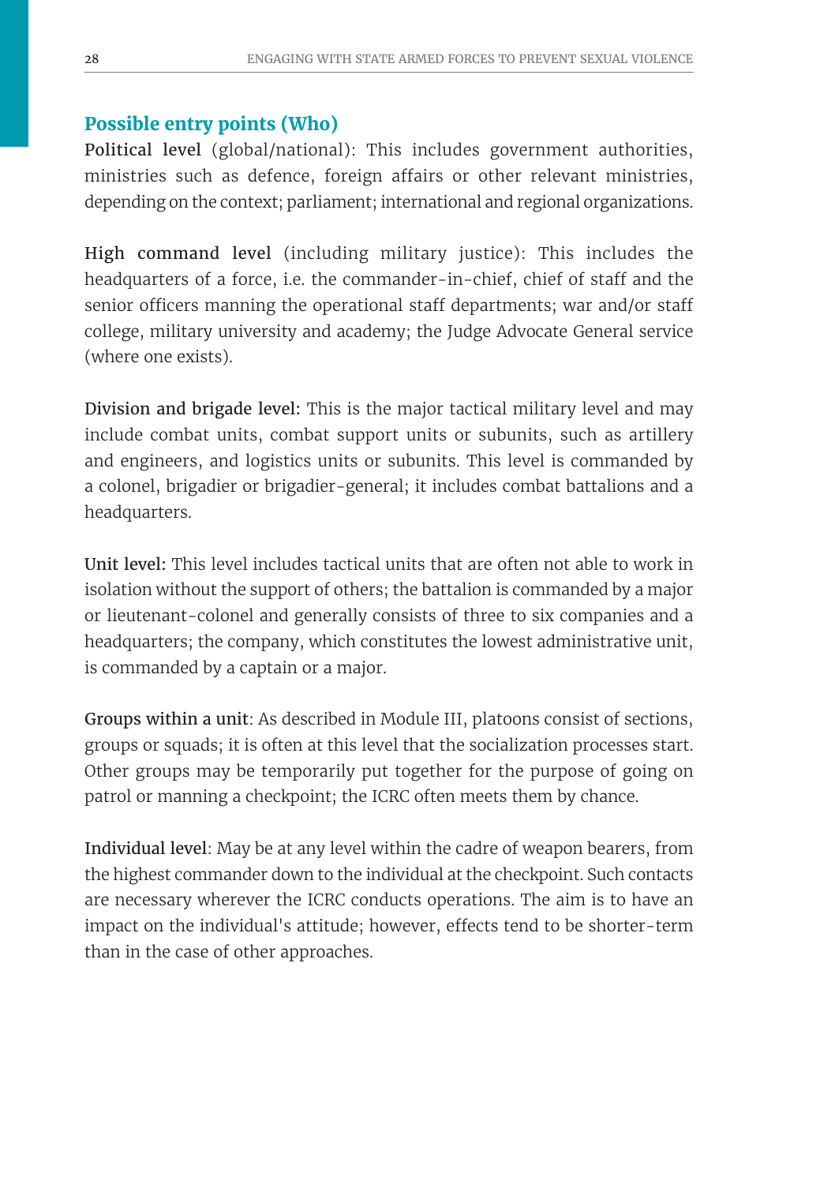## Possible entry points (Who)

**Political level** (global/national): This includes government authorities, ministries such as defence, foreign affairs or other relevant ministries, depending on the context; parliament; international and regional organizations.

**High command level** (including military justice): This includes the headquarters of a force, i.e. the commander-in-chief, chief of staff and the senior officers manning the operational staff departments; war and/or staff college, military university and academy; the Judge Advocate General service (where one exists).

**Division and brigade level:** This is the major tactical military level and may include combat units, combat support units or subunits, such as artillery and engineers, and logistics units or subunits. This level is commanded by a colonel, brigadier or brigadier-general; it includes combat battalions and a headquarters.

**Unit level:** This level includes tactical units that are often not able to work in isolation without the support of others; the battalion is commanded by a major or lieutenant-colonel and generally consists of three to six companies and a headquarters; the company, which constitutes the lowest administrative unit, is commanded by a captain or a major.

**Groups within a unit**: As described in Module III, platoons consist of sections, groups or squads; it is often at this level that the socialization processes start. Other groups may be temporarily put together for the purpose of going on patrol or manning a checkpoint; the ICRC often meets them by chance.

**Individual level**: May be at any level within the cadre of weapon bearers, from the highest commander down to the individual at the checkpoint. Such contacts are necessary wherever the ICRC conducts operations. The aim is to have an impact on the individual's attitude; however, effects tend to be shorter-term than in the case of other approaches.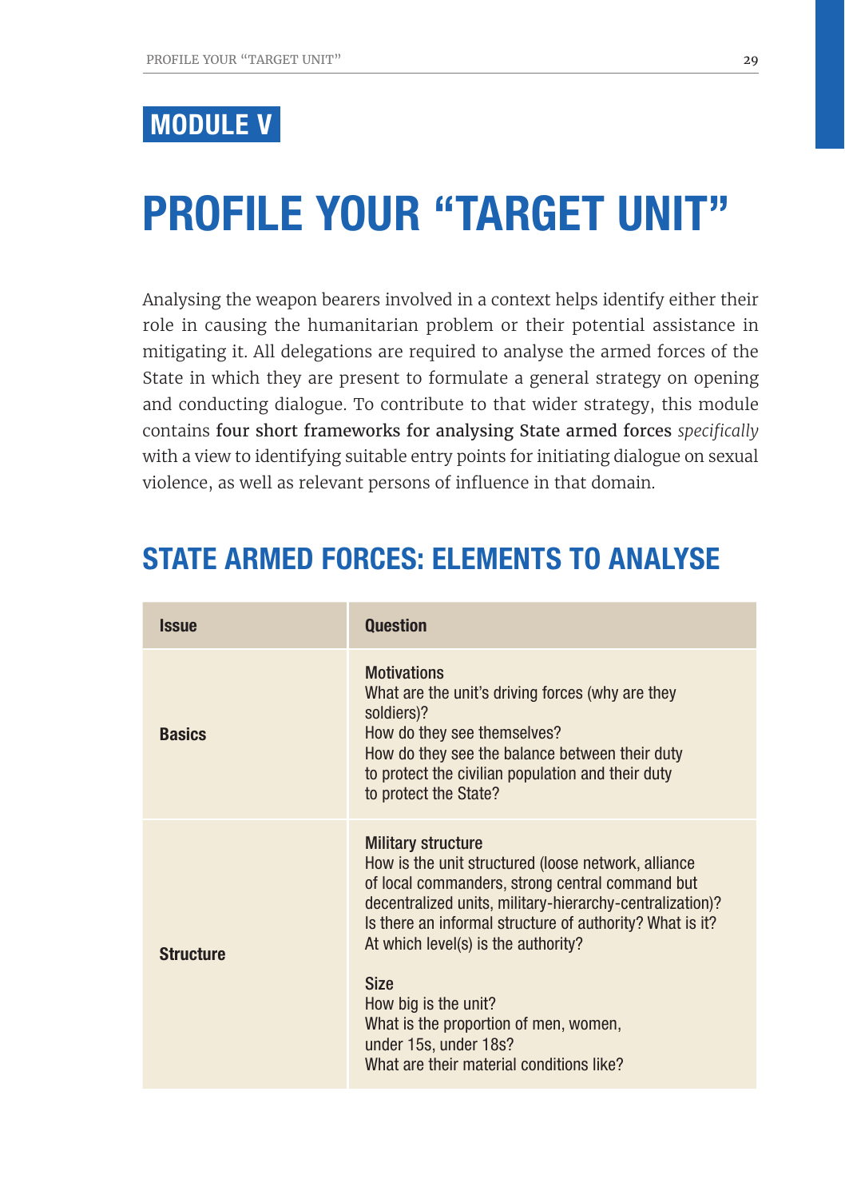**MODULE V**

# PROFILE YOUR "TARGET UNIT"

Analysing the weapon bearers involved in a context helps identify either their role in causing the humanitarian problem or their potential assistance in mitigating it. All delegations are required to analyse the armed forces of the State in which they are present to formulate a general strategy on opening and conducting dialogue. To contribute to that wider strategy, this module contains **four short frameworks for analysing State armed forces** *specifically* with a view to identifying suitable entry points for initiating dialogue on sexual violence, as well as relevant persons of influence in that domain.

## STATE ARMED FORCES: ELEMENTS TO ANALYSE

| Issue | Question |
|---|---|
| **Basics** | Motivations<br>What are the unit's driving forces (why are they soldiers)?<br>How do they see themselves?<br>How do they see the balance between their duty to protect the civilian population and their duty to protect the State? |
| **Structure** | Military structure<br>How is the unit structured (loose network, alliance of local commanders, strong central command but decentralized units, military-hierarchy-centralization)?<br>Is there an informal structure of authority? What is it?<br>At which level(s) is the authority?<br><br>Size<br>How big is the unit?<br>What is the proportion of men, women, under 15s, under 18s?<br>What are their material conditions like? |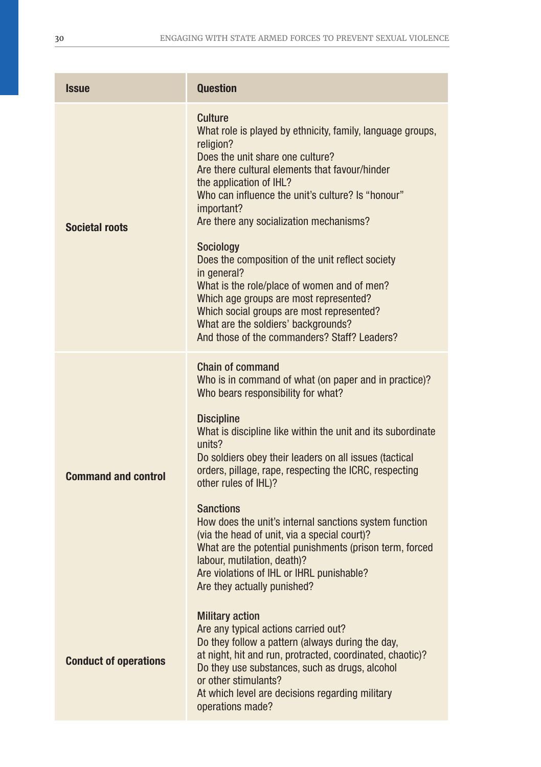| Issue | Question |
| --- | --- |
| **Societal roots** | Culture<br>What role is played by ethnicity, family, language groups, religion?<br>Does the unit share one culture?<br>Are there cultural elements that favour/hinder the application of IHL?<br>Who can influence the unit's culture? Is "honour" important?<br>Are there any socialization mechanisms?<br><br>Sociology<br>Does the composition of the unit reflect society in general?<br>What is the role/place of women and of men?<br>Which age groups are most represented?<br>Which social groups are most represented?<br>What are the soldiers' backgrounds?<br>And those of the commanders? Staff? Leaders? |
| **Command and control** | Chain of command<br>Who is in command of what (on paper and in practice)?<br>Who bears responsibility for what?<br><br>Discipline<br>What is discipline like within the unit and its subordinate units?<br>Do soldiers obey their leaders on all issues (tactical orders, pillage, rape, respecting the ICRC, respecting other rules of IHL)?<br><br>Sanctions<br>How does the unit's internal sanctions system function (via the head of unit, via a special court)?<br>What are the potential punishments (prison term, forced labour, mutilation, death)?<br>Are violations of IHL or IHRL punishable?<br>Are they actually punished? |
| **Conduct of operations** | Military action<br>Are any typical actions carried out?<br>Do they follow a pattern (always during the day, at night, hit and run, protracted, coordinated, chaotic)?<br>Do they use substances, such as drugs, alcohol or other stimulants?<br>At which level are decisions regarding military operations made? |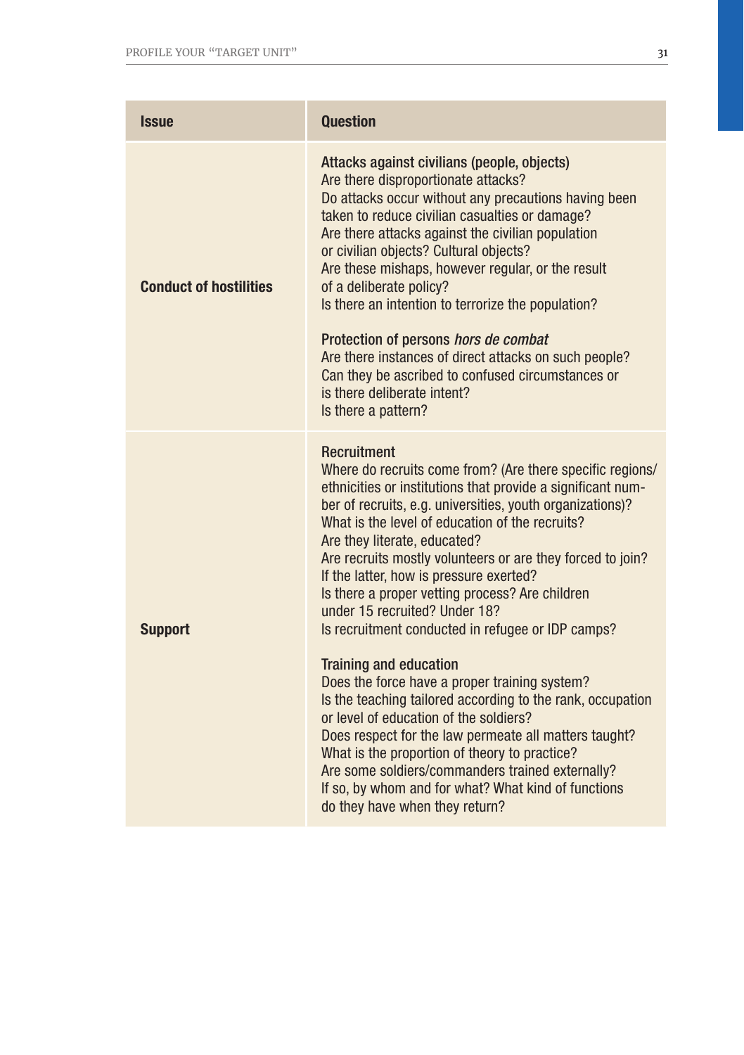| Issue | Question |
|---|---|
| **Conduct of hostilities** | Attacks against civilians (people, objects)<br>Are there disproportionate attacks?<br>Do attacks occur without any precautions having been taken to reduce civilian casualties or damage?<br>Are there attacks against the civilian population or civilian objects? Cultural objects?<br>Are these mishaps, however regular, or the result of a deliberate policy?<br>Is there an intention to terrorize the population?<br><br>Protection of persons *hors de combat*<br>Are there instances of direct attacks on such people?<br>Can they be ascribed to confused circumstances or is there deliberate intent?<br>Is there a pattern? |
| **Support** | Recruitment<br>Where do recruits come from? (Are there specific regions/ethnicities or institutions that provide a significant number of recruits, e.g. universities, youth organizations)?<br>What is the level of education of the recruits?<br>Are they literate, educated?<br>Are recruits mostly volunteers or are they forced to join?<br>If the latter, how is pressure exerted?<br>Is there a proper vetting process? Are children under 15 recruited? Under 18?<br>Is recruitment conducted in refugee or IDP camps?<br><br>Training and education<br>Does the force have a proper training system?<br>Is the teaching tailored according to the rank, occupation or level of education of the soldiers?<br>Does respect for the law permeate all matters taught?<br>What is the proportion of theory to practice?<br>Are some soldiers/commanders trained externally?<br>If so, by whom and for what? What kind of functions do they have when they return? |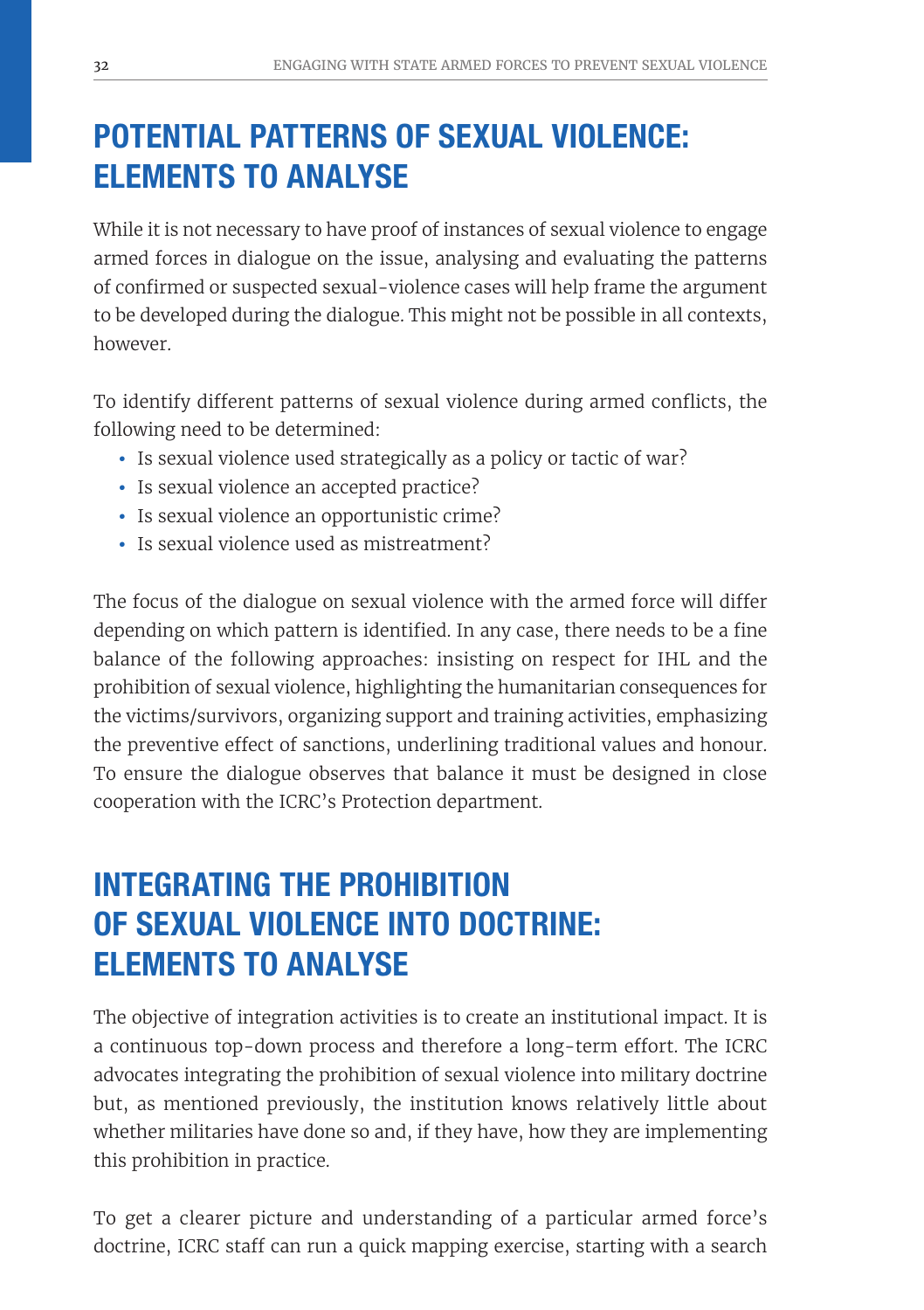## POTENTIAL PATTERNS OF SEXUAL VIOLENCE: ELEMENTS TO ANALYSE

While it is not necessary to have proof of instances of sexual violence to engage armed forces in dialogue on the issue, analysing and evaluating the patterns of confirmed or suspected sexual-violence cases will help frame the argument to be developed during the dialogue. This might not be possible in all contexts, however.

To identify different patterns of sexual violence during armed conflicts, the following need to be determined:

- Is sexual violence used strategically as a policy or tactic of war?
- Is sexual violence an accepted practice?
- Is sexual violence an opportunistic crime?
- Is sexual violence used as mistreatment?

The focus of the dialogue on sexual violence with the armed force will differ depending on which pattern is identified. In any case, there needs to be a fine balance of the following approaches: insisting on respect for IHL and the prohibition of sexual violence, highlighting the humanitarian consequences for the victims/survivors, organizing support and training activities, emphasizing the preventive effect of sanctions, underlining traditional values and honour. To ensure the dialogue observes that balance it must be designed in close cooperation with the ICRC's Protection department.

## INTEGRATING THE PROHIBITION OF SEXUAL VIOLENCE INTO DOCTRINE: ELEMENTS TO ANALYSE

The objective of integration activities is to create an institutional impact. It is a continuous top-down process and therefore a long-term effort. The ICRC advocates integrating the prohibition of sexual violence into military doctrine but, as mentioned previously, the institution knows relatively little about whether militaries have done so and, if they have, how they are implementing this prohibition in practice.

To get a clearer picture and understanding of a particular armed force's doctrine, ICRC staff can run a quick mapping exercise, starting with a search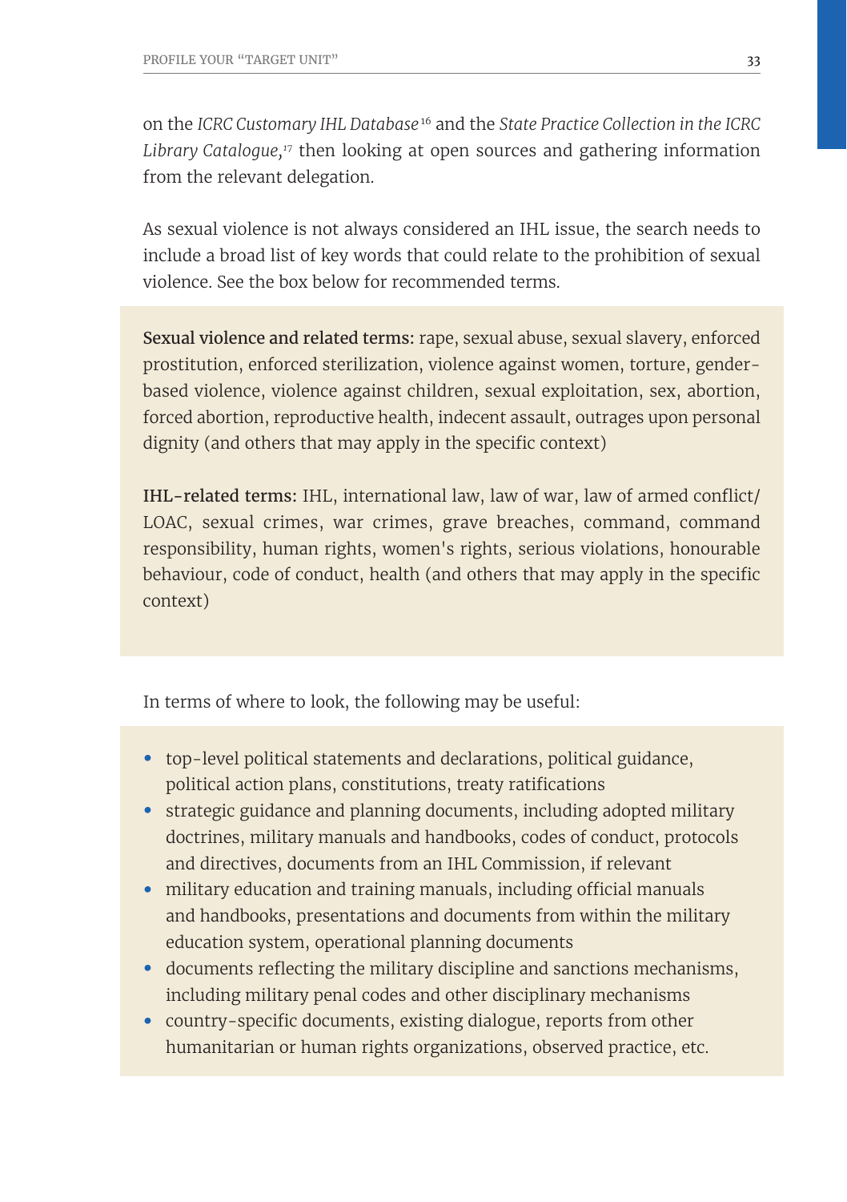on the *ICRC Customary IHL Database*[16] and the *State Practice Collection in the ICRC Library Catalogue*,[17] then looking at open sources and gathering information from the relevant delegation.

As sexual violence is not always considered an IHL issue, the search needs to include a broad list of key words that could relate to the prohibition of sexual violence. See the box below for recommended terms.

**Sexual violence and related terms:** rape, sexual abuse, sexual slavery, enforced prostitution, enforced sterilization, violence against women, torture, gender-based violence, violence against children, sexual exploitation, sex, abortion, forced abortion, reproductive health, indecent assault, outrages upon personal dignity (and others that may apply in the specific context)

**IHL-related terms:** IHL, international law, law of war, law of armed conflict/LOAC, sexual crimes, war crimes, grave breaches, command, command responsibility, human rights, women's rights, serious violations, honourable behaviour, code of conduct, health (and others that may apply in the specific context)

In terms of where to look, the following may be useful:

- top-level political statements and declarations, political guidance, political action plans, constitutions, treaty ratifications
- strategic guidance and planning documents, including adopted military doctrines, military manuals and handbooks, codes of conduct, protocols and directives, documents from an IHL Commission, if relevant
- military education and training manuals, including official manuals and handbooks, presentations and documents from within the military education system, operational planning documents
- documents reflecting the military discipline and sanctions mechanisms, including military penal codes and other disciplinary mechanisms
- country-specific documents, existing dialogue, reports from other humanitarian or human rights organizations, observed practice, etc.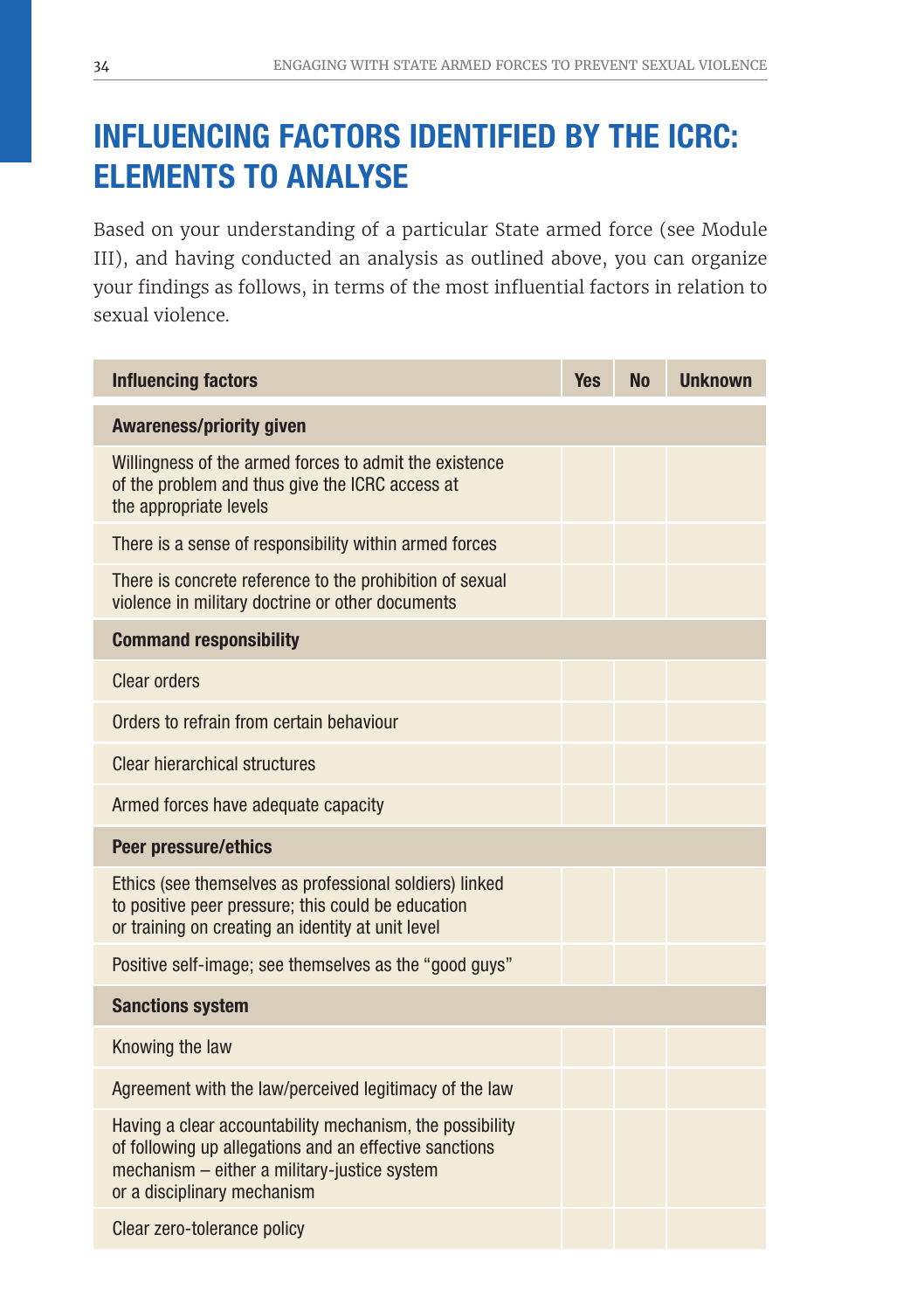# INFLUENCING FACTORS IDENTIFIED BY THE ICRC: ELEMENTS TO ANALYSE

Based on your understanding of a particular State armed force (see Module III), and having conducted an analysis as outlined above, you can organize your findings as follows, in terms of the most influential factors in relation to sexual violence.

| Influencing factors | Yes | No | Unknown |
|---|---|---|---|
| **Awareness/priority given** | | | |
| Willingness of the armed forces to admit the existence of the problem and thus give the ICRC access at the appropriate levels | | | |
| There is a sense of responsibility within armed forces | | | |
| There is concrete reference to the prohibition of sexual violence in military doctrine or other documents | | | |
| **Command responsibility** | | | |
| Clear orders | | | |
| Orders to refrain from certain behaviour | | | |
| Clear hierarchical structures | | | |
| Armed forces have adequate capacity | | | |
| **Peer pressure/ethics** | | | |
| Ethics (see themselves as professional soldiers) linked to positive peer pressure; this could be education or training on creating an identity at unit level | | | |
| Positive self-image; see themselves as the "good guys" | | | |
| **Sanctions system** | | | |
| Knowing the law | | | |
| Agreement with the law/perceived legitimacy of the law | | | |
| Having a clear accountability mechanism, the possibility of following up allegations and an effective sanctions mechanism – either a military-justice system or a disciplinary mechanism | | | |
| Clear zero-tolerance policy | | | |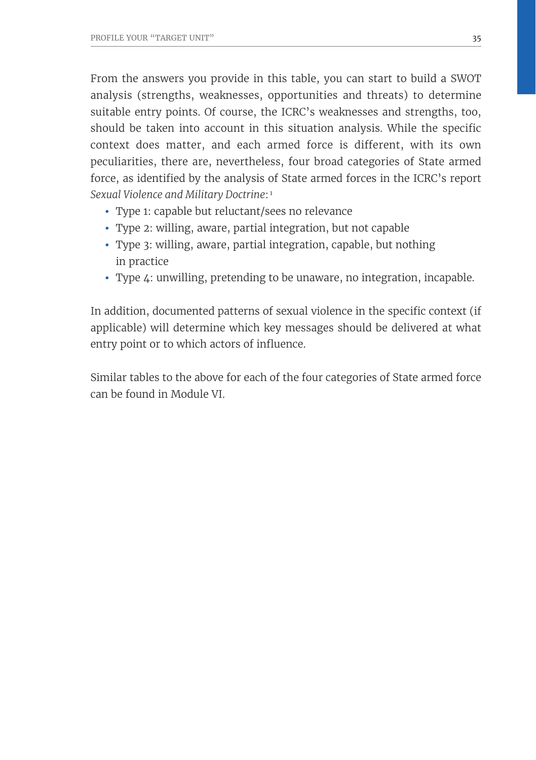From the answers you provide in this table, you can start to build a SWOT analysis (strengths, weaknesses, opportunities and threats) to determine suitable entry points. Of course, the ICRC's weaknesses and strengths, too, should be taken into account in this situation analysis. While the specific context does matter, and each armed force is different, with its own peculiarities, there are, nevertheless, four broad categories of State armed force, as identified by the analysis of State armed forces in the ICRC's report *Sexual Violence and Military Doctrine*:[1]

- Type 1: capable but reluctant/sees no relevance
- Type 2: willing, aware, partial integration, but not capable
- Type 3: willing, aware, partial integration, capable, but nothing in practice
- Type 4: unwilling, pretending to be unaware, no integration, incapable.

In addition, documented patterns of sexual violence in the specific context (if applicable) will determine which key messages should be delivered at what entry point or to which actors of influence.

Similar tables to the above for each of the four categories of State armed force can be found in Module VI.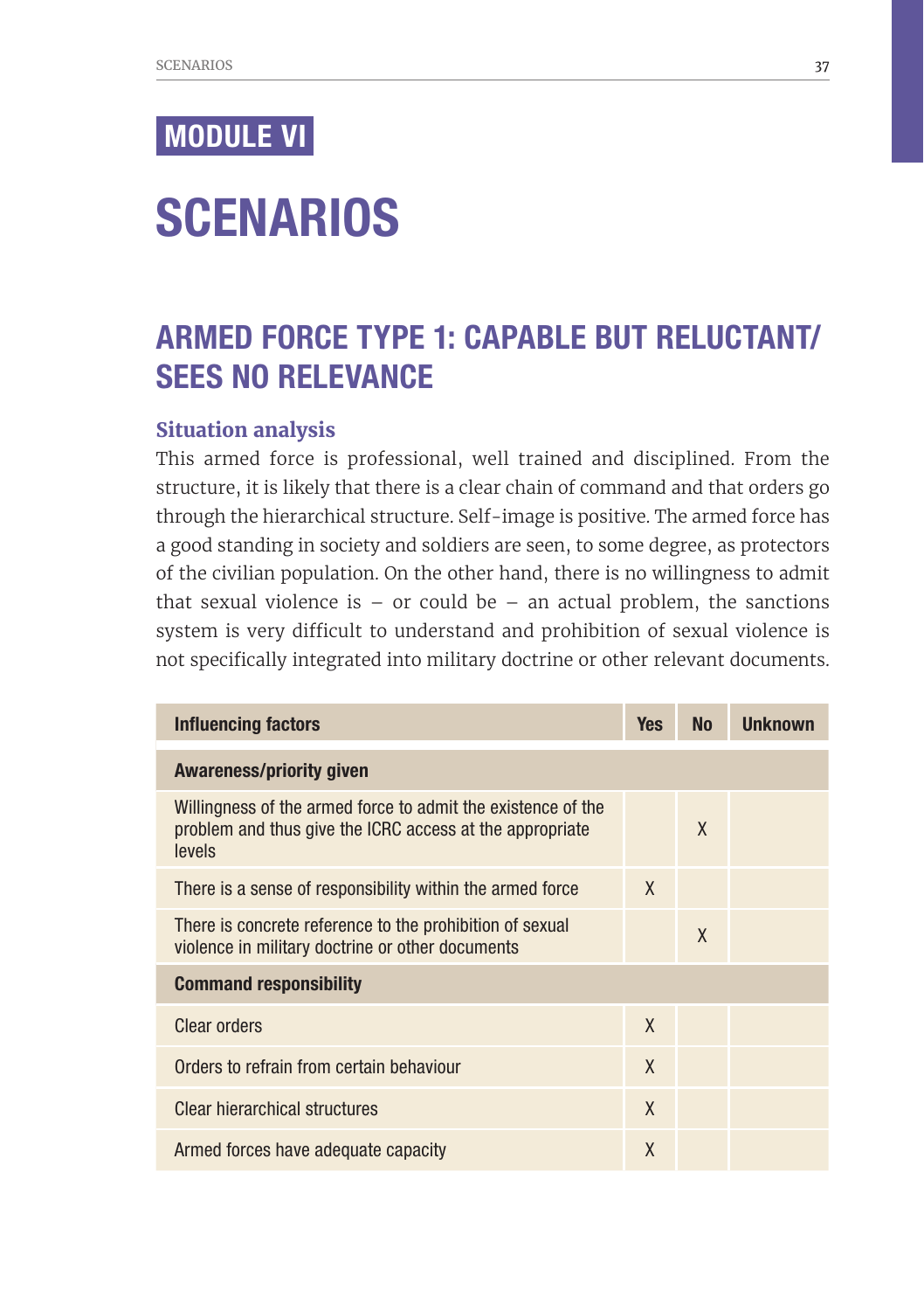# MODULE VI

# SCENARIOS

## ARMED FORCE TYPE 1: CAPABLE BUT RELUCTANT/ SEES NO RELEVANCE

### Situation analysis

This armed force is professional, well trained and disciplined. From the structure, it is likely that there is a clear chain of command and that orders go through the hierarchical structure. Self-image is positive. The armed force has a good standing in society and soldiers are seen, to some degree, as protectors of the civilian population. On the other hand, there is no willingness to admit that sexual violence is – or could be – an actual problem, the sanctions system is very difficult to understand and prohibition of sexual violence is not specifically integrated into military doctrine or other relevant documents.

| Influencing factors | Yes | No | Unknown |
|---|---|---|---|
| **Awareness/priority given** | | | |
| Willingness of the armed force to admit the existence of the problem and thus give the ICRC access at the appropriate levels | | X | |
| There is a sense of responsibility within the armed force | X | | |
| There is concrete reference to the prohibition of sexual violence in military doctrine or other documents | | X | |
| **Command responsibility** | | | |
| Clear orders | X | | |
| Orders to refrain from certain behaviour | X | | |
| Clear hierarchical structures | X | | |
| Armed forces have adequate capacity | X | | |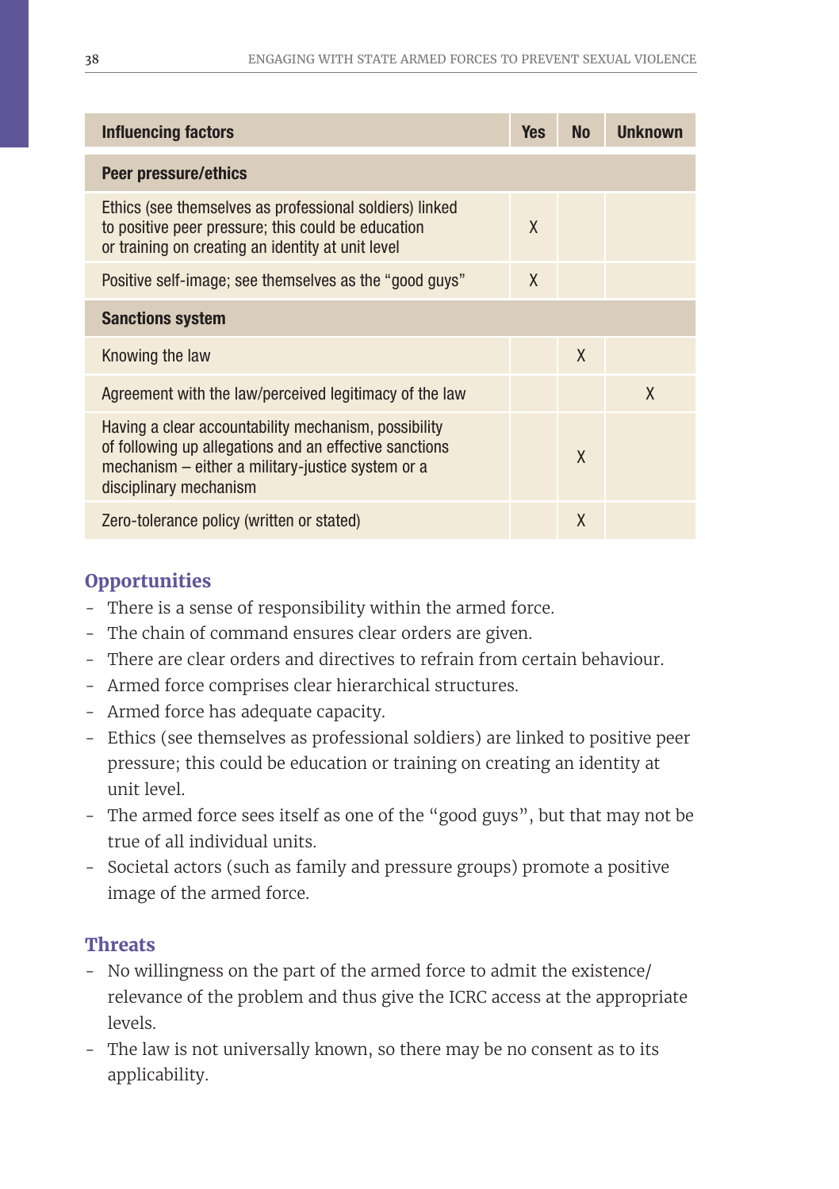| Influencing factors | Yes | No | Unknown |
|---|---|---|---|
| **Peer pressure/ethics** | | | |
| Ethics (see themselves as professional soldiers) linked to positive peer pressure; this could be education or training on creating an identity at unit level | X | | |
| Positive self-image; see themselves as the "good guys" | X | | |
| **Sanctions system** | | | |
| Knowing the law | | X | |
| Agreement with the law/perceived legitimacy of the law | | | X |
| Having a clear accountability mechanism, possibility of following up allegations and an effective sanctions mechanism – either a military-justice system or a disciplinary mechanism | | X | |
| Zero-tolerance policy (written or stated) | | X | |

## Opportunities

- There is a sense of responsibility within the armed force.
- The chain of command ensures clear orders are given.
- There are clear orders and directives to refrain from certain behaviour.
- Armed force comprises clear hierarchical structures.
- Armed force has adequate capacity.
- Ethics (see themselves as professional soldiers) are linked to positive peer pressure; this could be education or training on creating an identity at unit level.
- The armed force sees itself as one of the "good guys", but that may not be true of all individual units.
- Societal actors (such as family and pressure groups) promote a positive image of the armed force.

## Threats

- No willingness on the part of the armed force to admit the existence/relevance of the problem and thus give the ICRC access at the appropriate levels.
- The law is not universally known, so there may be no consent as to its applicability.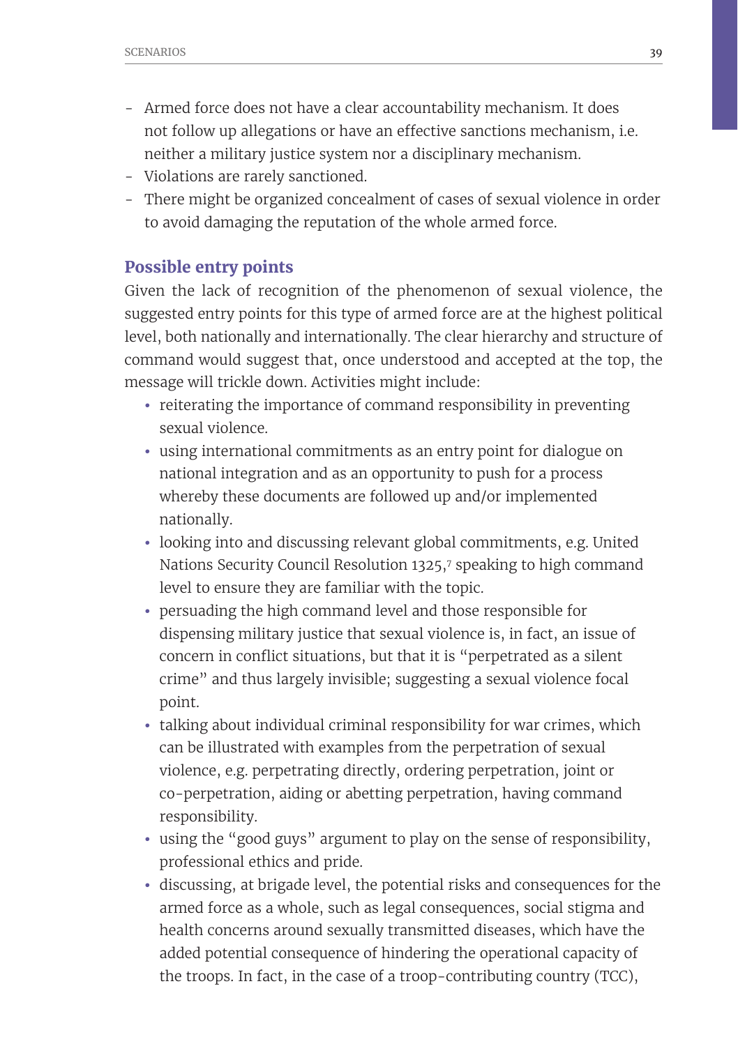- Armed force does not have a clear accountability mechanism. It does not follow up allegations or have an effective sanctions mechanism, i.e. neither a military justice system nor a disciplinary mechanism.
- Violations are rarely sanctioned.
- There might be organized concealment of cases of sexual violence in order to avoid damaging the reputation of the whole armed force.

### Possible entry points

Given the lack of recognition of the phenomenon of sexual violence, the suggested entry points for this type of armed force are at the highest political level, both nationally and internationally. The clear hierarchy and structure of command would suggest that, once understood and accepted at the top, the message will trickle down. Activities might include:

- reiterating the importance of command responsibility in preventing sexual violence.
- using international commitments as an entry point for dialogue on national integration and as an opportunity to push for a process whereby these documents are followed up and/or implemented nationally.
- looking into and discussing relevant global commitments, e.g. United Nations Security Council Resolution 1325,[7] speaking to high command level to ensure they are familiar with the topic.
- persuading the high command level and those responsible for dispensing military justice that sexual violence is, in fact, an issue of concern in conflict situations, but that it is "perpetrated as a silent crime" and thus largely invisible; suggesting a sexual violence focal point.
- talking about individual criminal responsibility for war crimes, which can be illustrated with examples from the perpetration of sexual violence, e.g. perpetrating directly, ordering perpetration, joint or co-perpetration, aiding or abetting perpetration, having command responsibility.
- using the "good guys" argument to play on the sense of responsibility, professional ethics and pride.
- discussing, at brigade level, the potential risks and consequences for the armed force as a whole, such as legal consequences, social stigma and health concerns around sexually transmitted diseases, which have the added potential consequence of hindering the operational capacity of the troops. In fact, in the case of a troop-contributing country (TCC),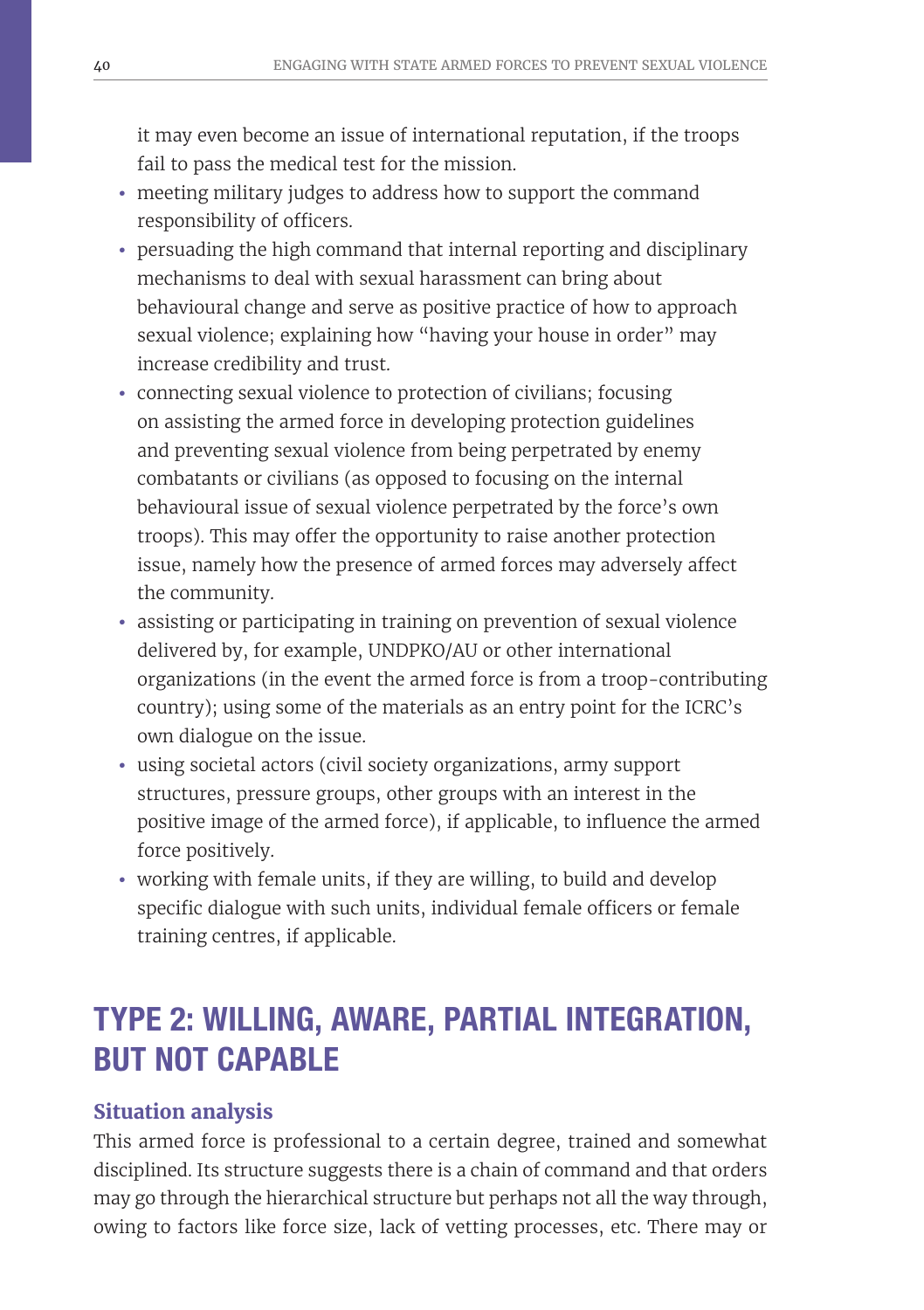it may even become an issue of international reputation, if the troops fail to pass the medical test for the mission.

- meeting military judges to address how to support the command responsibility of officers.
- persuading the high command that internal reporting and disciplinary mechanisms to deal with sexual harassment can bring about behavioural change and serve as positive practice of how to approach sexual violence; explaining how "having your house in order" may increase credibility and trust.
- connecting sexual violence to protection of civilians; focusing on assisting the armed force in developing protection guidelines and preventing sexual violence from being perpetrated by enemy combatants or civilians (as opposed to focusing on the internal behavioural issue of sexual violence perpetrated by the force's own troops). This may offer the opportunity to raise another protection issue, namely how the presence of armed forces may adversely affect the community.
- assisting or participating in training on prevention of sexual violence delivered by, for example, UNDPKO/AU or other international organizations (in the event the armed force is from a troop-contributing country); using some of the materials as an entry point for the ICRC's own dialogue on the issue.
- using societal actors (civil society organizations, army support structures, pressure groups, other groups with an interest in the positive image of the armed force), if applicable, to influence the armed force positively.
- working with female units, if they are willing, to build and develop specific dialogue with such units, individual female officers or female training centres, if applicable.

## TYPE 2: WILLING, AWARE, PARTIAL INTEGRATION, BUT NOT CAPABLE

### Situation analysis

This armed force is professional to a certain degree, trained and somewhat disciplined. Its structure suggests there is a chain of command and that orders may go through the hierarchical structure but perhaps not all the way through, owing to factors like force size, lack of vetting processes, etc. There may or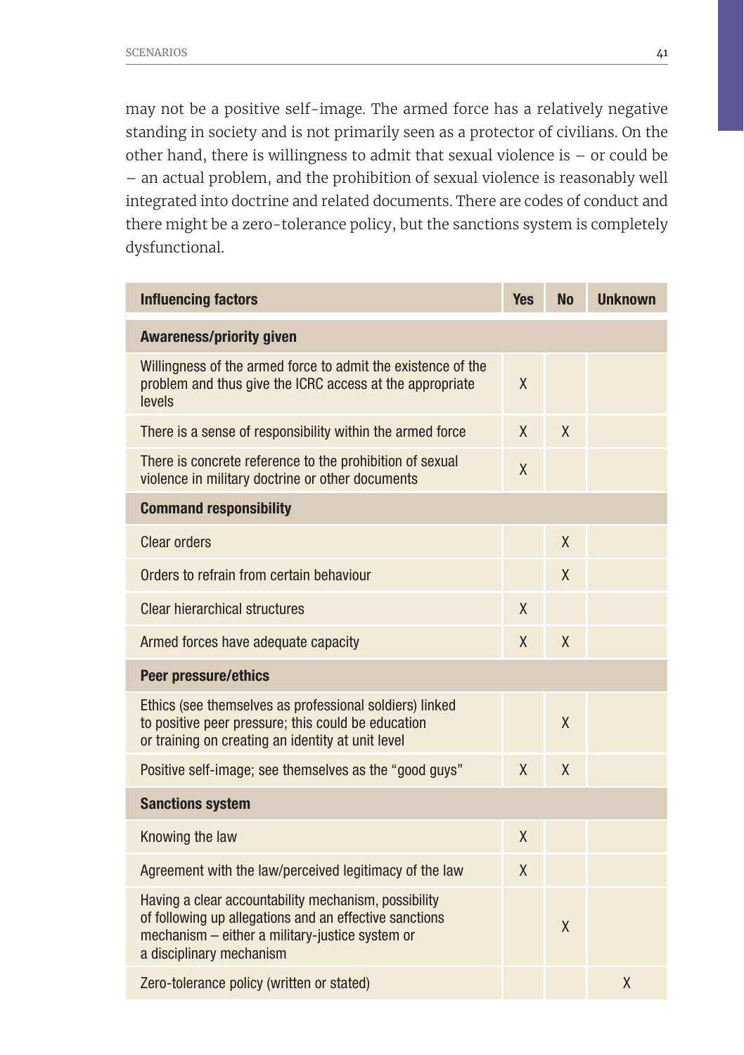may not be a positive self-image. The armed force has a relatively negative standing in society and is not primarily seen as a protector of civilians. On the other hand, there is willingness to admit that sexual violence is – or could be – an actual problem, and the prohibition of sexual violence is reasonably well integrated into doctrine and related documents. There are codes of conduct and there might be a zero-tolerance policy, but the sanctions system is completely dysfunctional.

| Influencing factors | Yes | No | Unknown |
|---|---|---|---|
| **Awareness/priority given** | | | |
| Willingness of the armed force to admit the existence of the problem and thus give the ICRC access at the appropriate levels | X | | |
| There is a sense of responsibility within the armed force | X | X | |
| There is concrete reference to the prohibition of sexual violence in military doctrine or other documents | X | | |
| **Command responsibility** | | | |
| Clear orders | | X | |
| Orders to refrain from certain behaviour | | X | |
| Clear hierarchical structures | X | | |
| Armed forces have adequate capacity | X | X | |
| **Peer pressure/ethics** | | | |
| Ethics (see themselves as professional soldiers) linked to positive peer pressure; this could be education or training on creating an identity at unit level | | X | |
| Positive self-image; see themselves as the "good guys" | X | X | |
| **Sanctions system** | | | |
| Knowing the law | X | | |
| Agreement with the law/perceived legitimacy of the law | X | | |
| Having a clear accountability mechanism, possibility of following up allegations and an effective sanctions mechanism – either a military-justice system or a disciplinary mechanism | | X | |
| Zero-tolerance policy (written or stated) | | | X |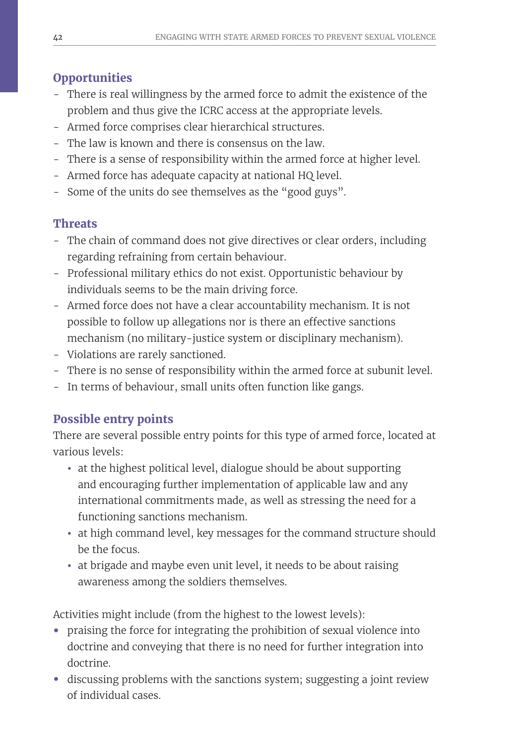### Opportunities

- There is real willingness by the armed force to admit the existence of the problem and thus give the ICRC access at the appropriate levels.
- Armed force comprises clear hierarchical structures.
- The law is known and there is consensus on the law.
- There is a sense of responsibility within the armed force at higher level.
- Armed force has adequate capacity at national HQ level.
- Some of the units do see themselves as the "good guys".

### Threats

- The chain of command does not give directives or clear orders, including regarding refraining from certain behaviour.
- Professional military ethics do not exist. Opportunistic behaviour by individuals seems to be the main driving force.
- Armed force does not have a clear accountability mechanism. It is not possible to follow up allegations nor is there an effective sanctions mechanism (no military-justice system or disciplinary mechanism).
- Violations are rarely sanctioned.
- There is no sense of responsibility within the armed force at subunit level.
- In terms of behaviour, small units often function like gangs.

### Possible entry points

There are several possible entry points for this type of armed force, located at various levels:

- at the highest political level, dialogue should be about supporting and encouraging further implementation of applicable law and any international commitments made, as well as stressing the need for a functioning sanctions mechanism.
- at high command level, key messages for the command structure should be the focus.
- at brigade and maybe even unit level, it needs to be about raising awareness among the soldiers themselves.

Activities might include (from the highest to the lowest levels):

- praising the force for integrating the prohibition of sexual violence into doctrine and conveying that there is no need for further integration into doctrine.
- discussing problems with the sanctions system; suggesting a joint review of individual cases.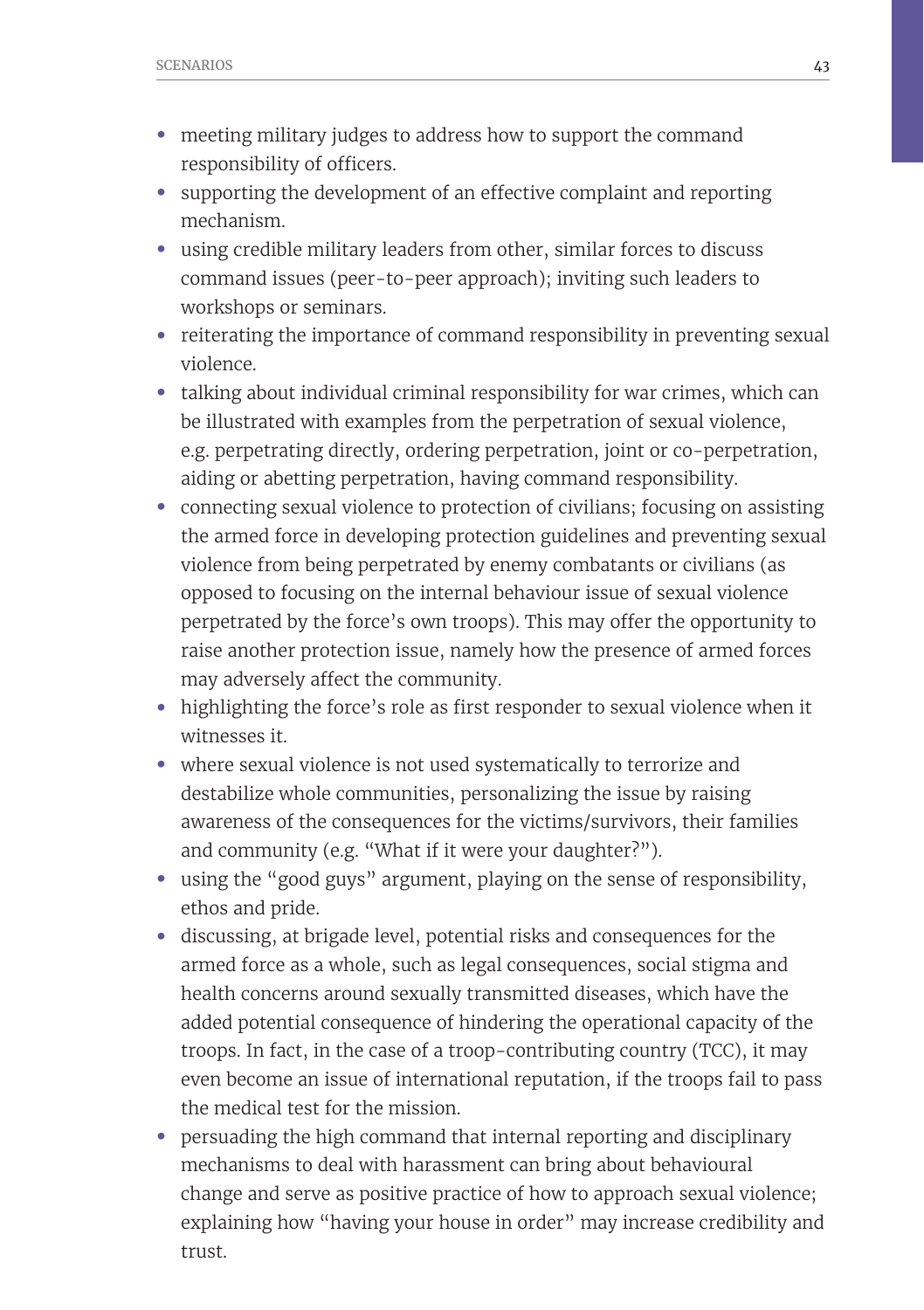- meeting military judges to address how to support the command responsibility of officers.
- supporting the development of an effective complaint and reporting mechanism.
- using credible military leaders from other, similar forces to discuss command issues (peer-to-peer approach); inviting such leaders to workshops or seminars.
- reiterating the importance of command responsibility in preventing sexual violence.
- talking about individual criminal responsibility for war crimes, which can be illustrated with examples from the perpetration of sexual violence, e.g. perpetrating directly, ordering perpetration, joint or co-perpetration, aiding or abetting perpetration, having command responsibility.
- connecting sexual violence to protection of civilians; focusing on assisting the armed force in developing protection guidelines and preventing sexual violence from being perpetrated by enemy combatants or civilians (as opposed to focusing on the internal behaviour issue of sexual violence perpetrated by the force's own troops). This may offer the opportunity to raise another protection issue, namely how the presence of armed forces may adversely affect the community.
- highlighting the force's role as first responder to sexual violence when it witnesses it.
- where sexual violence is not used systematically to terrorize and destabilize whole communities, personalizing the issue by raising awareness of the consequences for the victims/survivors, their families and community (e.g. "What if it were your daughter?").
- using the "good guys" argument, playing on the sense of responsibility, ethos and pride.
- discussing, at brigade level, potential risks and consequences for the armed force as a whole, such as legal consequences, social stigma and health concerns around sexually transmitted diseases, which have the added potential consequence of hindering the operational capacity of the troops. In fact, in the case of a troop-contributing country (TCC), it may even become an issue of international reputation, if the troops fail to pass the medical test for the mission.
- persuading the high command that internal reporting and disciplinary mechanisms to deal with harassment can bring about behavioural change and serve as positive practice of how to approach sexual violence; explaining how "having your house in order" may increase credibility and trust.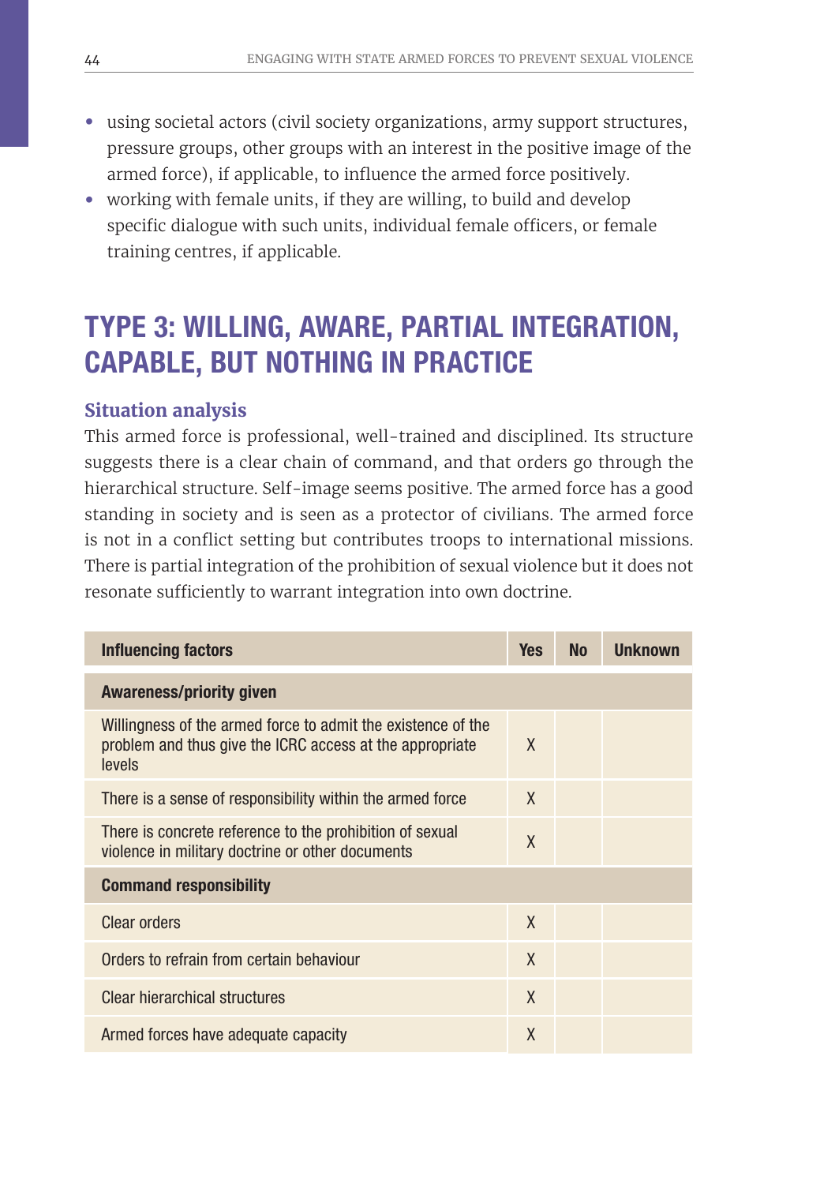- using societal actors (civil society organizations, army support structures, pressure groups, other groups with an interest in the positive image of the armed force), if applicable, to influence the armed force positively.
- working with female units, if they are willing, to build and develop specific dialogue with such units, individual female officers, or female training centres, if applicable.

## TYPE 3: WILLING, AWARE, PARTIAL INTEGRATION, CAPABLE, BUT NOTHING IN PRACTICE

### Situation analysis

This armed force is professional, well-trained and disciplined. Its structure suggests there is a clear chain of command, and that orders go through the hierarchical structure. Self-image seems positive. The armed force has a good standing in society and is seen as a protector of civilians. The armed force is not in a conflict setting but contributes troops to international missions. There is partial integration of the prohibition of sexual violence but it does not resonate sufficiently to warrant integration into own doctrine.

| Influencing factors | Yes | No | Unknown |
|---|---|---|---|
| **Awareness/priority given** | | | |
| Willingness of the armed force to admit the existence of the problem and thus give the ICRC access at the appropriate levels | X | | |
| There is a sense of responsibility within the armed force | X | | |
| There is concrete reference to the prohibition of sexual violence in military doctrine or other documents | X | | |
| **Command responsibility** | | | |
| Clear orders | X | | |
| Orders to refrain from certain behaviour | X | | |
| Clear hierarchical structures | X | | |
| Armed forces have adequate capacity | X | | |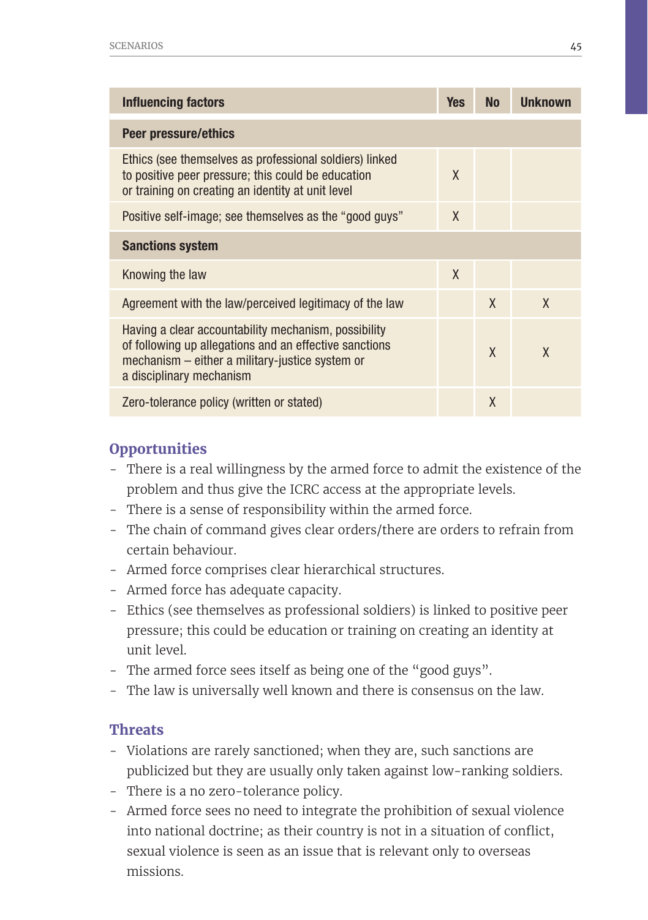| Influencing factors | Yes | No | Unknown |
|---|---|---|---|
| **Peer pressure/ethics** | | | |
| Ethics (see themselves as professional soldiers) linked to positive peer pressure; this could be education or training on creating an identity at unit level | X | | |
| Positive self-image; see themselves as the "good guys" | X | | |
| **Sanctions system** | | | |
| Knowing the law | X | | |
| Agreement with the law/perceived legitimacy of the law | | X | X |
| Having a clear accountability mechanism, possibility of following up allegations and an effective sanctions mechanism – either a military-justice system or a disciplinary mechanism | | X | X |
| Zero-tolerance policy (written or stated) | | X | |

### Opportunities

- There is a real willingness by the armed force to admit the existence of the problem and thus give the ICRC access at the appropriate levels.
- There is a sense of responsibility within the armed force.
- The chain of command gives clear orders/there are orders to refrain from certain behaviour.
- Armed force comprises clear hierarchical structures.
- Armed force has adequate capacity.
- Ethics (see themselves as professional soldiers) is linked to positive peer pressure; this could be education or training on creating an identity at unit level.
- The armed force sees itself as being one of the "good guys".
- The law is universally well known and there is consensus on the law.

### Threats

- Violations are rarely sanctioned; when they are, such sanctions are publicized but they are usually only taken against low-ranking soldiers.
- There is a no zero-tolerance policy.
- Armed force sees no need to integrate the prohibition of sexual violence into national doctrine; as their country is not in a situation of conflict, sexual violence is seen as an issue that is relevant only to overseas missions.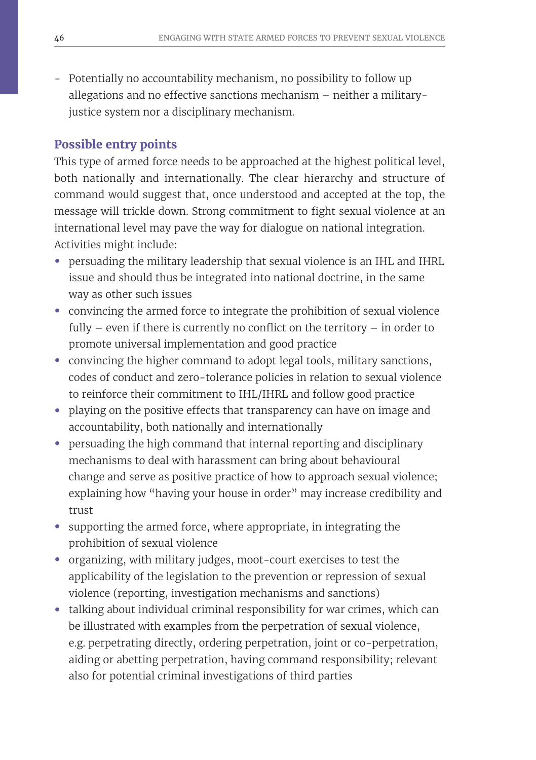- Potentially no accountability mechanism, no possibility to follow up allegations and no effective sanctions mechanism – neither a military-justice system nor a disciplinary mechanism.

### Possible entry points

This type of armed force needs to be approached at the highest political level, both nationally and internationally. The clear hierarchy and structure of command would suggest that, once understood and accepted at the top, the message will trickle down. Strong commitment to fight sexual violence at an international level may pave the way for dialogue on national integration. Activities might include:

- persuading the military leadership that sexual violence is an IHL and IHRL issue and should thus be integrated into national doctrine, in the same way as other such issues
- convincing the armed force to integrate the prohibition of sexual violence fully – even if there is currently no conflict on the territory – in order to promote universal implementation and good practice
- convincing the higher command to adopt legal tools, military sanctions, codes of conduct and zero-tolerance policies in relation to sexual violence to reinforce their commitment to IHL/IHRL and follow good practice
- playing on the positive effects that transparency can have on image and accountability, both nationally and internationally
- persuading the high command that internal reporting and disciplinary mechanisms to deal with harassment can bring about behavioural change and serve as positive practice of how to approach sexual violence; explaining how "having your house in order" may increase credibility and trust
- supporting the armed force, where appropriate, in integrating the prohibition of sexual violence
- organizing, with military judges, moot-court exercises to test the applicability of the legislation to the prevention or repression of sexual violence (reporting, investigation mechanisms and sanctions)
- talking about individual criminal responsibility for war crimes, which can be illustrated with examples from the perpetration of sexual violence, e.g. perpetrating directly, ordering perpetration, joint or co-perpetration, aiding or abetting perpetration, having command responsibility; relevant also for potential criminal investigations of third parties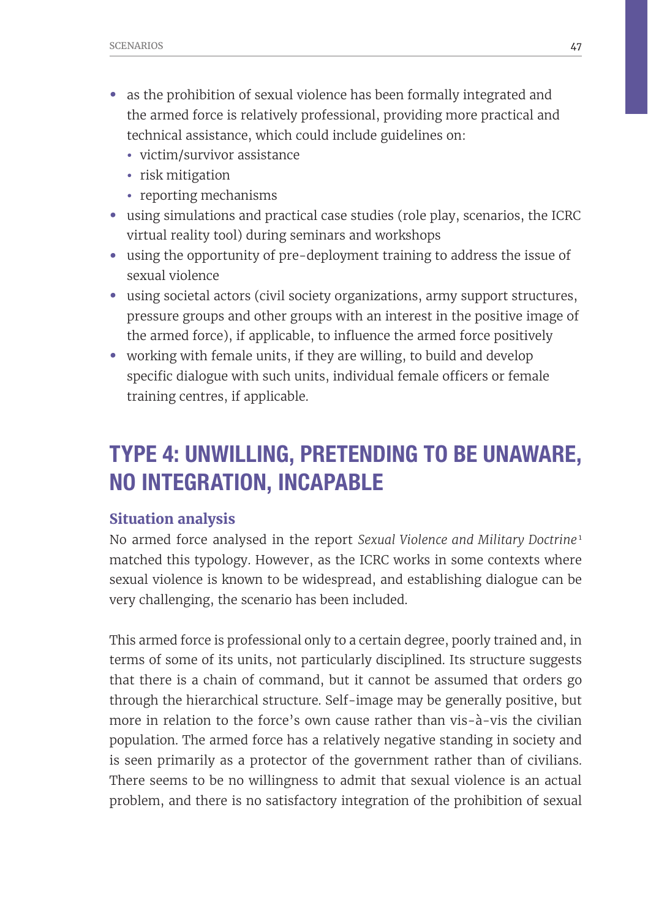- as the prohibition of sexual violence has been formally integrated and the armed force is relatively professional, providing more practical and technical assistance, which could include guidelines on:
  - victim/survivor assistance
  - risk mitigation
  - reporting mechanisms
- using simulations and practical case studies (role play, scenarios, the ICRC virtual reality tool) during seminars and workshops
- using the opportunity of pre-deployment training to address the issue of sexual violence
- using societal actors (civil society organizations, army support structures, pressure groups and other groups with an interest in the positive image of the armed force), if applicable, to influence the armed force positively
- working with female units, if they are willing, to build and develop specific dialogue with such units, individual female officers or female training centres, if applicable.

## TYPE 4: UNWILLING, PRETENDING TO BE UNAWARE, NO INTEGRATION, INCAPABLE

### Situation analysis

No armed force analysed in the report *Sexual Violence and Military Doctrine*[1] matched this typology. However, as the ICRC works in some contexts where sexual violence is known to be widespread, and establishing dialogue can be very challenging, the scenario has been included.

This armed force is professional only to a certain degree, poorly trained and, in terms of some of its units, not particularly disciplined. Its structure suggests that there is a chain of command, but it cannot be assumed that orders go through the hierarchical structure. Self-image may be generally positive, but more in relation to the force's own cause rather than vis-à-vis the civilian population. The armed force has a relatively negative standing in society and is seen primarily as a protector of the government rather than of civilians. There seems to be no willingness to admit that sexual violence is an actual problem, and there is no satisfactory integration of the prohibition of sexual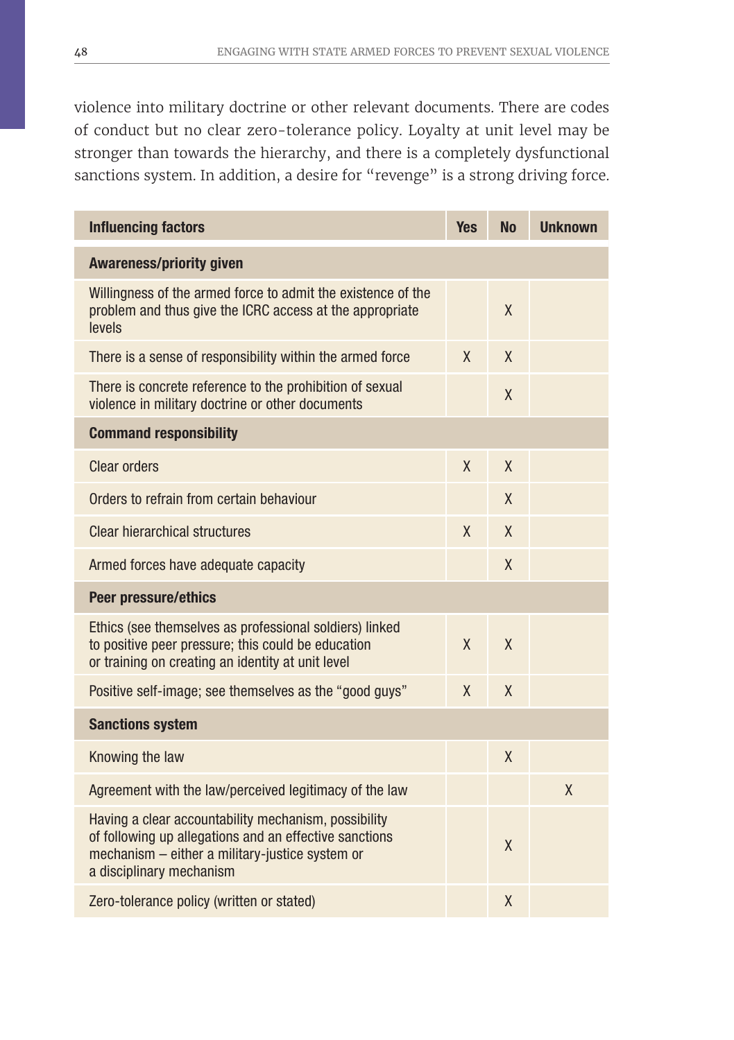violence into military doctrine or other relevant documents. There are codes of conduct but no clear zero-tolerance policy. Loyalty at unit level may be stronger than towards the hierarchy, and there is a completely dysfunctional sanctions system. In addition, a desire for "revenge" is a strong driving force.

| Influencing factors | Yes | No | Unknown |
|---|---|---|---|
| **Awareness/priority given** | | | |
| Willingness of the armed force to admit the existence of the problem and thus give the ICRC access at the appropriate levels | | X | |
| There is a sense of responsibility within the armed force | X | X | |
| There is concrete reference to the prohibition of sexual violence in military doctrine or other documents | | X | |
| **Command responsibility** | | | |
| Clear orders | X | X | |
| Orders to refrain from certain behaviour | | X | |
| Clear hierarchical structures | X | X | |
| Armed forces have adequate capacity | | X | |
| **Peer pressure/ethics** | | | |
| Ethics (see themselves as professional soldiers) linked to positive peer pressure; this could be education or training on creating an identity at unit level | X | X | |
| Positive self-image; see themselves as the "good guys" | X | X | |
| **Sanctions system** | | | |
| Knowing the law | | X | |
| Agreement with the law/perceived legitimacy of the law | | | X |
| Having a clear accountability mechanism, possibility of following up allegations and an effective sanctions mechanism – either a military-justice system or a disciplinary mechanism | | X | |
| Zero-tolerance policy (written or stated) | | X | |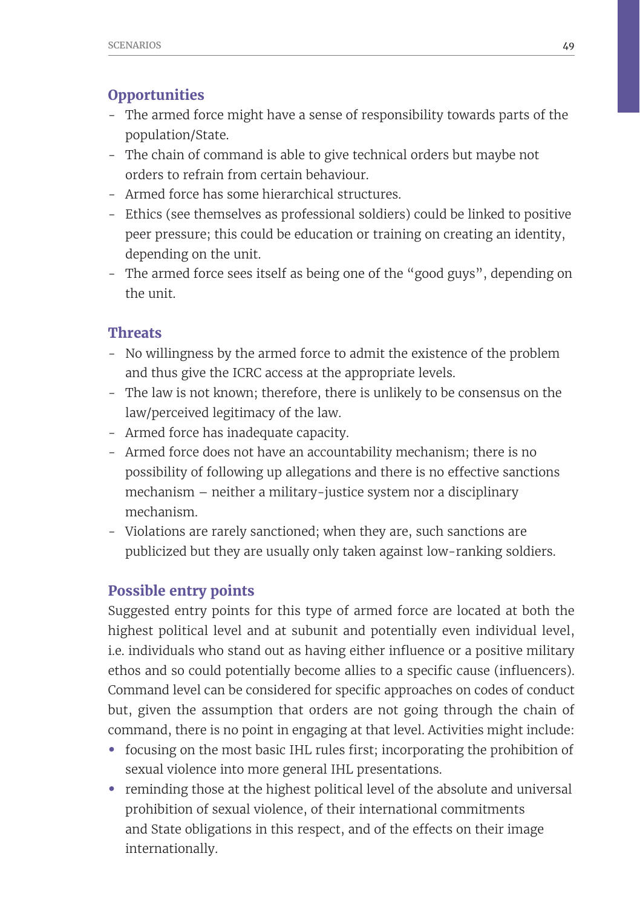### Opportunities

- The armed force might have a sense of responsibility towards parts of the population/State.
- The chain of command is able to give technical orders but maybe not orders to refrain from certain behaviour.
- Armed force has some hierarchical structures.
- Ethics (see themselves as professional soldiers) could be linked to positive peer pressure; this could be education or training on creating an identity, depending on the unit.
- The armed force sees itself as being one of the "good guys", depending on the unit.

### Threats

- No willingness by the armed force to admit the existence of the problem and thus give the ICRC access at the appropriate levels.
- The law is not known; therefore, there is unlikely to be consensus on the law/perceived legitimacy of the law.
- Armed force has inadequate capacity.
- Armed force does not have an accountability mechanism; there is no possibility of following up allegations and there is no effective sanctions mechanism – neither a military-justice system nor a disciplinary mechanism.
- Violations are rarely sanctioned; when they are, such sanctions are publicized but they are usually only taken against low-ranking soldiers.

### Possible entry points

Suggested entry points for this type of armed force are located at both the highest political level and at subunit and potentially even individual level, i.e. individuals who stand out as having either influence or a positive military ethos and so could potentially become allies to a specific cause (influencers). Command level can be considered for specific approaches on codes of conduct but, given the assumption that orders are not going through the chain of command, there is no point in engaging at that level. Activities might include:

- focusing on the most basic IHL rules first; incorporating the prohibition of sexual violence into more general IHL presentations.
- reminding those at the highest political level of the absolute and universal prohibition of sexual violence, of their international commitments and State obligations in this respect, and of the effects on their image internationally.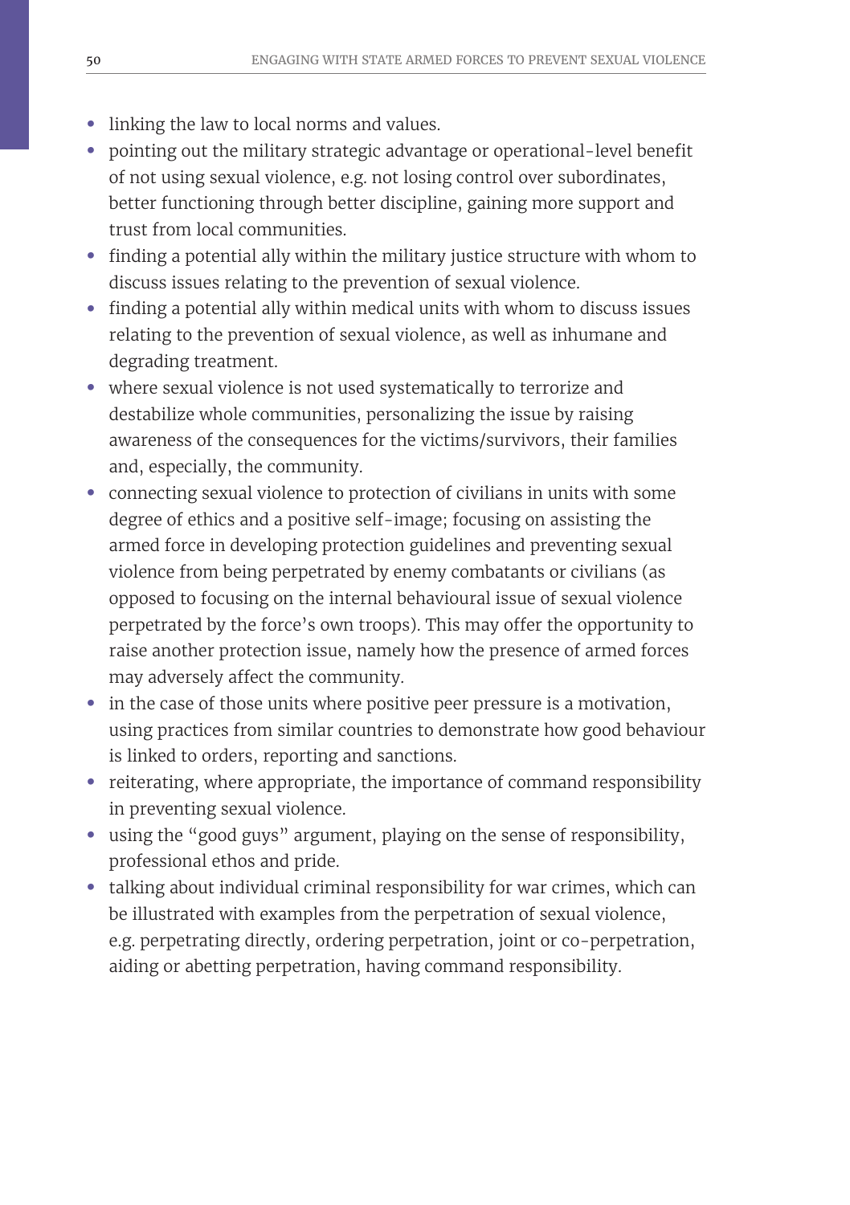- linking the law to local norms and values.
- pointing out the military strategic advantage or operational-level benefit of not using sexual violence, e.g. not losing control over subordinates, better functioning through better discipline, gaining more support and trust from local communities.
- finding a potential ally within the military justice structure with whom to discuss issues relating to the prevention of sexual violence.
- finding a potential ally within medical units with whom to discuss issues relating to the prevention of sexual violence, as well as inhumane and degrading treatment.
- where sexual violence is not used systematically to terrorize and destabilize whole communities, personalizing the issue by raising awareness of the consequences for the victims/survivors, their families and, especially, the community.
- connecting sexual violence to protection of civilians in units with some degree of ethics and a positive self-image; focusing on assisting the armed force in developing protection guidelines and preventing sexual violence from being perpetrated by enemy combatants or civilians (as opposed to focusing on the internal behavioural issue of sexual violence perpetrated by the force's own troops). This may offer the opportunity to raise another protection issue, namely how the presence of armed forces may adversely affect the community.
- in the case of those units where positive peer pressure is a motivation, using practices from similar countries to demonstrate how good behaviour is linked to orders, reporting and sanctions.
- reiterating, where appropriate, the importance of command responsibility in preventing sexual violence.
- using the "good guys" argument, playing on the sense of responsibility, professional ethos and pride.
- talking about individual criminal responsibility for war crimes, which can be illustrated with examples from the perpetration of sexual violence, e.g. perpetrating directly, ordering perpetration, joint or co-perpetration, aiding or abetting perpetration, having command responsibility.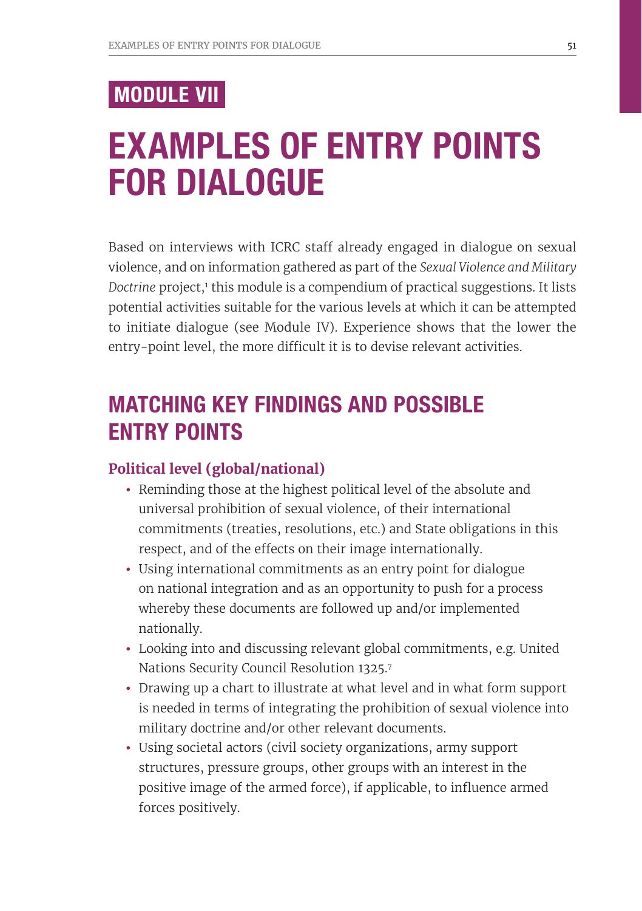# MODULE VII

# EXAMPLES OF ENTRY POINTS FOR DIALOGUE

Based on interviews with ICRC staff already engaged in dialogue on sexual violence, and on information gathered as part of the *Sexual Violence and Military Doctrine* project,[1] this module is a compendium of practical suggestions. It lists potential activities suitable for the various levels at which it can be attempted to initiate dialogue (see Module IV). Experience shows that the lower the entry-point level, the more difficult it is to devise relevant activities.

## MATCHING KEY FINDINGS AND POSSIBLE ENTRY POINTS

### Political level (global/national)

- Reminding those at the highest political level of the absolute and universal prohibition of sexual violence, of their international commitments (treaties, resolutions, etc.) and State obligations in this respect, and of the effects on their image internationally.
- Using international commitments as an entry point for dialogue on national integration and as an opportunity to push for a process whereby these documents are followed up and/or implemented nationally.
- Looking into and discussing relevant global commitments, e.g. United Nations Security Council Resolution 1325.[7]
- Drawing up a chart to illustrate at what level and in what form support is needed in terms of integrating the prohibition of sexual violence into military doctrine and/or other relevant documents.
- Using societal actors (civil society organizations, army support structures, pressure groups, other groups with an interest in the positive image of the armed force), if applicable, to influence armed forces positively.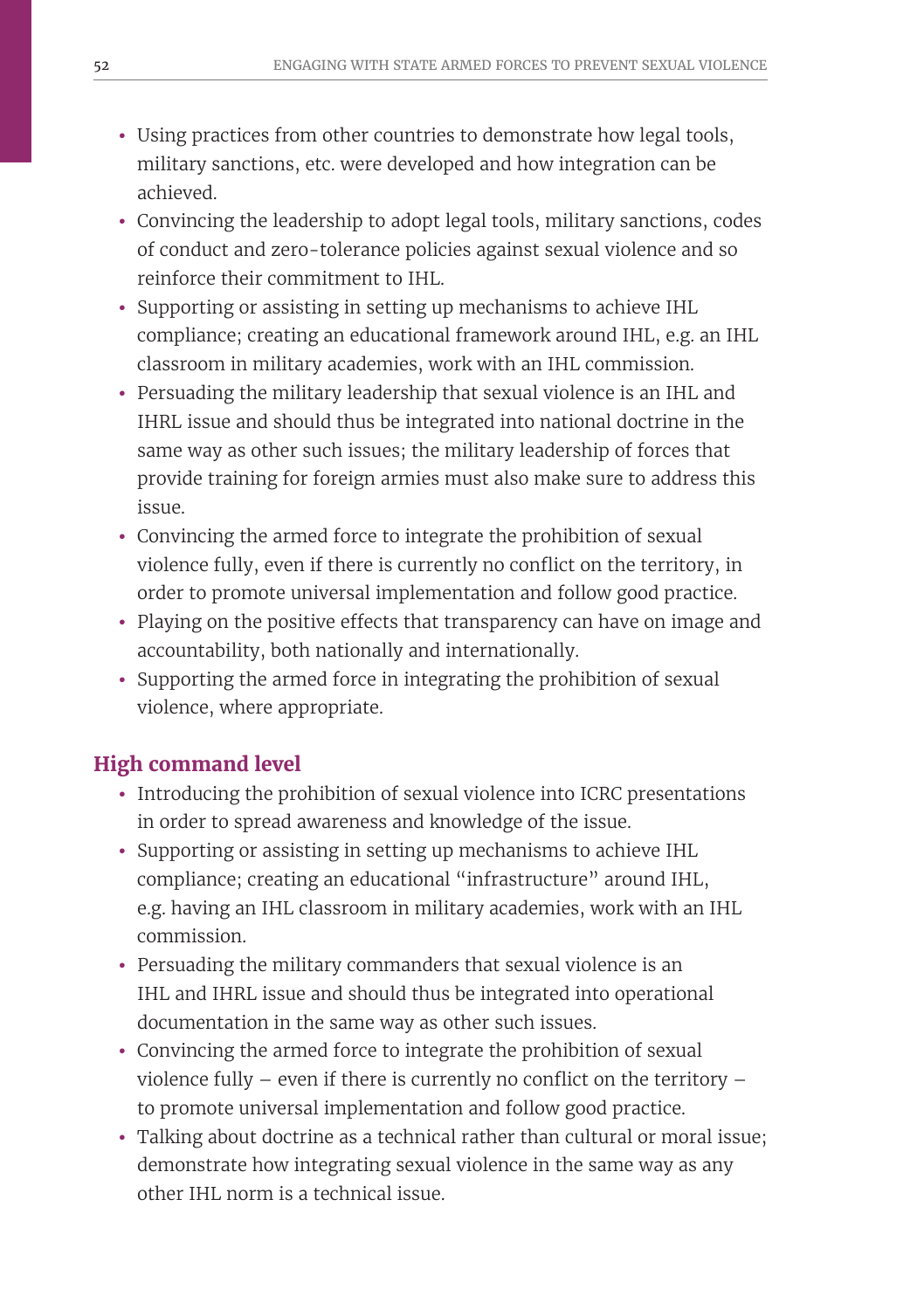- Using practices from other countries to demonstrate how legal tools, military sanctions, etc. were developed and how integration can be achieved.
- Convincing the leadership to adopt legal tools, military sanctions, codes of conduct and zero-tolerance policies against sexual violence and so reinforce their commitment to IHL.
- Supporting or assisting in setting up mechanisms to achieve IHL compliance; creating an educational framework around IHL, e.g. an IHL classroom in military academies, work with an IHL commission.
- Persuading the military leadership that sexual violence is an IHL and IHRL issue and should thus be integrated into national doctrine in the same way as other such issues; the military leadership of forces that provide training for foreign armies must also make sure to address this issue.
- Convincing the armed force to integrate the prohibition of sexual violence fully, even if there is currently no conflict on the territory, in order to promote universal implementation and follow good practice.
- Playing on the positive effects that transparency can have on image and accountability, both nationally and internationally.
- Supporting the armed force in integrating the prohibition of sexual violence, where appropriate.

### High command level

- Introducing the prohibition of sexual violence into ICRC presentations in order to spread awareness and knowledge of the issue.
- Supporting or assisting in setting up mechanisms to achieve IHL compliance; creating an educational "infrastructure" around IHL, e.g. having an IHL classroom in military academies, work with an IHL commission.
- Persuading the military commanders that sexual violence is an IHL and IHRL issue and should thus be integrated into operational documentation in the same way as other such issues.
- Convincing the armed force to integrate the prohibition of sexual violence fully – even if there is currently no conflict on the territory – to promote universal implementation and follow good practice.
- Talking about doctrine as a technical rather than cultural or moral issue; demonstrate how integrating sexual violence in the same way as any other IHL norm is a technical issue.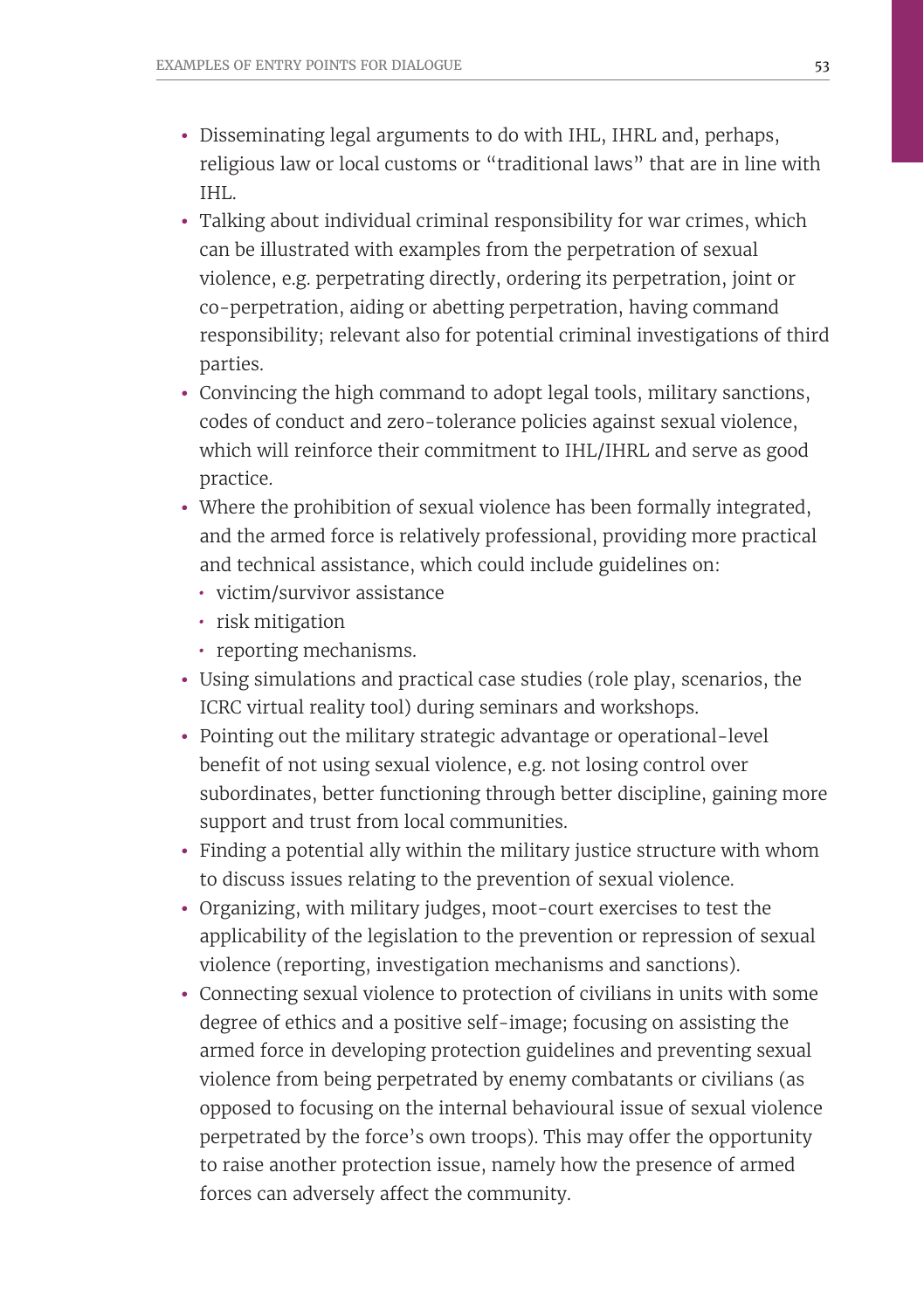- Disseminating legal arguments to do with IHL, IHRL and, perhaps, religious law or local customs or "traditional laws" that are in line with IHL.
- Talking about individual criminal responsibility for war crimes, which can be illustrated with examples from the perpetration of sexual violence, e.g. perpetrating directly, ordering its perpetration, joint or co-perpetration, aiding or abetting perpetration, having command responsibility; relevant also for potential criminal investigations of third parties.
- Convincing the high command to adopt legal tools, military sanctions, codes of conduct and zero-tolerance policies against sexual violence, which will reinforce their commitment to IHL/IHRL and serve as good practice.
- Where the prohibition of sexual violence has been formally integrated, and the armed force is relatively professional, providing more practical and technical assistance, which could include guidelines on:
  - victim/survivor assistance
  - risk mitigation
  - reporting mechanisms.
- Using simulations and practical case studies (role play, scenarios, the ICRC virtual reality tool) during seminars and workshops.
- Pointing out the military strategic advantage or operational-level benefit of not using sexual violence, e.g. not losing control over subordinates, better functioning through better discipline, gaining more support and trust from local communities.
- Finding a potential ally within the military justice structure with whom to discuss issues relating to the prevention of sexual violence.
- Organizing, with military judges, moot-court exercises to test the applicability of the legislation to the prevention or repression of sexual violence (reporting, investigation mechanisms and sanctions).
- Connecting sexual violence to protection of civilians in units with some degree of ethics and a positive self-image; focusing on assisting the armed force in developing protection guidelines and preventing sexual violence from being perpetrated by enemy combatants or civilians (as opposed to focusing on the internal behavioural issue of sexual violence perpetrated by the force's own troops). This may offer the opportunity to raise another protection issue, namely how the presence of armed forces can adversely affect the community.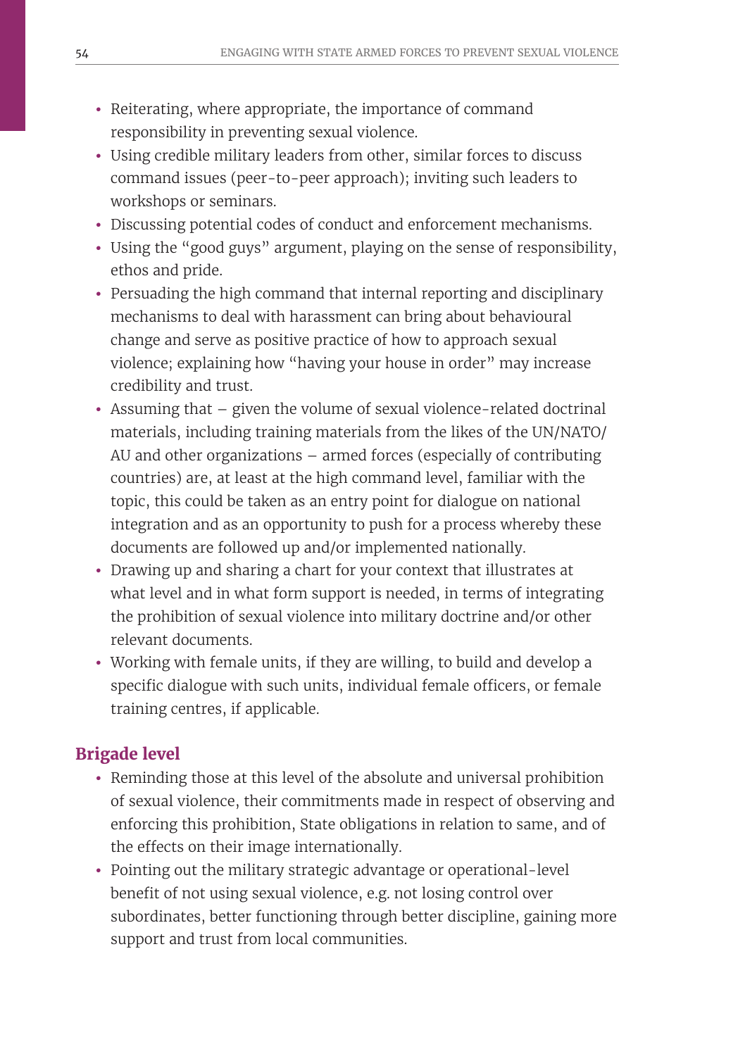- Reiterating, where appropriate, the importance of command responsibility in preventing sexual violence.
- Using credible military leaders from other, similar forces to discuss command issues (peer-to-peer approach); inviting such leaders to workshops or seminars.
- Discussing potential codes of conduct and enforcement mechanisms.
- Using the "good guys" argument, playing on the sense of responsibility, ethos and pride.
- Persuading the high command that internal reporting and disciplinary mechanisms to deal with harassment can bring about behavioural change and serve as positive practice of how to approach sexual violence; explaining how "having your house in order" may increase credibility and trust.
- Assuming that – given the volume of sexual violence-related doctrinal materials, including training materials from the likes of the UN/NATO/AU and other organizations – armed forces (especially of contributing countries) are, at least at the high command level, familiar with the topic, this could be taken as an entry point for dialogue on national integration and as an opportunity to push for a process whereby these documents are followed up and/or implemented nationally.
- Drawing up and sharing a chart for your context that illustrates at what level and in what form support is needed, in terms of integrating the prohibition of sexual violence into military doctrine and/or other relevant documents.
- Working with female units, if they are willing, to build and develop a specific dialogue with such units, individual female officers, or female training centres, if applicable.

### Brigade level

- Reminding those at this level of the absolute and universal prohibition of sexual violence, their commitments made in respect of observing and enforcing this prohibition, State obligations in relation to same, and of the effects on their image internationally.
- Pointing out the military strategic advantage or operational-level benefit of not using sexual violence, e.g. not losing control over subordinates, better functioning through better discipline, gaining more support and trust from local communities.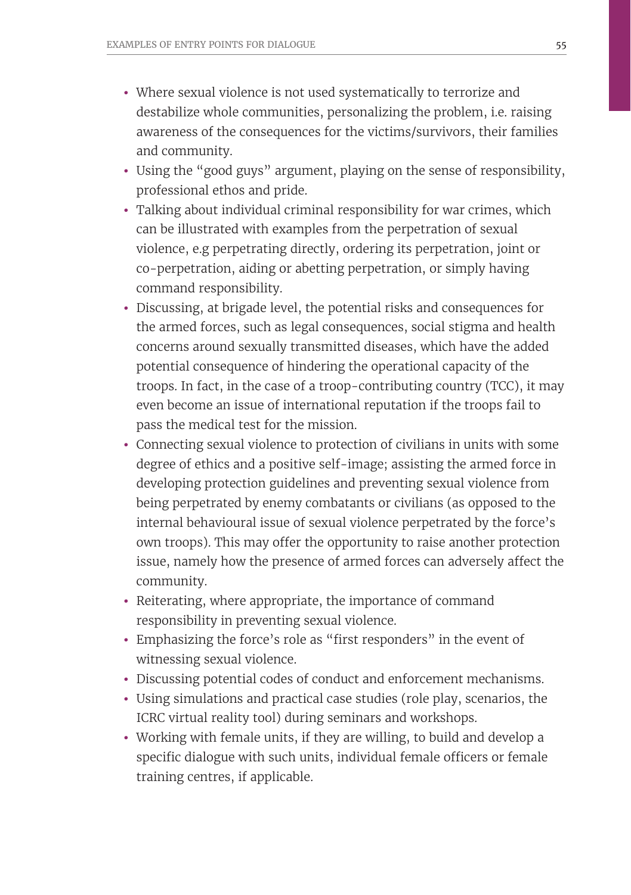- Where sexual violence is not used systematically to terrorize and destabilize whole communities, personalizing the problem, i.e. raising awareness of the consequences for the victims/survivors, their families and community.
- Using the "good guys" argument, playing on the sense of responsibility, professional ethos and pride.
- Talking about individual criminal responsibility for war crimes, which can be illustrated with examples from the perpetration of sexual violence, e.g perpetrating directly, ordering its perpetration, joint or co-perpetration, aiding or abetting perpetration, or simply having command responsibility.
- Discussing, at brigade level, the potential risks and consequences for the armed forces, such as legal consequences, social stigma and health concerns around sexually transmitted diseases, which have the added potential consequence of hindering the operational capacity of the troops. In fact, in the case of a troop-contributing country (TCC), it may even become an issue of international reputation if the troops fail to pass the medical test for the mission.
- Connecting sexual violence to protection of civilians in units with some degree of ethics and a positive self-image; assisting the armed force in developing protection guidelines and preventing sexual violence from being perpetrated by enemy combatants or civilians (as opposed to the internal behavioural issue of sexual violence perpetrated by the force's own troops). This may offer the opportunity to raise another protection issue, namely how the presence of armed forces can adversely affect the community.
- Reiterating, where appropriate, the importance of command responsibility in preventing sexual violence.
- Emphasizing the force's role as "first responders" in the event of witnessing sexual violence.
- Discussing potential codes of conduct and enforcement mechanisms.
- Using simulations and practical case studies (role play, scenarios, the ICRC virtual reality tool) during seminars and workshops.
- Working with female units, if they are willing, to build and develop a specific dialogue with such units, individual female officers or female training centres, if applicable.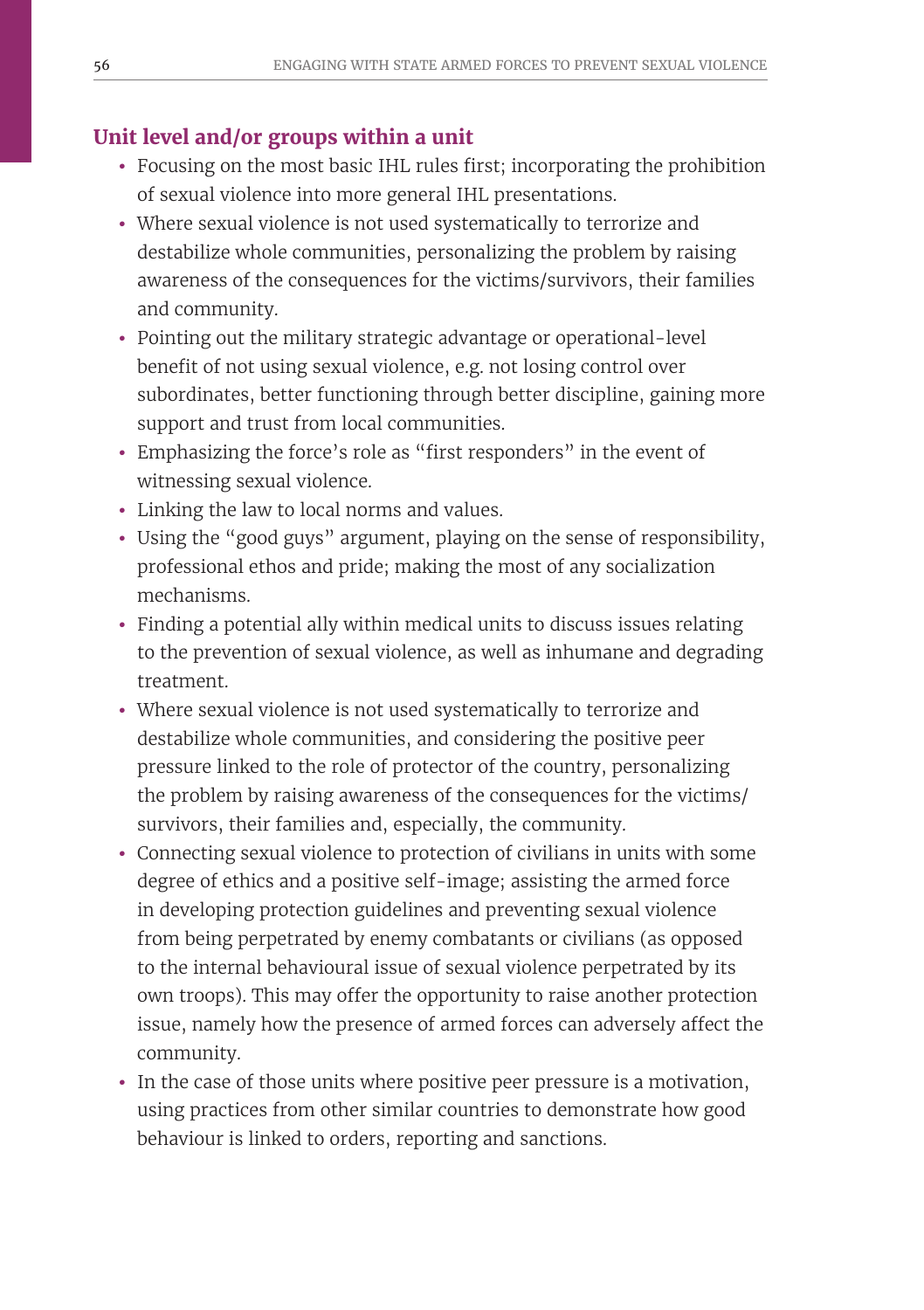### Unit level and/or groups within a unit

- Focusing on the most basic IHL rules first; incorporating the prohibition of sexual violence into more general IHL presentations.
- Where sexual violence is not used systematically to terrorize and destabilize whole communities, personalizing the problem by raising awareness of the consequences for the victims/survivors, their families and community.
- Pointing out the military strategic advantage or operational-level benefit of not using sexual violence, e.g. not losing control over subordinates, better functioning through better discipline, gaining more support and trust from local communities.
- Emphasizing the force's role as "first responders" in the event of witnessing sexual violence.
- Linking the law to local norms and values.
- Using the "good guys" argument, playing on the sense of responsibility, professional ethos and pride; making the most of any socialization mechanisms.
- Finding a potential ally within medical units to discuss issues relating to the prevention of sexual violence, as well as inhumane and degrading treatment.
- Where sexual violence is not used systematically to terrorize and destabilize whole communities, and considering the positive peer pressure linked to the role of protector of the country, personalizing the problem by raising awareness of the consequences for the victims/survivors, their families and, especially, the community.
- Connecting sexual violence to protection of civilians in units with some degree of ethics and a positive self-image; assisting the armed force in developing protection guidelines and preventing sexual violence from being perpetrated by enemy combatants or civilians (as opposed to the internal behavioural issue of sexual violence perpetrated by its own troops). This may offer the opportunity to raise another protection issue, namely how the presence of armed forces can adversely affect the community.
- In the case of those units where positive peer pressure is a motivation, using practices from other similar countries to demonstrate how good behaviour is linked to orders, reporting and sanctions.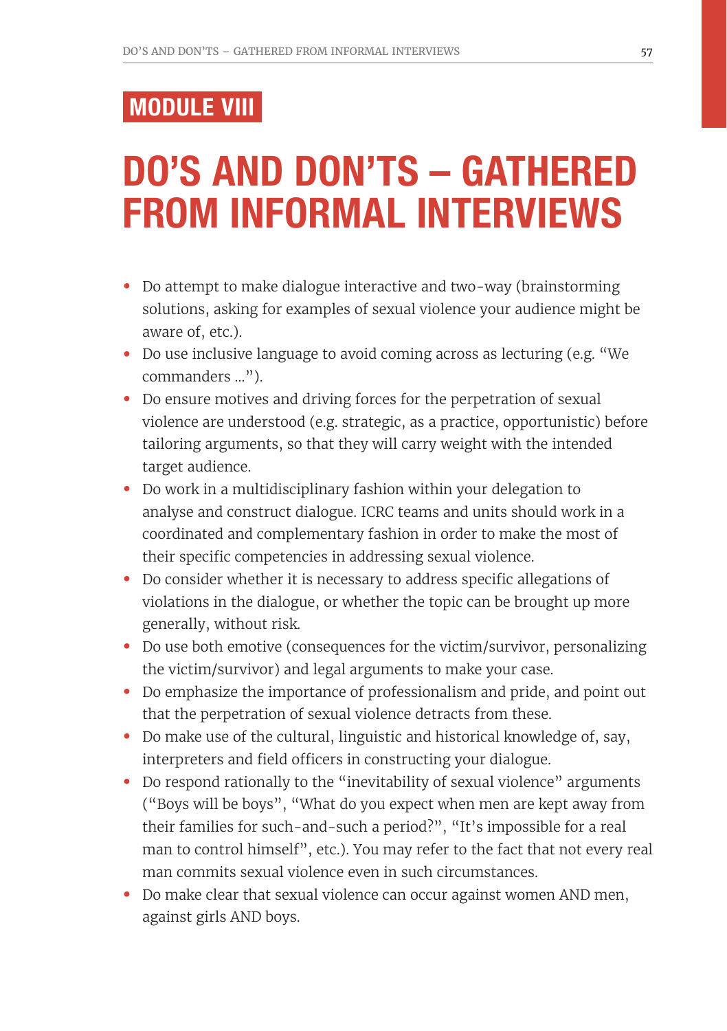**MODULE VIII**

# DO'S AND DON'TS – GATHERED FROM INFORMAL INTERVIEWS

- Do attempt to make dialogue interactive and two-way (brainstorming solutions, asking for examples of sexual violence your audience might be aware of, etc.).
- Do use inclusive language to avoid coming across as lecturing (e.g. "We commanders ...").
- Do ensure motives and driving forces for the perpetration of sexual violence are understood (e.g. strategic, as a practice, opportunistic) before tailoring arguments, so that they will carry weight with the intended target audience.
- Do work in a multidisciplinary fashion within your delegation to analyse and construct dialogue. ICRC teams and units should work in a coordinated and complementary fashion in order to make the most of their specific competencies in addressing sexual violence.
- Do consider whether it is necessary to address specific allegations of violations in the dialogue, or whether the topic can be brought up more generally, without risk.
- Do use both emotive (consequences for the victim/survivor, personalizing the victim/survivor) and legal arguments to make your case.
- Do emphasize the importance of professionalism and pride, and point out that the perpetration of sexual violence detracts from these.
- Do make use of the cultural, linguistic and historical knowledge of, say, interpreters and field officers in constructing your dialogue.
- Do respond rationally to the "inevitability of sexual violence" arguments ("Boys will be boys", "What do you expect when men are kept away from their families for such-and-such a period?", "It's impossible for a real man to control himself", etc.). You may refer to the fact that not every real man commits sexual violence even in such circumstances.
- Do make clear that sexual violence can occur against women AND men, against girls AND boys.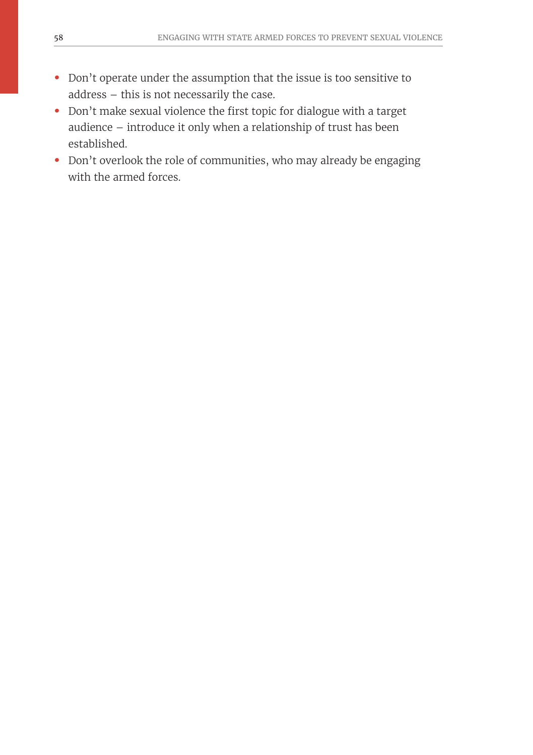- Don't operate under the assumption that the issue is too sensitive to address – this is not necessarily the case.
- Don't make sexual violence the first topic for dialogue with a target audience – introduce it only when a relationship of trust has been established.
- Don't overlook the role of communities, who may already be engaging with the armed forces.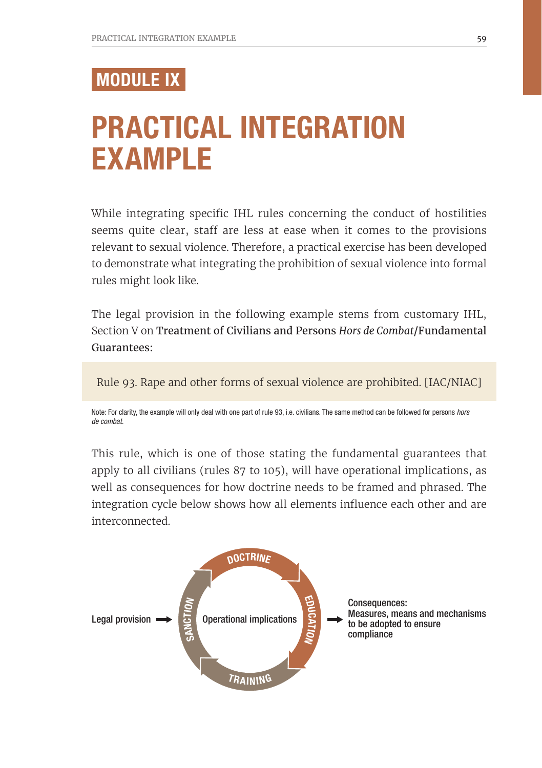# MODULE IX

# PRACTICAL INTEGRATION EXAMPLE

While integrating specific IHL rules concerning the conduct of hostilities seems quite clear, staff are less at ease when it comes to the provisions relevant to sexual violence. Therefore, a practical exercise has been developed to demonstrate what integrating the prohibition of sexual violence into formal rules might look like.

The legal provision in the following example stems from customary IHL, Section V on **Treatment of Civilians and Persons *Hors de Combat*/Fundamental Guarantees:**

> Rule 93. Rape and other forms of sexual violence are prohibited. [IAC/NIAC]

Note: For clarity, the example will only deal with one part of rule 93, i.e. civilians. The same method can be followed for persons *hors de combat*.

This rule, which is one of those stating the fundamental guarantees that apply to all civilians (rules 87 to 105), will have operational implications, as well as consequences for how doctrine needs to be framed and phrased. The integration cycle below shows how all elements influence each other and are interconnected.

Legal provision → [DOCTRINE → EDUCATION → TRAINING → SANCTION; Operational implications] → Consequences: Measures, means and mechanisms to be adopted to ensure compliance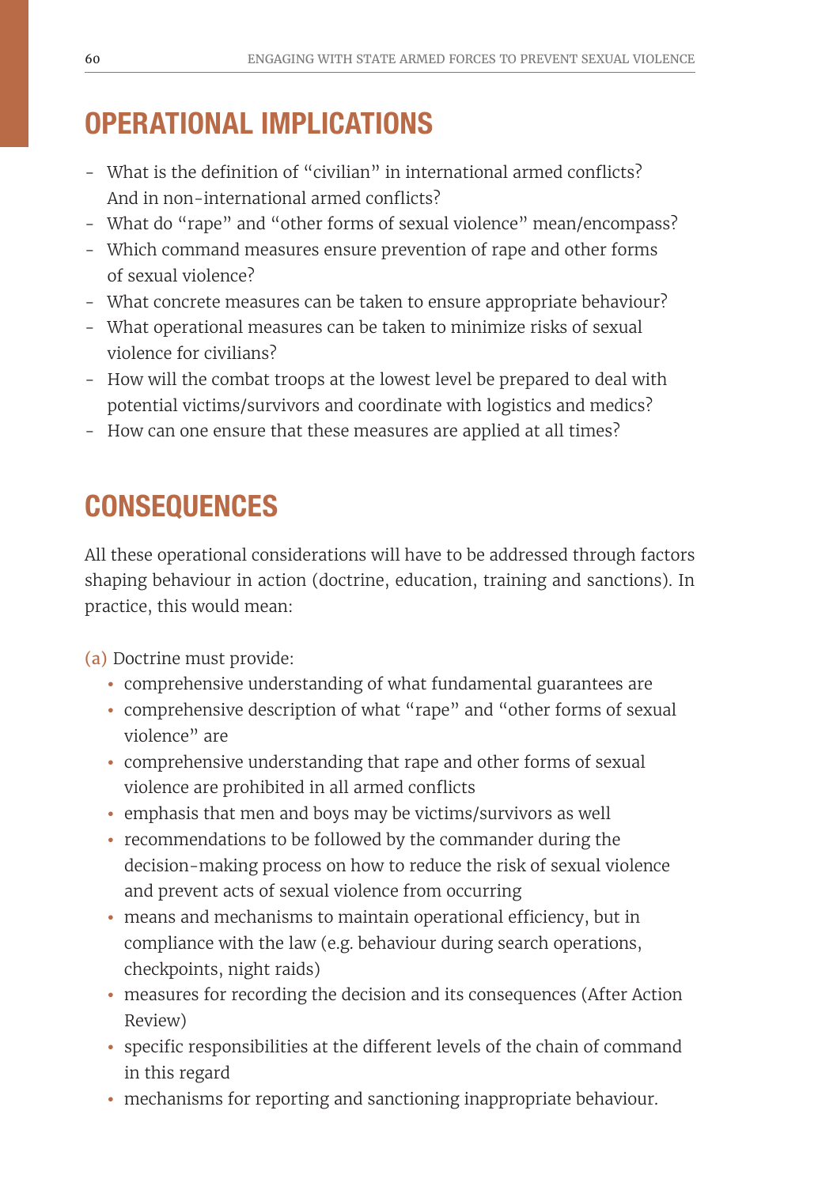## OPERATIONAL IMPLICATIONS

- What is the definition of "civilian" in international armed conflicts? And in non-international armed conflicts?
- What do "rape" and "other forms of sexual violence" mean/encompass?
- Which command measures ensure prevention of rape and other forms of sexual violence?
- What concrete measures can be taken to ensure appropriate behaviour?
- What operational measures can be taken to minimize risks of sexual violence for civilians?
- How will the combat troops at the lowest level be prepared to deal with potential victims/survivors and coordinate with logistics and medics?
- How can one ensure that these measures are applied at all times?

## CONSEQUENCES

All these operational considerations will have to be addressed through factors shaping behaviour in action (doctrine, education, training and sanctions). In practice, this would mean:

(a) Doctrine must provide:

- comprehensive understanding of what fundamental guarantees are
- comprehensive description of what "rape" and "other forms of sexual violence" are
- comprehensive understanding that rape and other forms of sexual violence are prohibited in all armed conflicts
- emphasis that men and boys may be victims/survivors as well
- recommendations to be followed by the commander during the decision-making process on how to reduce the risk of sexual violence and prevent acts of sexual violence from occurring
- means and mechanisms to maintain operational efficiency, but in compliance with the law (e.g. behaviour during search operations, checkpoints, night raids)
- measures for recording the decision and its consequences (After Action Review)
- specific responsibilities at the different levels of the chain of command in this regard
- mechanisms for reporting and sanctioning inappropriate behaviour.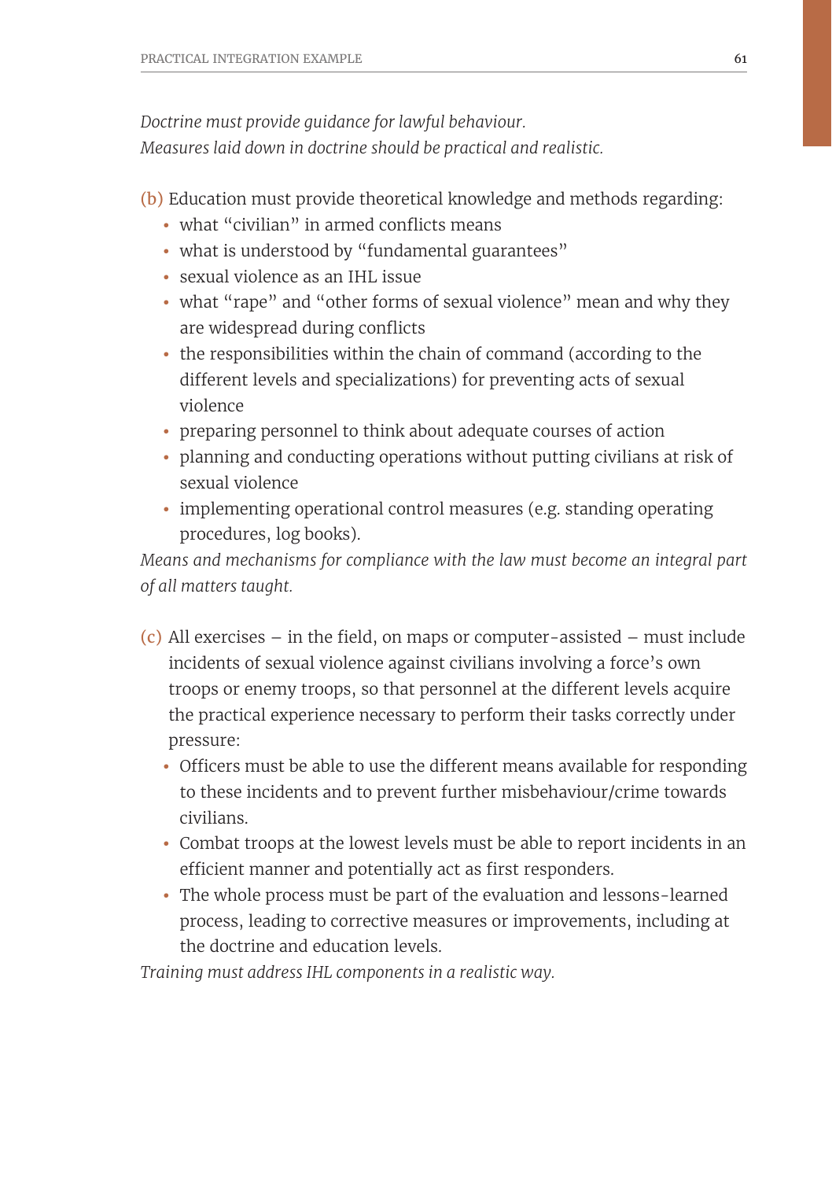*Doctrine must provide guidance for lawful behaviour.*
*Measures laid down in doctrine should be practical and realistic.*

(b) Education must provide theoretical knowledge and methods regarding:

- what "civilian" in armed conflicts means
- what is understood by "fundamental guarantees"
- sexual violence as an IHL issue
- what "rape" and "other forms of sexual violence" mean and why they are widespread during conflicts
- the responsibilities within the chain of command (according to the different levels and specializations) for preventing acts of sexual violence
- preparing personnel to think about adequate courses of action
- planning and conducting operations without putting civilians at risk of sexual violence
- implementing operational control measures (e.g. standing operating procedures, log books).

*Means and mechanisms for compliance with the law must become an integral part of all matters taught.*

(c) All exercises – in the field, on maps or computer-assisted – must include incidents of sexual violence against civilians involving a force's own troops or enemy troops, so that personnel at the different levels acquire the practical experience necessary to perform their tasks correctly under pressure:

- Officers must be able to use the different means available for responding to these incidents and to prevent further misbehaviour/crime towards civilians.
- Combat troops at the lowest levels must be able to report incidents in an efficient manner and potentially act as first responders.
- The whole process must be part of the evaluation and lessons-learned process, leading to corrective measures or improvements, including at the doctrine and education levels.

*Training must address IHL components in a realistic way.*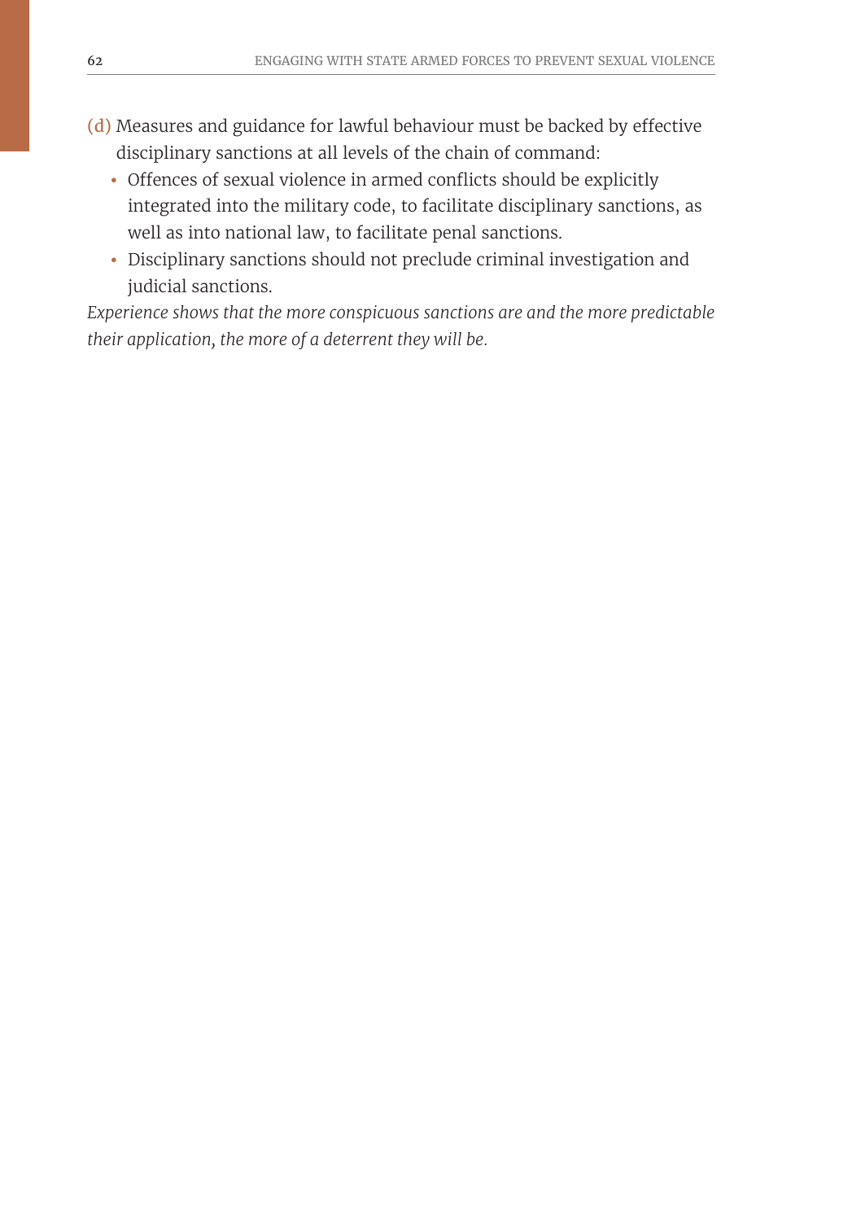(d) Measures and guidance for lawful behaviour must be backed by effective disciplinary sanctions at all levels of the chain of command:

- Offences of sexual violence in armed conflicts should be explicitly integrated into the military code, to facilitate disciplinary sanctions, as well as into national law, to facilitate penal sanctions.
- Disciplinary sanctions should not preclude criminal investigation and judicial sanctions.

*Experience shows that the more conspicuous sanctions are and the more predictable their application, the more of a deterrent they will be.*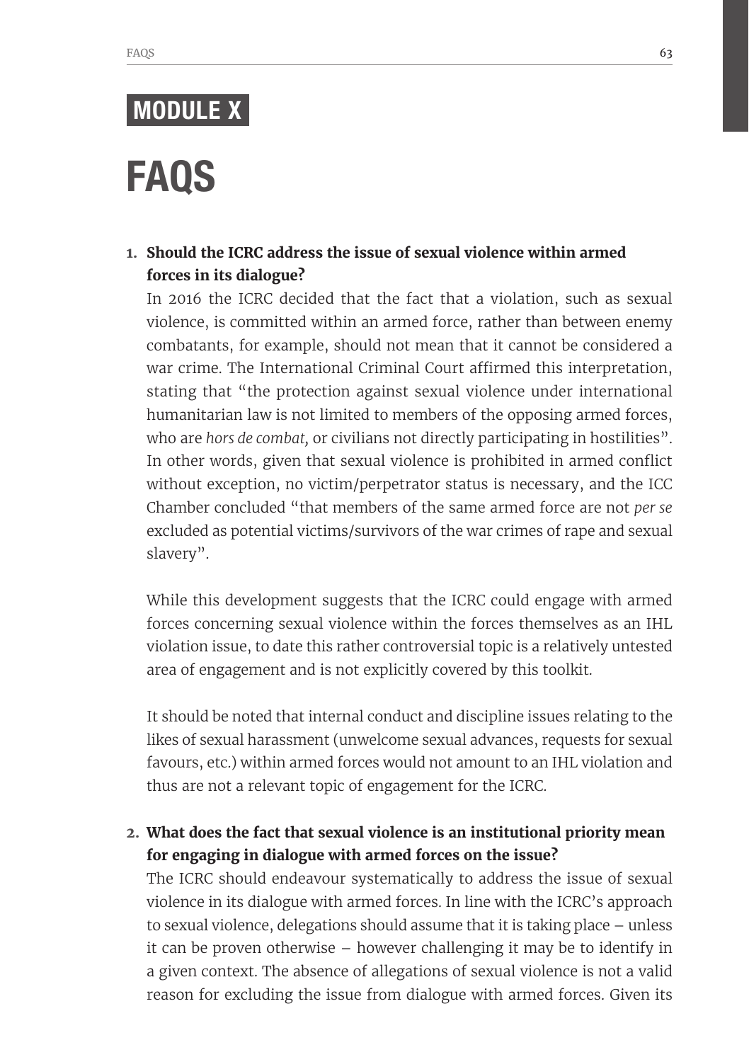# MODULE X

# FAQS

1. **Should the ICRC address the issue of sexual violence within armed forces in its dialogue?**

   In 2016 the ICRC decided that the fact that a violation, such as sexual violence, is committed within an armed force, rather than between enemy combatants, for example, should not mean that it cannot be considered a war crime. The International Criminal Court affirmed this interpretation, stating that "the protection against sexual violence under international humanitarian law is not limited to members of the opposing armed forces, who are *hors de combat,* or civilians not directly participating in hostilities". In other words, given that sexual violence is prohibited in armed conflict without exception, no victim/perpetrator status is necessary, and the ICC Chamber concluded "that members of the same armed force are not *per se* excluded as potential victims/survivors of the war crimes of rape and sexual slavery".

   While this development suggests that the ICRC could engage with armed forces concerning sexual violence within the forces themselves as an IHL violation issue, to date this rather controversial topic is a relatively untested area of engagement and is not explicitly covered by this toolkit.

   It should be noted that internal conduct and discipline issues relating to the likes of sexual harassment (unwelcome sexual advances, requests for sexual favours, etc.) within armed forces would not amount to an IHL violation and thus are not a relevant topic of engagement for the ICRC.

2. **What does the fact that sexual violence is an institutional priority mean for engaging in dialogue with armed forces on the issue?**

   The ICRC should endeavour systematically to address the issue of sexual violence in its dialogue with armed forces. In line with the ICRC's approach to sexual violence, delegations should assume that it is taking place – unless it can be proven otherwise – however challenging it may be to identify in a given context. The absence of allegations of sexual violence is not a valid reason for excluding the issue from dialogue with armed forces. Given its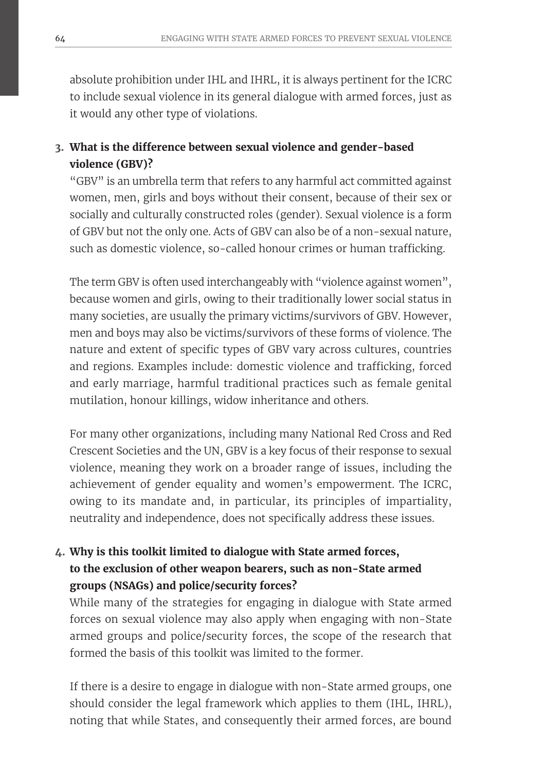absolute prohibition under IHL and IHRL, it is always pertinent for the ICRC to include sexual violence in its general dialogue with armed forces, just as it would any other type of violations.

3. **What is the difference between sexual violence and gender-based violence (GBV)?**

   "GBV" is an umbrella term that refers to any harmful act committed against women, men, girls and boys without their consent, because of their sex or socially and culturally constructed roles (gender). Sexual violence is a form of GBV but not the only one. Acts of GBV can also be of a non-sexual nature, such as domestic violence, so-called honour crimes or human trafficking.

   The term GBV is often used interchangeably with "violence against women", because women and girls, owing to their traditionally lower social status in many societies, are usually the primary victims/survivors of GBV. However, men and boys may also be victims/survivors of these forms of violence. The nature and extent of specific types of GBV vary across cultures, countries and regions. Examples include: domestic violence and trafficking, forced and early marriage, harmful traditional practices such as female genital mutilation, honour killings, widow inheritance and others.

   For many other organizations, including many National Red Cross and Red Crescent Societies and the UN, GBV is a key focus of their response to sexual violence, meaning they work on a broader range of issues, including the achievement of gender equality and women's empowerment. The ICRC, owing to its mandate and, in particular, its principles of impartiality, neutrality and independence, does not specifically address these issues.

4. **Why is this toolkit limited to dialogue with State armed forces, to the exclusion of other weapon bearers, such as non-State armed groups (NSAGs) and police/security forces?**

   While many of the strategies for engaging in dialogue with State armed forces on sexual violence may also apply when engaging with non-State armed groups and police/security forces, the scope of the research that formed the basis of this toolkit was limited to the former.

   If there is a desire to engage in dialogue with non-State armed groups, one should consider the legal framework which applies to them (IHL, IHRL), noting that while States, and consequently their armed forces, are bound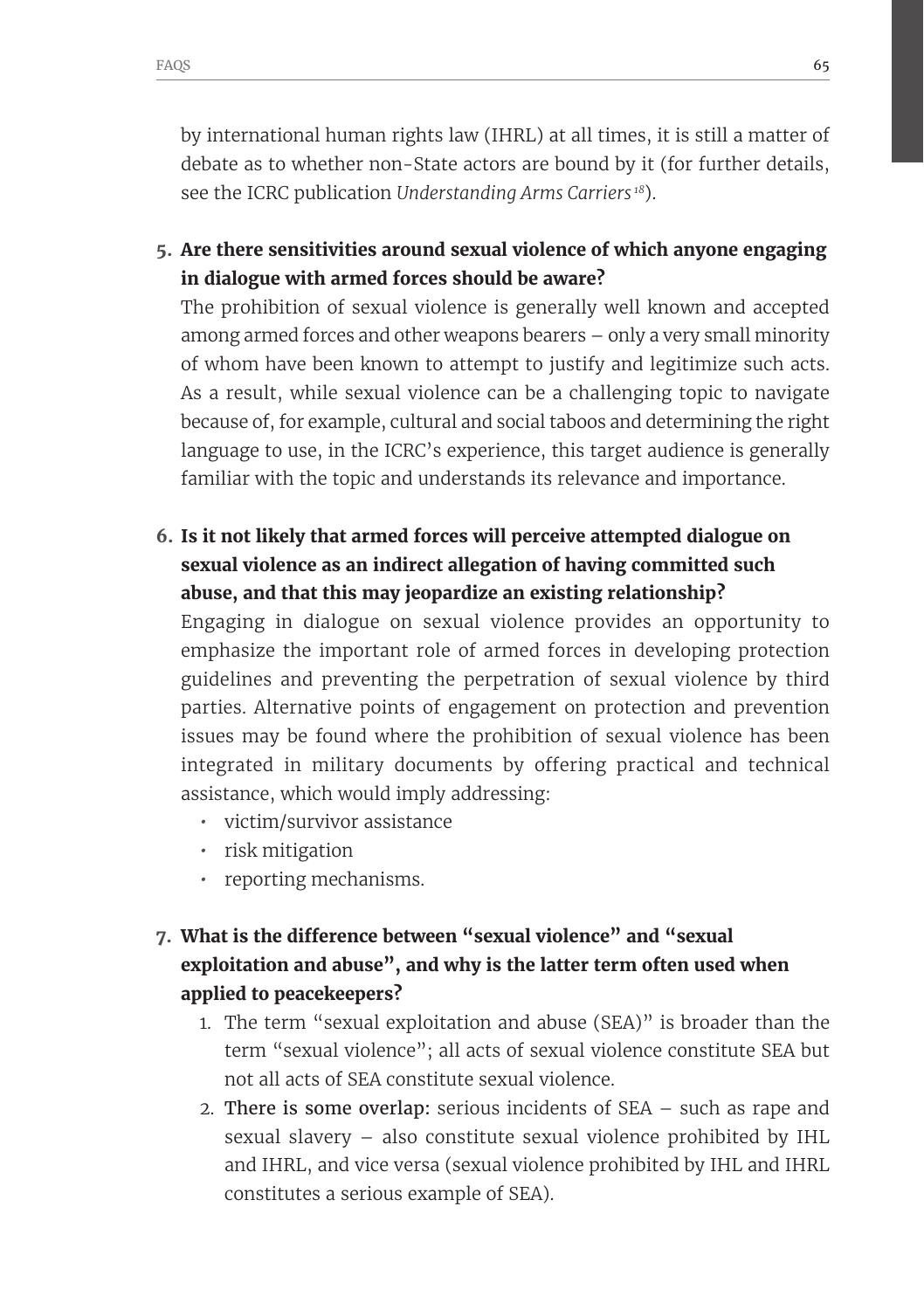by international human rights law (IHRL) at all times, it is still a matter of debate as to whether non-State actors are bound by it (for further details, see the ICRC publication *Understanding Arms Carriers*[18]).

5. **Are there sensitivities around sexual violence of which anyone engaging in dialogue with armed forces should be aware?**

   The prohibition of sexual violence is generally well known and accepted among armed forces and other weapons bearers – only a very small minority of whom have been known to attempt to justify and legitimize such acts. As a result, while sexual violence can be a challenging topic to navigate because of, for example, cultural and social taboos and determining the right language to use, in the ICRC's experience, this target audience is generally familiar with the topic and understands its relevance and importance.

6. **Is it not likely that armed forces will perceive attempted dialogue on sexual violence as an indirect allegation of having committed such abuse, and that this may jeopardize an existing relationship?**

   Engaging in dialogue on sexual violence provides an opportunity to emphasize the important role of armed forces in developing protection guidelines and preventing the perpetration of sexual violence by third parties. Alternative points of engagement on protection and prevention issues may be found where the prohibition of sexual violence has been integrated in military documents by offering practical and technical assistance, which would imply addressing:

   - victim/survivor assistance
   - risk mitigation
   - reporting mechanisms.

7. **What is the difference between "sexual violence" and "sexual exploitation and abuse", and why is the latter term often used when applied to peacekeepers?**

   1. The term "sexual exploitation and abuse (SEA)" is broader than the term "sexual violence"; all acts of sexual violence constitute SEA but not all acts of SEA constitute sexual violence.
   2. **There is some overlap:** serious incidents of SEA – such as rape and sexual slavery – also constitute sexual violence prohibited by IHL and IHRL, and vice versa (sexual violence prohibited by IHL and IHRL constitutes a serious example of SEA).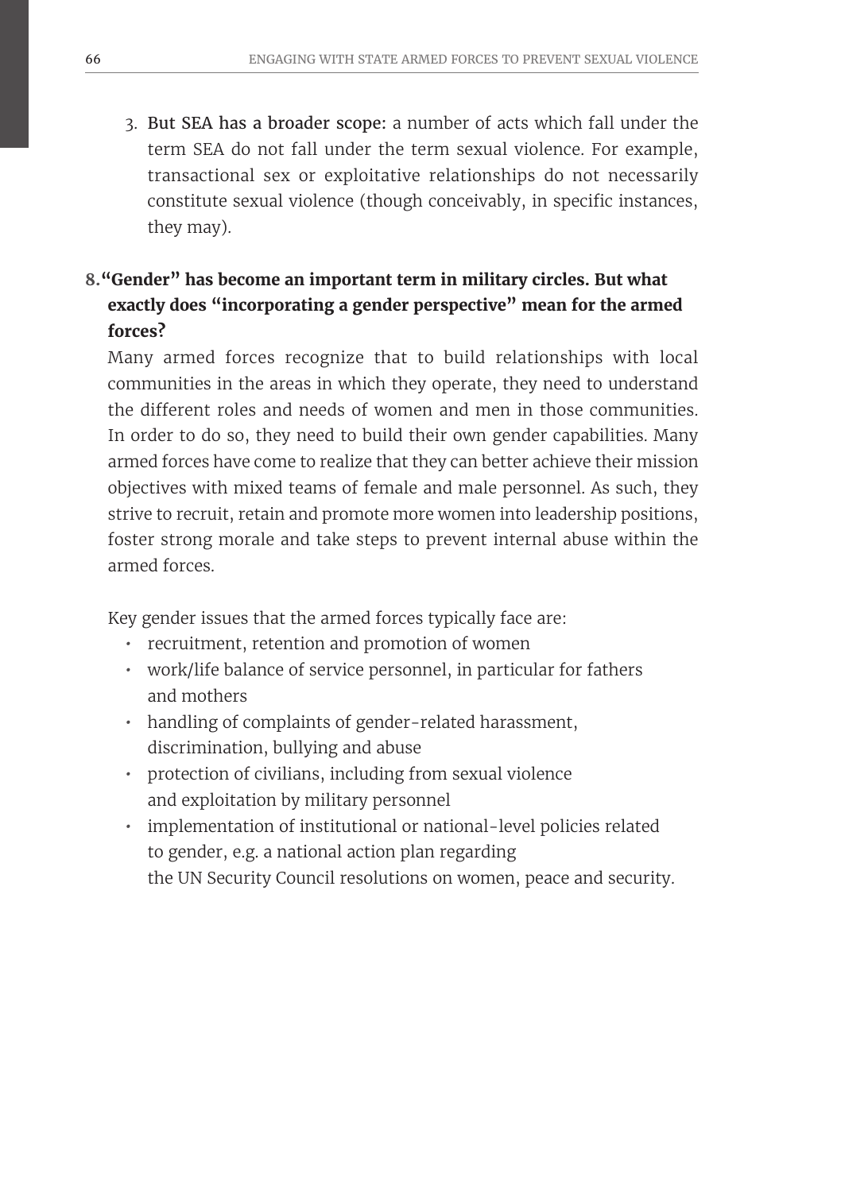3. **But SEA has a broader scope:** a number of acts which fall under the term SEA do not fall under the term sexual violence. For example, transactional sex or exploitative relationships do not necessarily constitute sexual violence (though conceivably, in specific instances, they may).

**8. "Gender" has become an important term in military circles. But what exactly does "incorporating a gender perspective" mean for the armed forces?**

Many armed forces recognize that to build relationships with local communities in the areas in which they operate, they need to understand the different roles and needs of women and men in those communities. In order to do so, they need to build their own gender capabilities. Many armed forces have come to realize that they can better achieve their mission objectives with mixed teams of female and male personnel. As such, they strive to recruit, retain and promote more women into leadership positions, foster strong morale and take steps to prevent internal abuse within the armed forces.

Key gender issues that the armed forces typically face are:

- recruitment, retention and promotion of women
- work/life balance of service personnel, in particular for fathers and mothers
- handling of complaints of gender-related harassment, discrimination, bullying and abuse
- protection of civilians, including from sexual violence and exploitation by military personnel
- implementation of institutional or national-level policies related to gender, e.g. a national action plan regarding the UN Security Council resolutions on women, peace and security.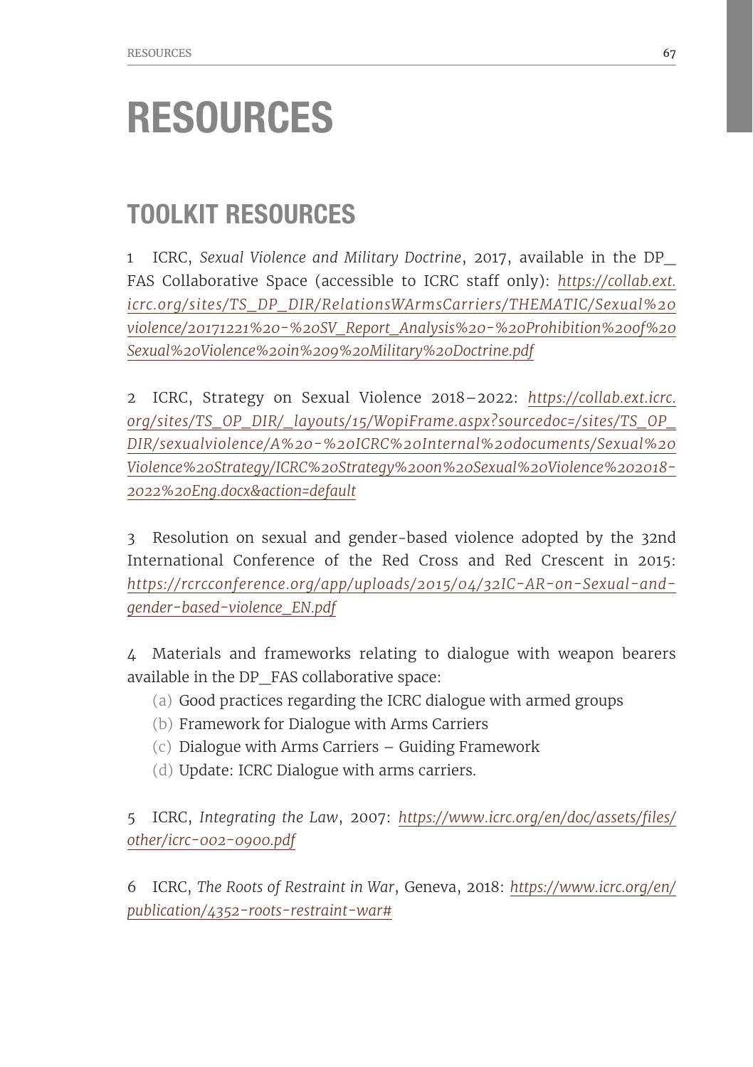# RESOURCES

## TOOLKIT RESOURCES

1 ICRC, *Sexual Violence and Military Doctrine*, 2017, available in the DP_FAS Collaborative Space (accessible to ICRC staff only): *https://collab.ext.icrc.org/sites/TS_DP_DIR/RelationsWArmsCarriers/THEMATIC/Sexual%20violence/20171221%20-%20SV_Report_Analysis%20-%20Prohibition%20of%20Sexual%20Violence%20in%209%20Military%20Doctrine.pdf*

2 ICRC, Strategy on Sexual Violence 2018–2022: *https://collab.ext.icrc.org/sites/TS_OP_DIR/_layouts/15/WopiFrame.aspx?sourcedoc=/sites/TS_OP_DIR/sexualviolence/A%20-%20ICRC%20Internal%20documents/Sexual%20Violence%20Strategy/ICRC%20Strategy%20on%20Sexual%20Violence%202018-2022%20Eng.docx&action=default*

3 Resolution on sexual and gender-based violence adopted by the 32nd International Conference of the Red Cross and Red Crescent in 2015: *https://rcrcconference.org/app/uploads/2015/04/32IC-AR-on-Sexual-and-gender-based-violence_EN.pdf*

4 Materials and frameworks relating to dialogue with weapon bearers available in the DP_FAS collaborative space:

- (a) Good practices regarding the ICRC dialogue with armed groups
- (b) Framework for Dialogue with Arms Carriers
- (c) Dialogue with Arms Carriers – Guiding Framework
- (d) Update: ICRC Dialogue with arms carriers.

5 ICRC, *Integrating the Law*, 2007: *https://www.icrc.org/en/doc/assets/files/other/icrc-002-0900.pdf*

6 ICRC, *The Roots of Restraint in War*, Geneva, 2018: *https://www.icrc.org/en/publication/4352-roots-restraint-war#*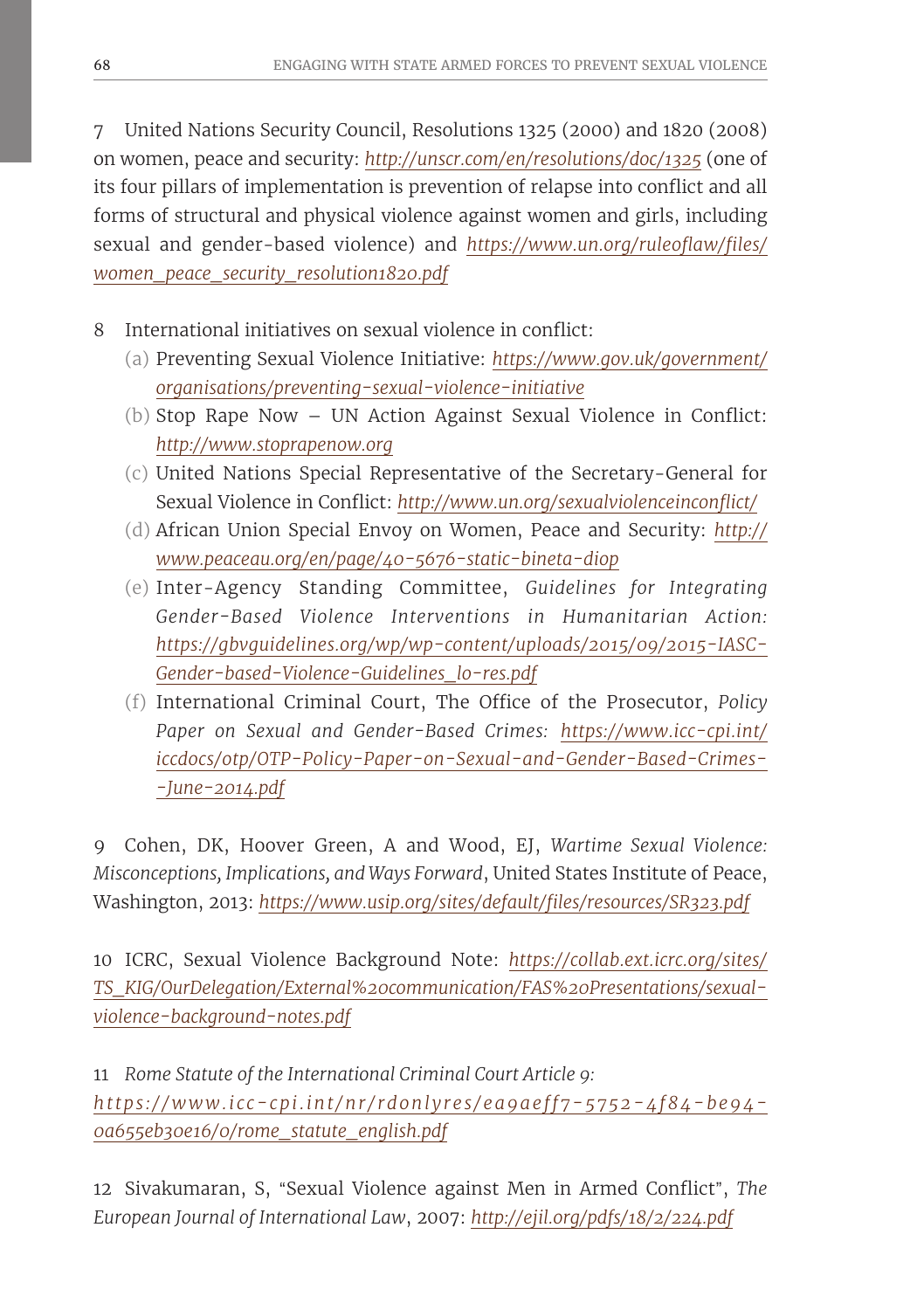7 United Nations Security Council, Resolutions 1325 (2000) and 1820 (2008) on women, peace and security: *http://unscr.com/en/resolutions/doc/1325* (one of its four pillars of implementation is prevention of relapse into conflict and all forms of structural and physical violence against women and girls, including sexual and gender-based violence) and *https://www.un.org/ruleoflaw/files/women_peace_security_resolution1820.pdf*

8 International initiatives on sexual violence in conflict:

(a) Preventing Sexual Violence Initiative: *https://www.gov.uk/government/organisations/preventing-sexual-violence-initiative*

(b) Stop Rape Now – UN Action Against Sexual Violence in Conflict: *http://www.stoprapenow.org*

(c) United Nations Special Representative of the Secretary-General for Sexual Violence in Conflict: *http://www.un.org/sexualviolenceinconflict/*

(d) African Union Special Envoy on Women, Peace and Security: *http://www.peaceau.org/en/page/40-5676-static-bineta-diop*

(e) Inter-Agency Standing Committee, *Guidelines for Integrating Gender-Based Violence Interventions in Humanitarian Action:* *https://gbvguidelines.org/wp/wp-content/uploads/2015/09/2015-IASC-Gender-based-Violence-Guidelines_lo-res.pdf*

(f) International Criminal Court, The Office of the Prosecutor, *Policy Paper on Sexual and Gender-Based Crimes:* *https://www.icc-cpi.int/iccdocs/otp/OTP-Policy-Paper-on-Sexual-and-Gender-Based-Crimes--June-2014.pdf*

9 Cohen, DK, Hoover Green, A and Wood, EJ, *Wartime Sexual Violence: Misconceptions, Implications, and Ways Forward*, United States Institute of Peace, Washington, 2013: *https://www.usip.org/sites/default/files/resources/SR323.pdf*

10 ICRC, Sexual Violence Background Note: *https://collab.ext.icrc.org/sites/TS_KIG/OurDelegation/External%20communication/FAS%20Presentations/sexual-violence-background-notes.pdf*

11 *Rome Statute of the International Criminal Court Article 9:* *https://www.icc-cpi.int/nr/rdonlyres/ea9aeff7-5752-4f84-be94-0a655eb30e16/0/rome_statute_english.pdf*

12 Sivakumaran, S, "Sexual Violence against Men in Armed Conflict", *The European Journal of International Law*, 2007: *http://ejil.org/pdfs/18/2/224.pdf*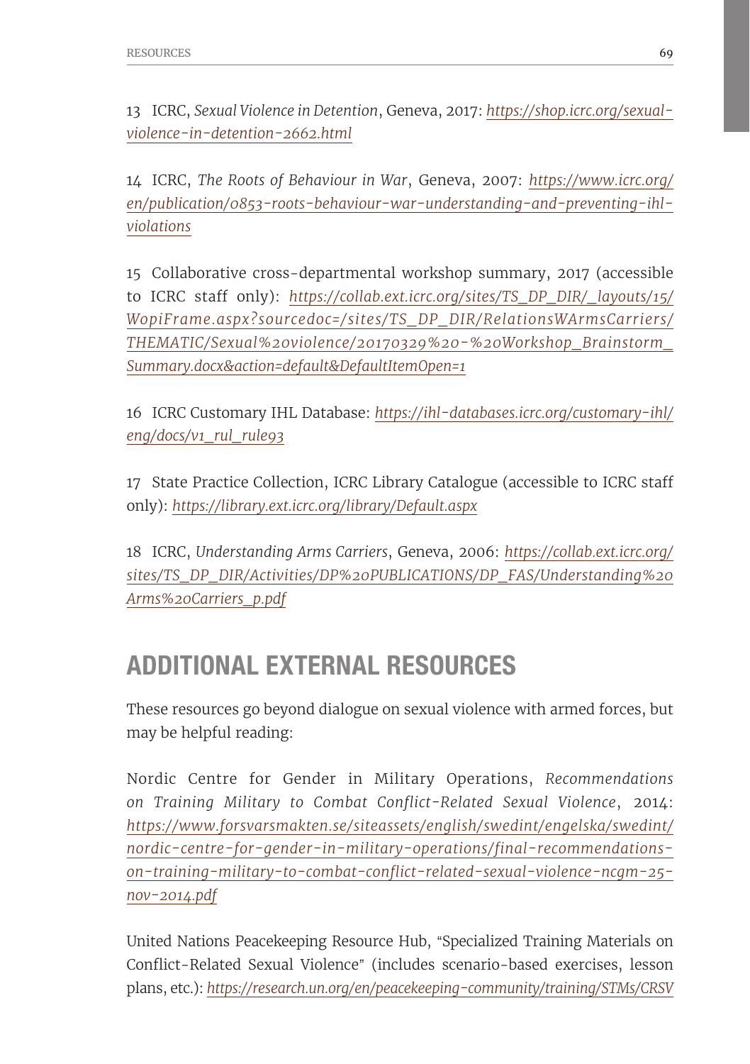13 ICRC, *Sexual Violence in Detention*, Geneva, 2017: *https://shop.icrc.org/sexual-violence-in-detention-2662.html*

14 ICRC, *The Roots of Behaviour in War*, Geneva, 2007: *https://www.icrc.org/en/publication/0853-roots-behaviour-war-understanding-and-preventing-ihl-violations*

15 Collaborative cross-departmental workshop summary, 2017 (accessible to ICRC staff only): *https://collab.ext.icrc.org/sites/TS_DP_DIR/_layouts/15/WopiFrame.aspx?sourcedoc=/sites/TS_DP_DIR/RelationsWArmsCarriers/THEMATIC/Sexual%20violence/20170329%20-%20Workshop_Brainstorm_Summary.docx&action=default&DefaultItemOpen=1*

16 ICRC Customary IHL Database: *https://ihl-databases.icrc.org/customary-ihl/eng/docs/v1_rul_rule93*

17 State Practice Collection, ICRC Library Catalogue (accessible to ICRC staff only): *https://library.ext.icrc.org/library/Default.aspx*

18 ICRC, *Understanding Arms Carriers*, Geneva, 2006: *https://collab.ext.icrc.org/sites/TS_DP_DIR/Activities/DP%20PUBLICATIONS/DP_FAS/Understanding%20Arms%20Carriers_p.pdf*

## ADDITIONAL EXTERNAL RESOURCES

These resources go beyond dialogue on sexual violence with armed forces, but may be helpful reading:

Nordic Centre for Gender in Military Operations, *Recommendations on Training Military to Combat Conflict-Related Sexual Violence*, 2014: *https://www.forsvarsmakten.se/siteassets/english/swedint/engelska/swedint/nordic-centre-for-gender-in-military-operations/final-recommendations-on-training-military-to-combat-conflict-related-sexual-violence-ncgm-25-nov-2014.pdf*

United Nations Peacekeeping Resource Hub, "Specialized Training Materials on Conflict-Related Sexual Violence" (includes scenario-based exercises, lesson plans, etc.): *https://research.un.org/en/peacekeeping-community/training/STMs/CRSV*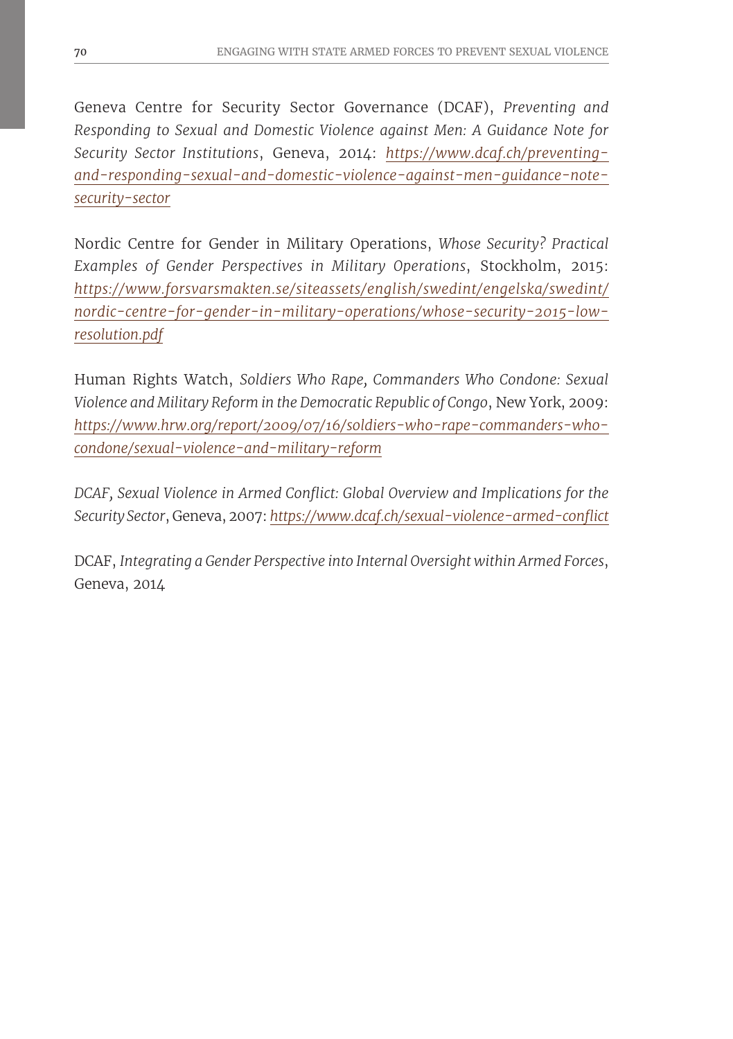Geneva Centre for Security Sector Governance (DCAF), *Preventing and Responding to Sexual and Domestic Violence against Men: A Guidance Note for Security Sector Institutions*, Geneva, 2014: *https://www.dcaf.ch/preventing-and-responding-sexual-and-domestic-violence-against-men-guidance-note-security-sector*

Nordic Centre for Gender in Military Operations, *Whose Security? Practical Examples of Gender Perspectives in Military Operations*, Stockholm, 2015: *https://www.forsvarsmakten.se/siteassets/english/swedint/engelska/swedint/nordic-centre-for-gender-in-military-operations/whose-security-2015-low-resolution.pdf*

Human Rights Watch, *Soldiers Who Rape, Commanders Who Condone: Sexual Violence and Military Reform in the Democratic Republic of Congo*, New York, 2009: *https://www.hrw.org/report/2009/07/16/soldiers-who-rape-commanders-who-condone/sexual-violence-and-military-reform*

*DCAF, Sexual Violence in Armed Conflict: Global Overview and Implications for the Security Sector*, Geneva, 2007: *https://www.dcaf.ch/sexual-violence-armed-conflict*

DCAF, *Integrating a Gender Perspective into Internal Oversight within Armed Forces*, Geneva, 2014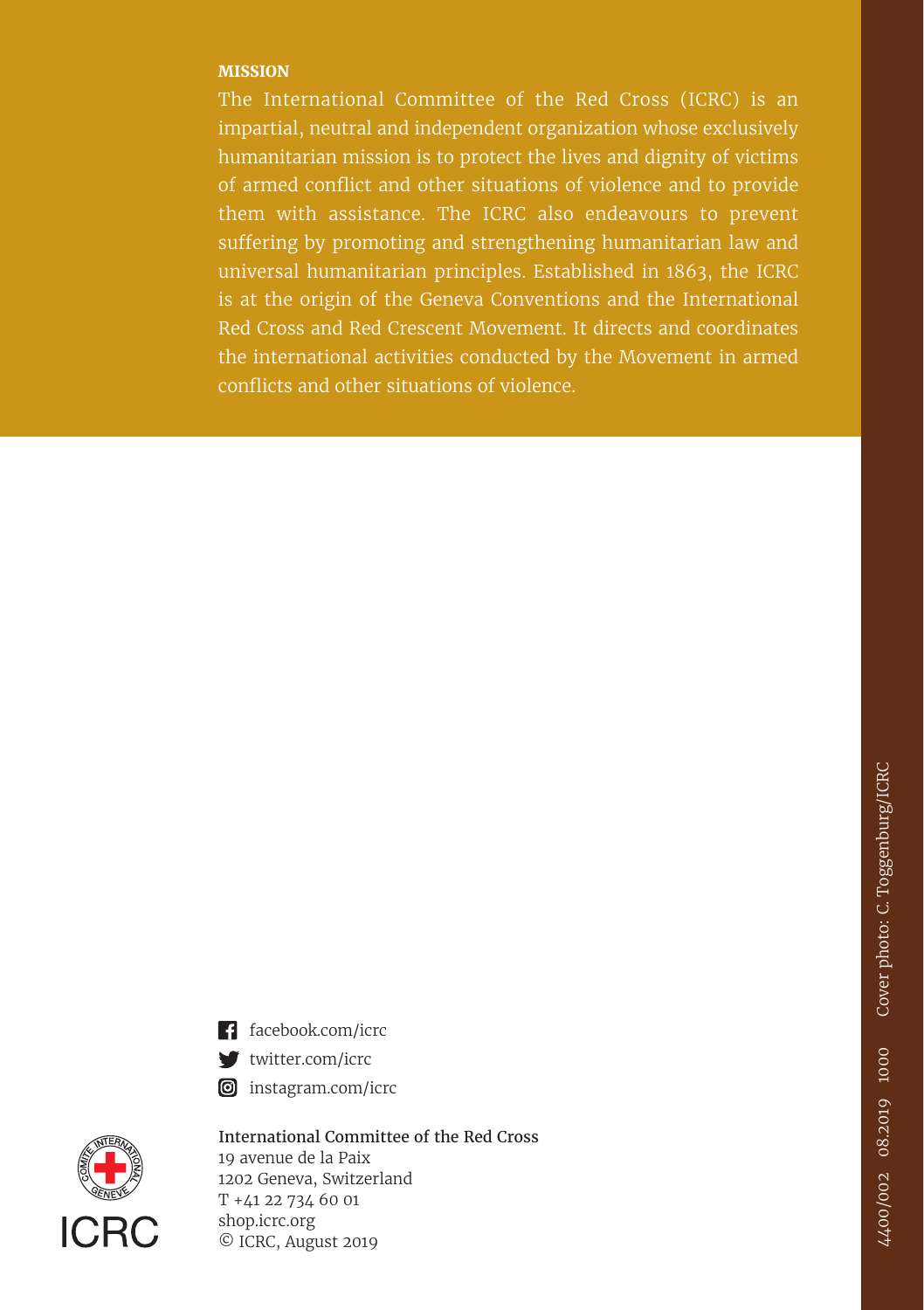**MISSION**

The International Committee of the Red Cross (ICRC) is an impartial, neutral and independent organization whose exclusively humanitarian mission is to protect the lives and dignity of victims of armed conflict and other situations of violence and to provide them with assistance. The ICRC also endeavours to prevent suffering by promoting and strengthening humanitarian law and universal humanitarian principles. Established in 1863, the ICRC is at the origin of the Geneva Conventions and the International Red Cross and Red Crescent Movement. It directs and coordinates the international activities conducted by the Movement in armed conflicts and other situations of violence.

facebook.com/icrc

twitter.com/icrc

instagram.com/icrc

International Committee of the Red Cross
19 avenue de la Paix
1202 Geneva, Switzerland
T +41 22 734 60 01
shop.icrc.org
© ICRC, August 2019

ICRC

4400/002 08.2019 1000 Cover photo: C. Toggenburg/ICRC